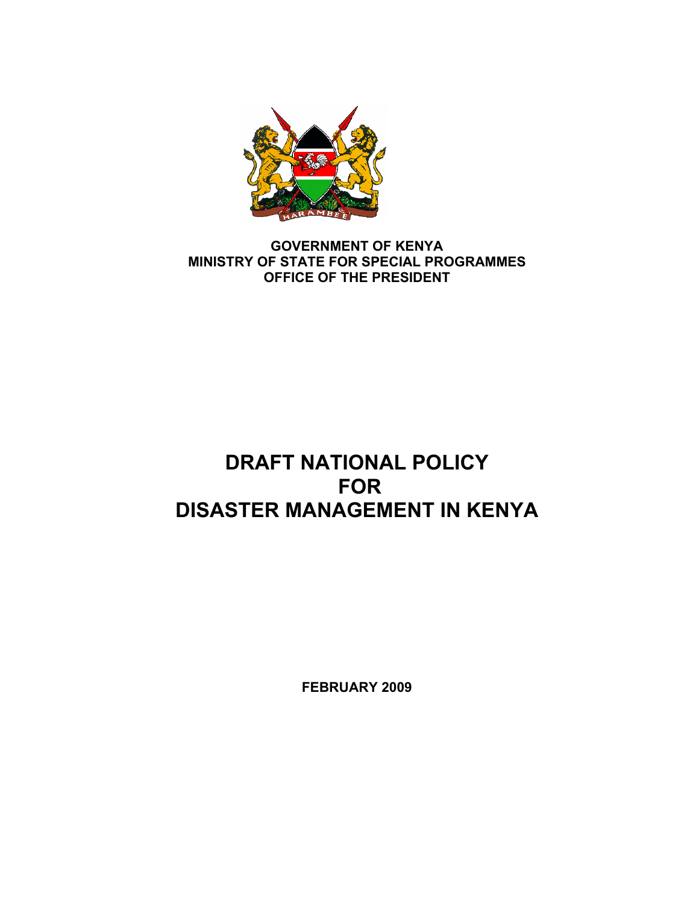**GOVERNMENT OF KENYA**
**MINISTRY OF STATE FOR SPECIAL PROGRAMMES**
**OFFICE OF THE PRESIDENT**

# DRAFT NATIONAL POLICY FOR DISASTER MANAGEMENT IN KENYA

**FEBRUARY 2009**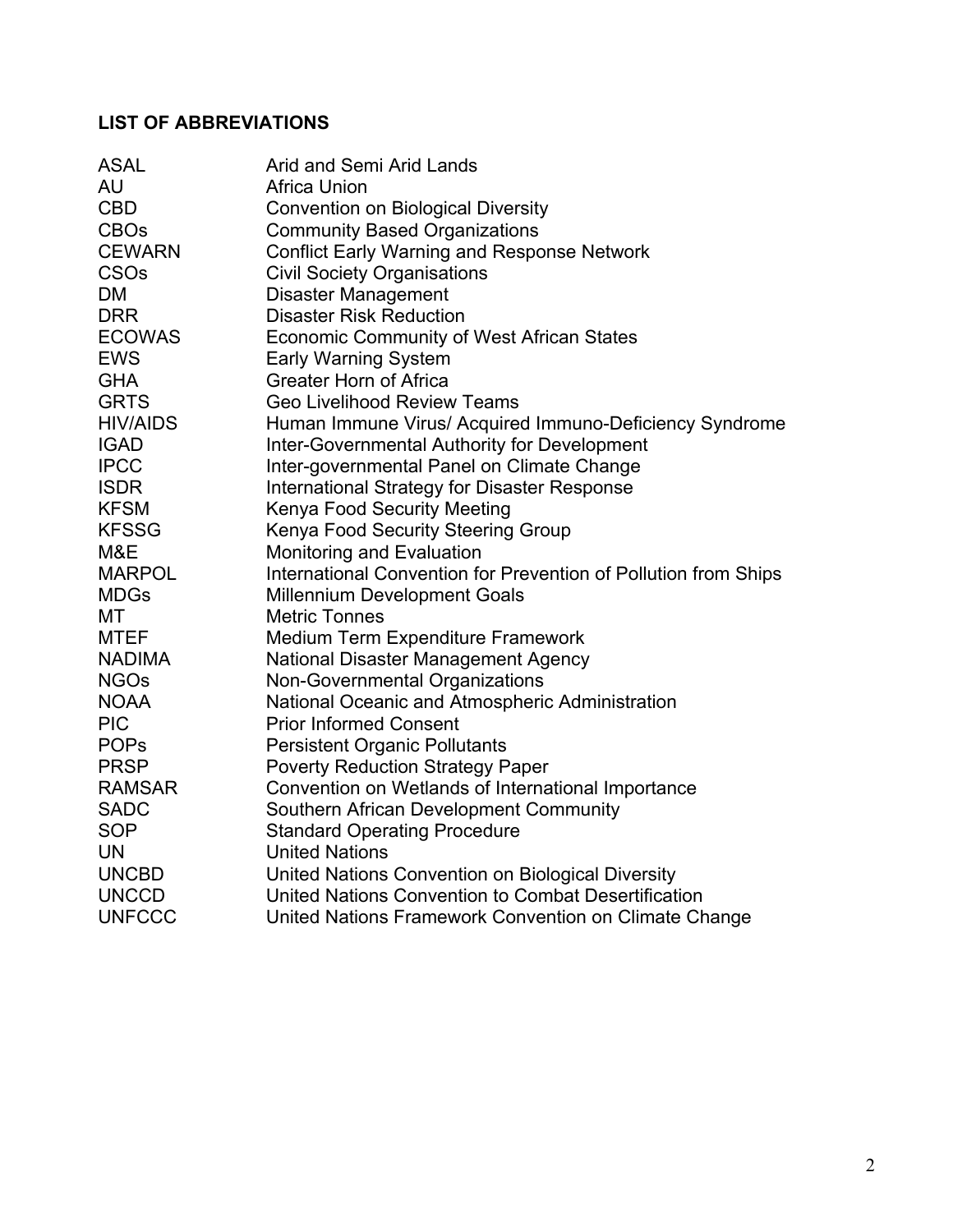## LIST OF ABBREVIATIONS

| | |
|---|---|
| ASAL | Arid and Semi Arid Lands |
| AU | Africa Union |
| CBD | Convention on Biological Diversity |
| CBOs | Community Based Organizations |
| CEWARN | Conflict Early Warning and Response Network |
| CSOs | Civil Society Organisations |
| DM | Disaster Management |
| DRR | Disaster Risk Reduction |
| ECOWAS | Economic Community of West African States |
| EWS | Early Warning System |
| GHA | Greater Horn of Africa |
| GRTS | Geo Livelihood Review Teams |
| HIV/AIDS | Human Immune Virus/ Acquired Immuno-Deficiency Syndrome |
| IGAD | Inter-Governmental Authority for Development |
| IPCC | Inter-governmental Panel on Climate Change |
| ISDR | International Strategy for Disaster Response |
| KFSM | Kenya Food Security Meeting |
| KFSSG | Kenya Food Security Steering Group |
| M&E | Monitoring and Evaluation |
| MARPOL | International Convention for Prevention of Pollution from Ships |
| MDGs | Millennium Development Goals |
| MT | Metric Tonnes |
| MTEF | Medium Term Expenditure Framework |
| NADIMA | National Disaster Management Agency |
| NGOs | Non-Governmental Organizations |
| NOAA | National Oceanic and Atmospheric Administration |
| PIC | Prior Informed Consent |
| POPs | Persistent Organic Pollutants |
| PRSP | Poverty Reduction Strategy Paper |
| RAMSAR | Convention on Wetlands of International Importance |
| SADC | Southern African Development Community |
| SOP | Standard Operating Procedure |
| UN | United Nations |
| UNCBD | United Nations Convention on Biological Diversity |
| UNCCD | United Nations Convention to Combat Desertification |
| UNFCCC | United Nations Framework Convention on Climate Change |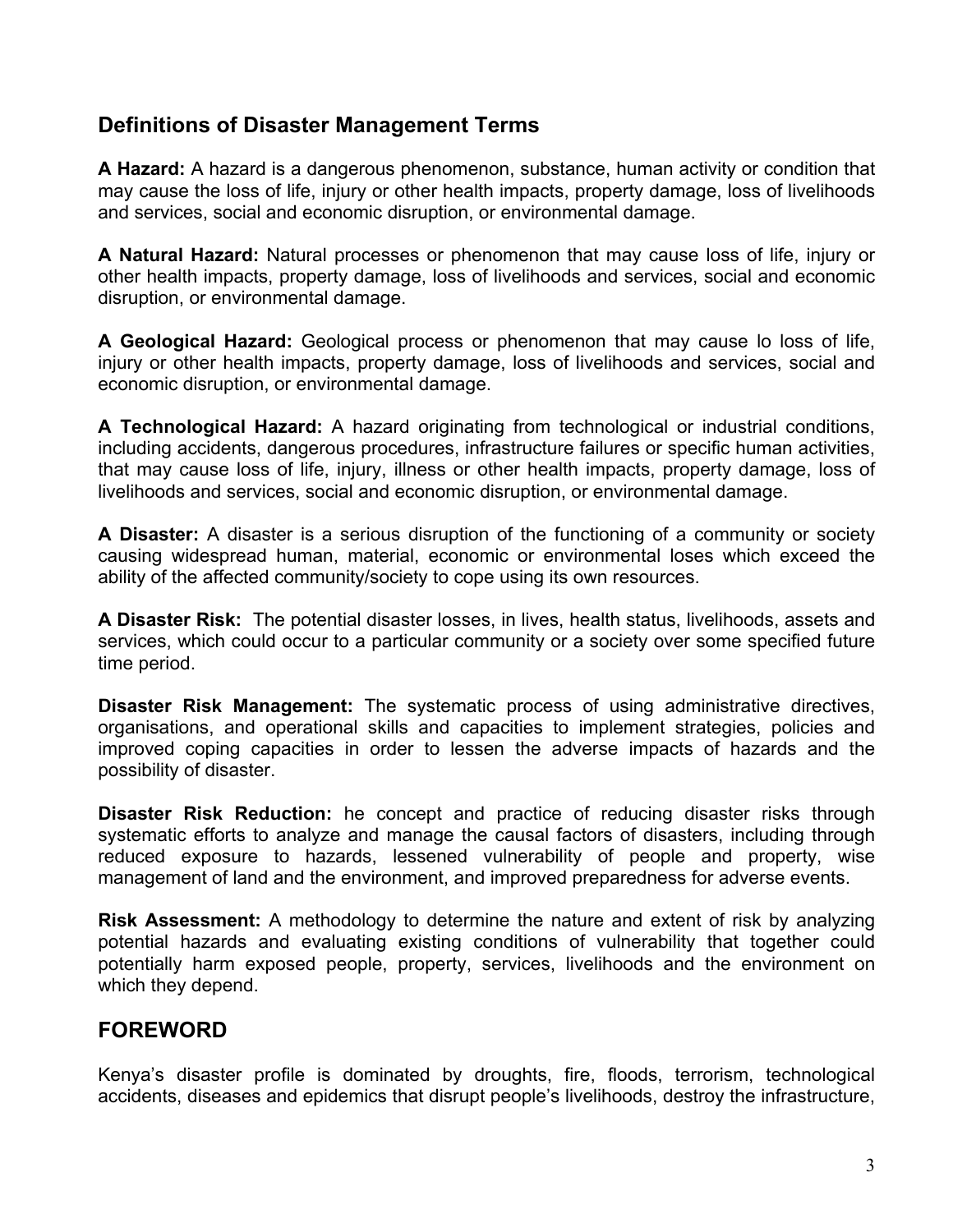## Definitions of Disaster Management Terms

**A Hazard:** A hazard is a dangerous phenomenon, substance, human activity or condition that may cause the loss of life, injury or other health impacts, property damage, loss of livelihoods and services, social and economic disruption, or environmental damage.

**A Natural Hazard:** Natural processes or phenomenon that may cause loss of life, injury or other health impacts, property damage, loss of livelihoods and services, social and economic disruption, or environmental damage.

**A Geological Hazard:** Geological process or phenomenon that may cause lo loss of life, injury or other health impacts, property damage, loss of livelihoods and services, social and economic disruption, or environmental damage.

**A Technological Hazard:** A hazard originating from technological or industrial conditions, including accidents, dangerous procedures, infrastructure failures or specific human activities, that may cause loss of life, injury, illness or other health impacts, property damage, loss of livelihoods and services, social and economic disruption, or environmental damage.

**A Disaster:** A disaster is a serious disruption of the functioning of a community or society causing widespread human, material, economic or environmental loses which exceed the ability of the affected community/society to cope using its own resources.

**A Disaster Risk:** The potential disaster losses, in lives, health status, livelihoods, assets and services, which could occur to a particular community or a society over some specified future time period.

**Disaster Risk Management:** The systematic process of using administrative directives, organisations, and operational skills and capacities to implement strategies, policies and improved coping capacities in order to lessen the adverse impacts of hazards and the possibility of disaster.

**Disaster Risk Reduction:** he concept and practice of reducing disaster risks through systematic efforts to analyze and manage the causal factors of disasters, including through reduced exposure to hazards, lessened vulnerability of people and property, wise management of land and the environment, and improved preparedness for adverse events.

**Risk Assessment:** A methodology to determine the nature and extent of risk by analyzing potential hazards and evaluating existing conditions of vulnerability that together could potentially harm exposed people, property, services, livelihoods and the environment on which they depend.

## FOREWORD

Kenya's disaster profile is dominated by droughts, fire, floods, terrorism, technological accidents, diseases and epidemics that disrupt people's livelihoods, destroy the infrastructure,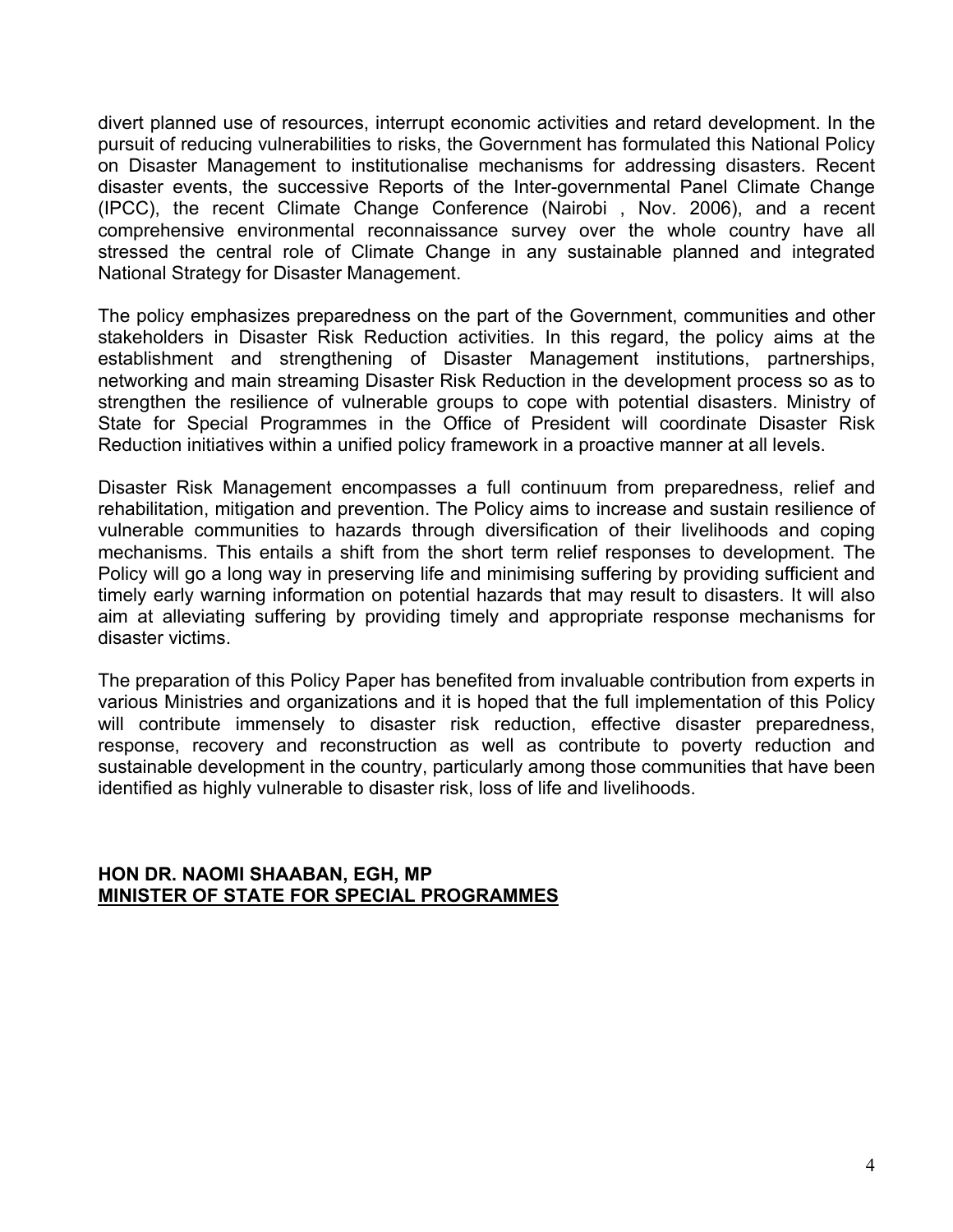divert planned use of resources, interrupt economic activities and retard development. In the pursuit of reducing vulnerabilities to risks, the Government has formulated this National Policy on Disaster Management to institutionalise mechanisms for addressing disasters. Recent disaster events, the successive Reports of the Inter-governmental Panel Climate Change (IPCC), the recent Climate Change Conference (Nairobi , Nov. 2006), and a recent comprehensive environmental reconnaissance survey over the whole country have all stressed the central role of Climate Change in any sustainable planned and integrated National Strategy for Disaster Management.

The policy emphasizes preparedness on the part of the Government, communities and other stakeholders in Disaster Risk Reduction activities. In this regard, the policy aims at the establishment and strengthening of Disaster Management institutions, partnerships, networking and main streaming Disaster Risk Reduction in the development process so as to strengthen the resilience of vulnerable groups to cope with potential disasters. Ministry of State for Special Programmes in the Office of President will coordinate Disaster Risk Reduction initiatives within a unified policy framework in a proactive manner at all levels.

Disaster Risk Management encompasses a full continuum from preparedness, relief and rehabilitation, mitigation and prevention. The Policy aims to increase and sustain resilience of vulnerable communities to hazards through diversification of their livelihoods and coping mechanisms. This entails a shift from the short term relief responses to development. The Policy will go a long way in preserving life and minimising suffering by providing sufficient and timely early warning information on potential hazards that may result to disasters. It will also aim at alleviating suffering by providing timely and appropriate response mechanisms for disaster victims.

The preparation of this Policy Paper has benefited from invaluable contribution from experts in various Ministries and organizations and it is hoped that the full implementation of this Policy will contribute immensely to disaster risk reduction, effective disaster preparedness, response, recovery and reconstruction as well as contribute to poverty reduction and sustainable development in the country, particularly among those communities that have been identified as highly vulnerable to disaster risk, loss of life and livelihoods.

**HON DR. NAOMI SHAABAN, EGH, MP**
**MINISTER OF STATE FOR SPECIAL PROGRAMMES**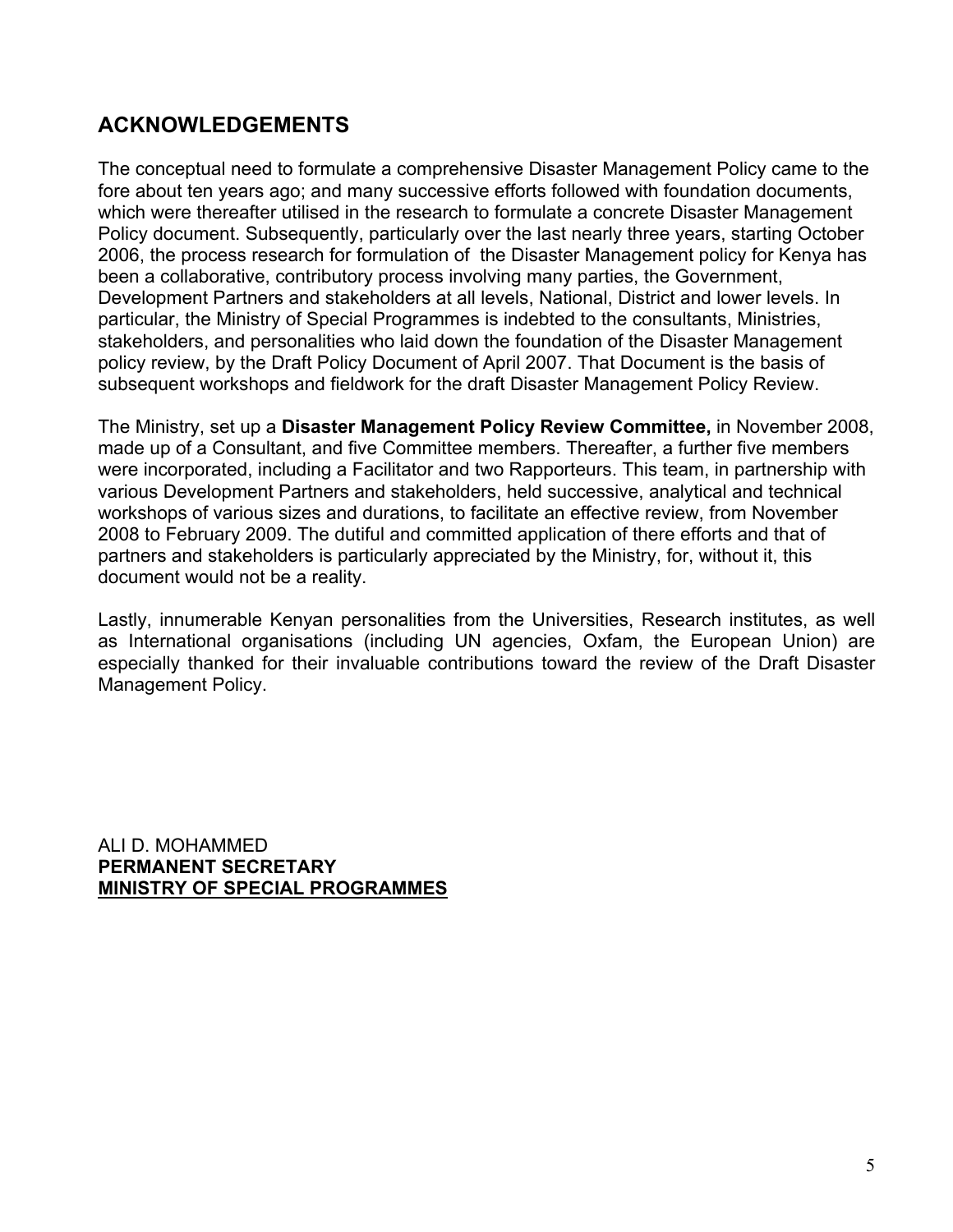## ACKNOWLEDGEMENTS

The conceptual need to formulate a comprehensive Disaster Management Policy came to the fore about ten years ago; and many successive efforts followed with foundation documents, which were thereafter utilised in the research to formulate a concrete Disaster Management Policy document. Subsequently, particularly over the last nearly three years, starting October 2006, the process research for formulation of the Disaster Management policy for Kenya has been a collaborative, contributory process involving many parties, the Government, Development Partners and stakeholders at all levels, National, District and lower levels. In particular, the Ministry of Special Programmes is indebted to the consultants, Ministries, stakeholders, and personalities who laid down the foundation of the Disaster Management policy review, by the Draft Policy Document of April 2007. That Document is the basis of subsequent workshops and fieldwork for the draft Disaster Management Policy Review.

The Ministry, set up a **Disaster Management Policy Review Committee,** in November 2008, made up of a Consultant, and five Committee members. Thereafter, a further five members were incorporated, including a Facilitator and two Rapporteurs. This team, in partnership with various Development Partners and stakeholders, held successive, analytical and technical workshops of various sizes and durations, to facilitate an effective review, from November 2008 to February 2009. The dutiful and committed application of there efforts and that of partners and stakeholders is particularly appreciated by the Ministry, for, without it, this document would not be a reality.

Lastly, innumerable Kenyan personalities from the Universities, Research institutes, as well as International organisations (including UN agencies, Oxfam, the European Union) are especially thanked for their invaluable contributions toward the review of the Draft Disaster Management Policy.

ALI D. MOHAMMED
**PERMANENT SECRETARY**
**MINISTRY OF SPECIAL PROGRAMMES**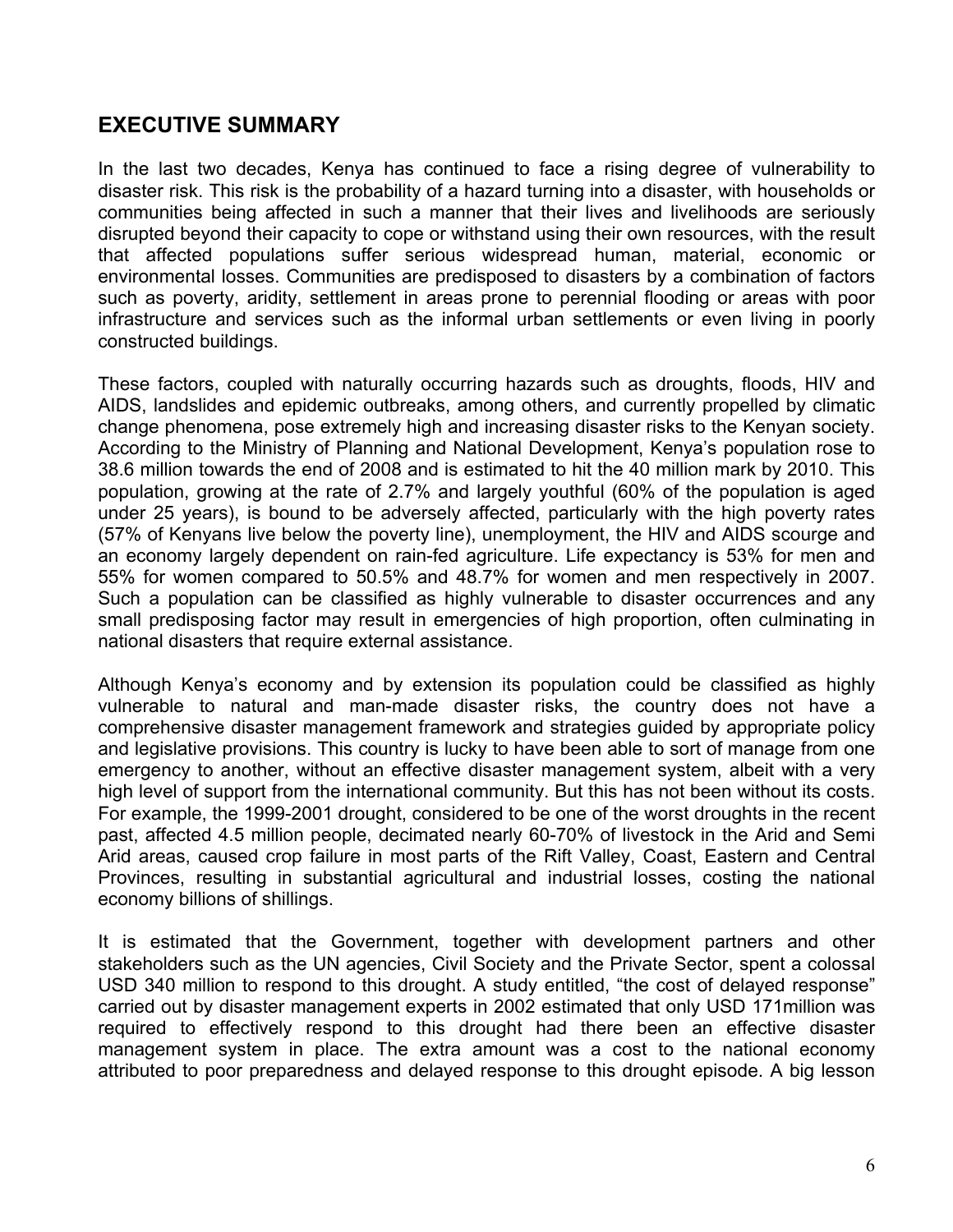## EXECUTIVE SUMMARY

In the last two decades, Kenya has continued to face a rising degree of vulnerability to disaster risk. This risk is the probability of a hazard turning into a disaster, with households or communities being affected in such a manner that their lives and livelihoods are seriously disrupted beyond their capacity to cope or withstand using their own resources, with the result that affected populations suffer serious widespread human, material, economic or environmental losses. Communities are predisposed to disasters by a combination of factors such as poverty, aridity, settlement in areas prone to perennial flooding or areas with poor infrastructure and services such as the informal urban settlements or even living in poorly constructed buildings.

These factors, coupled with naturally occurring hazards such as droughts, floods, HIV and AIDS, landslides and epidemic outbreaks, among others, and currently propelled by climatic change phenomena, pose extremely high and increasing disaster risks to the Kenyan society. According to the Ministry of Planning and National Development, Kenya's population rose to 38.6 million towards the end of 2008 and is estimated to hit the 40 million mark by 2010. This population, growing at the rate of 2.7% and largely youthful (60% of the population is aged under 25 years), is bound to be adversely affected, particularly with the high poverty rates (57% of Kenyans live below the poverty line), unemployment, the HIV and AIDS scourge and an economy largely dependent on rain-fed agriculture. Life expectancy is 53% for men and 55% for women compared to 50.5% and 48.7% for women and men respectively in 2007. Such a population can be classified as highly vulnerable to disaster occurrences and any small predisposing factor may result in emergencies of high proportion, often culminating in national disasters that require external assistance.

Although Kenya's economy and by extension its population could be classified as highly vulnerable to natural and man-made disaster risks, the country does not have a comprehensive disaster management framework and strategies guided by appropriate policy and legislative provisions. This country is lucky to have been able to sort of manage from one emergency to another, without an effective disaster management system, albeit with a very high level of support from the international community. But this has not been without its costs. For example, the 1999-2001 drought, considered to be one of the worst droughts in the recent past, affected 4.5 million people, decimated nearly 60-70% of livestock in the Arid and Semi Arid areas, caused crop failure in most parts of the Rift Valley, Coast, Eastern and Central Provinces, resulting in substantial agricultural and industrial losses, costing the national economy billions of shillings.

It is estimated that the Government, together with development partners and other stakeholders such as the UN agencies, Civil Society and the Private Sector, spent a colossal USD 340 million to respond to this drought. A study entitled, "the cost of delayed response" carried out by disaster management experts in 2002 estimated that only USD 171million was required to effectively respond to this drought had there been an effective disaster management system in place. The extra amount was a cost to the national economy attributed to poor preparedness and delayed response to this drought episode. A big lesson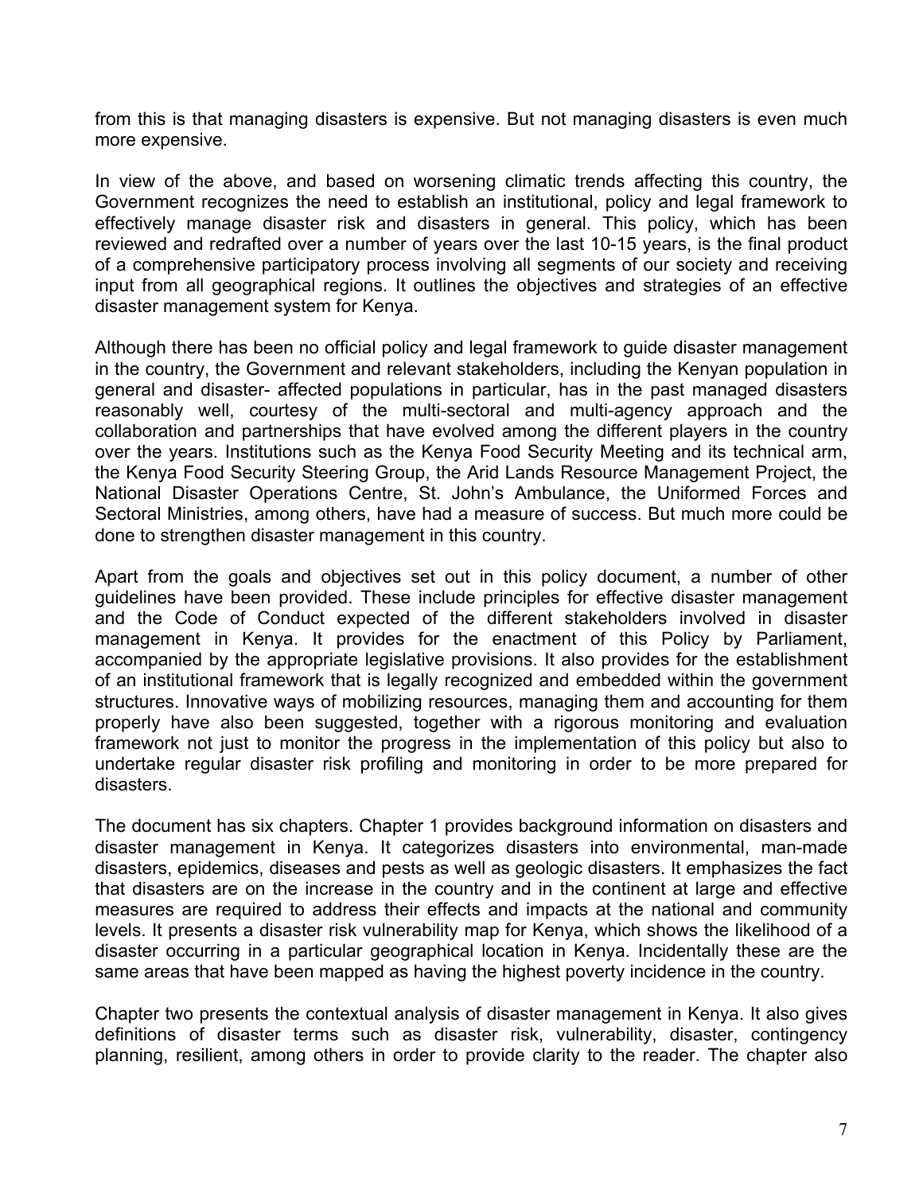from this is that managing disasters is expensive. But not managing disasters is even much more expensive.

In view of the above, and based on worsening climatic trends affecting this country, the Government recognizes the need to establish an institutional, policy and legal framework to effectively manage disaster risk and disasters in general. This policy, which has been reviewed and redrafted over a number of years over the last 10-15 years, is the final product of a comprehensive participatory process involving all segments of our society and receiving input from all geographical regions. It outlines the objectives and strategies of an effective disaster management system for Kenya.

Although there has been no official policy and legal framework to guide disaster management in the country, the Government and relevant stakeholders, including the Kenyan population in general and disaster- affected populations in particular, has in the past managed disasters reasonably well, courtesy of the multi-sectoral and multi-agency approach and the collaboration and partnerships that have evolved among the different players in the country over the years. Institutions such as the Kenya Food Security Meeting and its technical arm, the Kenya Food Security Steering Group, the Arid Lands Resource Management Project, the National Disaster Operations Centre, St. John's Ambulance, the Uniformed Forces and Sectoral Ministries, among others, have had a measure of success. But much more could be done to strengthen disaster management in this country.

Apart from the goals and objectives set out in this policy document, a number of other guidelines have been provided. These include principles for effective disaster management and the Code of Conduct expected of the different stakeholders involved in disaster management in Kenya. It provides for the enactment of this Policy by Parliament, accompanied by the appropriate legislative provisions. It also provides for the establishment of an institutional framework that is legally recognized and embedded within the government structures. Innovative ways of mobilizing resources, managing them and accounting for them properly have also been suggested, together with a rigorous monitoring and evaluation framework not just to monitor the progress in the implementation of this policy but also to undertake regular disaster risk profiling and monitoring in order to be more prepared for disasters.

The document has six chapters. Chapter 1 provides background information on disasters and disaster management in Kenya. It categorizes disasters into environmental, man-made disasters, epidemics, diseases and pests as well as geologic disasters. It emphasizes the fact that disasters are on the increase in the country and in the continent at large and effective measures are required to address their effects and impacts at the national and community levels. It presents a disaster risk vulnerability map for Kenya, which shows the likelihood of a disaster occurring in a particular geographical location in Kenya. Incidentally these are the same areas that have been mapped as having the highest poverty incidence in the country.

Chapter two presents the contextual analysis of disaster management in Kenya. It also gives definitions of disaster terms such as disaster risk, vulnerability, disaster, contingency planning, resilient, among others in order to provide clarity to the reader. The chapter also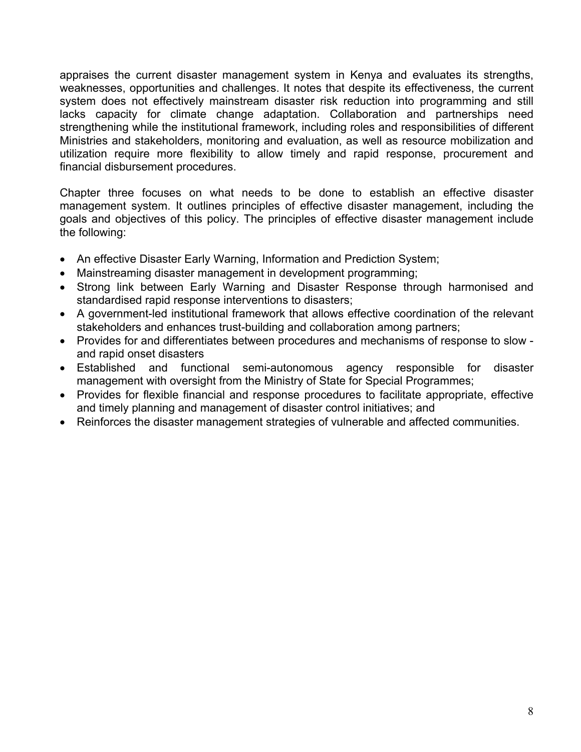appraises the current disaster management system in Kenya and evaluates its strengths, weaknesses, opportunities and challenges. It notes that despite its effectiveness, the current system does not effectively mainstream disaster risk reduction into programming and still lacks capacity for climate change adaptation. Collaboration and partnerships need strengthening while the institutional framework, including roles and responsibilities of different Ministries and stakeholders, monitoring and evaluation, as well as resource mobilization and utilization require more flexibility to allow timely and rapid response, procurement and financial disbursement procedures.

Chapter three focuses on what needs to be done to establish an effective disaster management system. It outlines principles of effective disaster management, including the goals and objectives of this policy. The principles of effective disaster management include the following:

- An effective Disaster Early Warning, Information and Prediction System;
- Mainstreaming disaster management in development programming;
- Strong link between Early Warning and Disaster Response through harmonised and standardised rapid response interventions to disasters;
- A government-led institutional framework that allows effective coordination of the relevant stakeholders and enhances trust-building and collaboration among partners;
- Provides for and differentiates between procedures and mechanisms of response to slow - and rapid onset disasters
- Established and functional semi-autonomous agency responsible for disaster management with oversight from the Ministry of State for Special Programmes;
- Provides for flexible financial and response procedures to facilitate appropriate, effective and timely planning and management of disaster control initiatives; and
- Reinforces the disaster management strategies of vulnerable and affected communities.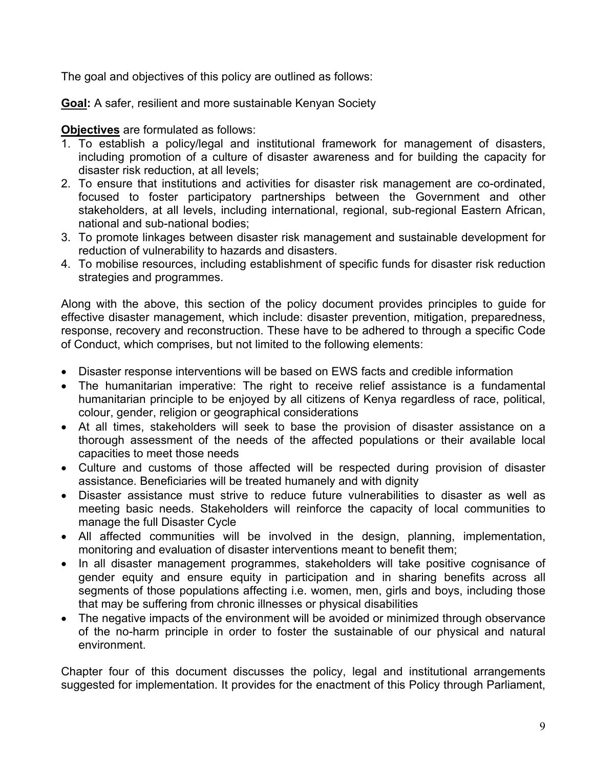The goal and objectives of this policy are outlined as follows:

**Goal:** A safer, resilient and more sustainable Kenyan Society

**Objectives** are formulated as follows:

1. To establish a policy/legal and institutional framework for management of disasters, including promotion of a culture of disaster awareness and for building the capacity for disaster risk reduction, at all levels;
2. To ensure that institutions and activities for disaster risk management are co-ordinated, focused to foster participatory partnerships between the Government and other stakeholders, at all levels, including international, regional, sub-regional Eastern African, national and sub-national bodies;
3. To promote linkages between disaster risk management and sustainable development for reduction of vulnerability to hazards and disasters.
4. To mobilise resources, including establishment of specific funds for disaster risk reduction strategies and programmes.

Along with the above, this section of the policy document provides principles to guide for effective disaster management, which include: disaster prevention, mitigation, preparedness, response, recovery and reconstruction. These have to be adhered to through a specific Code of Conduct, which comprises, but not limited to the following elements:

- Disaster response interventions will be based on EWS facts and credible information
- The humanitarian imperative: The right to receive relief assistance is a fundamental humanitarian principle to be enjoyed by all citizens of Kenya regardless of race, political, colour, gender, religion or geographical considerations
- At all times, stakeholders will seek to base the provision of disaster assistance on a thorough assessment of the needs of the affected populations or their available local capacities to meet those needs
- Culture and customs of those affected will be respected during provision of disaster assistance. Beneficiaries will be treated humanely and with dignity
- Disaster assistance must strive to reduce future vulnerabilities to disaster as well as meeting basic needs. Stakeholders will reinforce the capacity of local communities to manage the full Disaster Cycle
- All affected communities will be involved in the design, planning, implementation, monitoring and evaluation of disaster interventions meant to benefit them;
- In all disaster management programmes, stakeholders will take positive cognisance of gender equity and ensure equity in participation and in sharing benefits across all segments of those populations affecting i.e. women, men, girls and boys, including those that may be suffering from chronic illnesses or physical disabilities
- The negative impacts of the environment will be avoided or minimized through observance of the no-harm principle in order to foster the sustainable of our physical and natural environment.

Chapter four of this document discusses the policy, legal and institutional arrangements suggested for implementation. It provides for the enactment of this Policy through Parliament,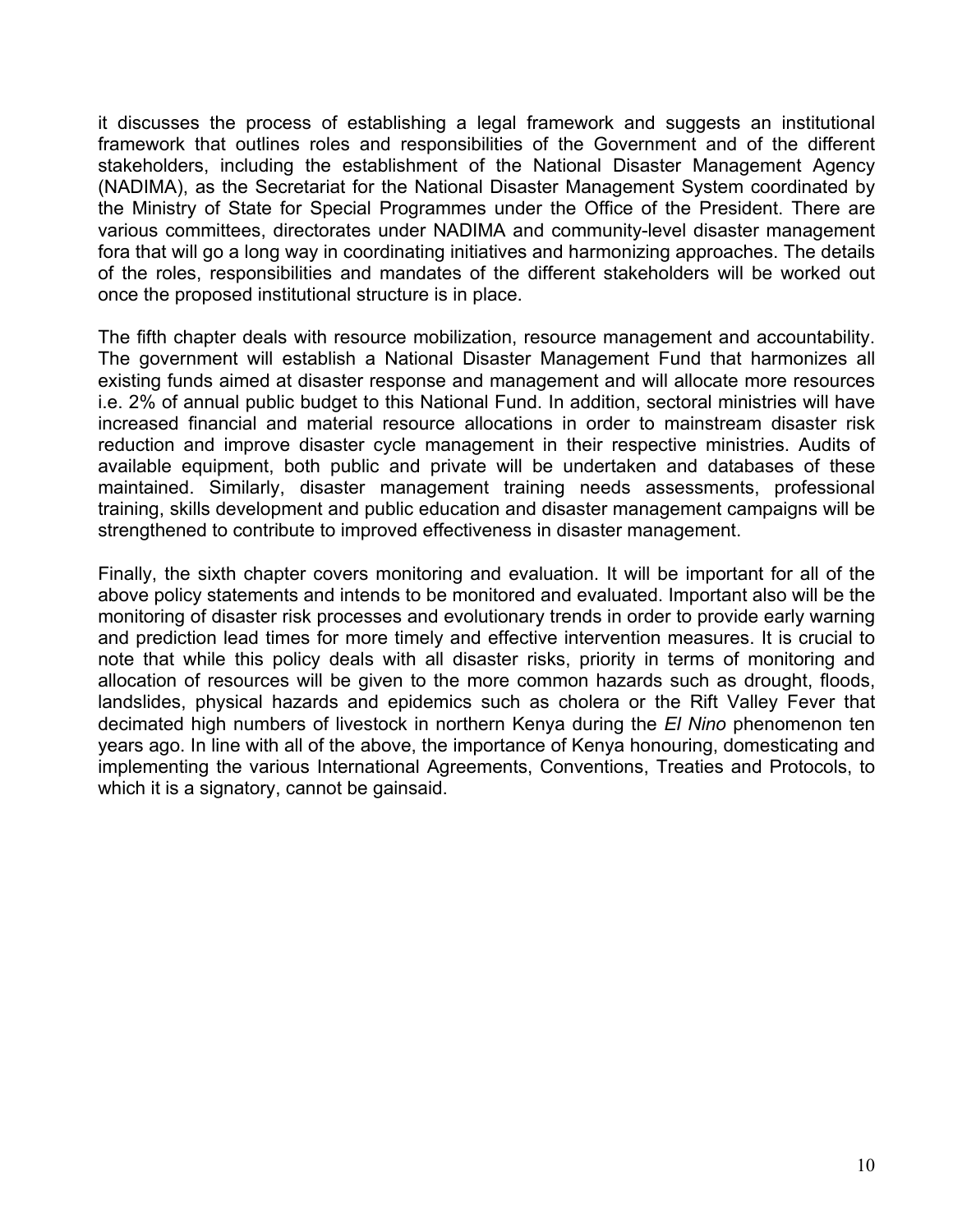it discusses the process of establishing a legal framework and suggests an institutional framework that outlines roles and responsibilities of the Government and of the different stakeholders, including the establishment of the National Disaster Management Agency (NADIMA), as the Secretariat for the National Disaster Management System coordinated by the Ministry of State for Special Programmes under the Office of the President. There are various committees, directorates under NADIMA and community-level disaster management fora that will go a long way in coordinating initiatives and harmonizing approaches. The details of the roles, responsibilities and mandates of the different stakeholders will be worked out once the proposed institutional structure is in place.

The fifth chapter deals with resource mobilization, resource management and accountability. The government will establish a National Disaster Management Fund that harmonizes all existing funds aimed at disaster response and management and will allocate more resources i.e. 2% of annual public budget to this National Fund. In addition, sectoral ministries will have increased financial and material resource allocations in order to mainstream disaster risk reduction and improve disaster cycle management in their respective ministries. Audits of available equipment, both public and private will be undertaken and databases of these maintained. Similarly, disaster management training needs assessments, professional training, skills development and public education and disaster management campaigns will be strengthened to contribute to improved effectiveness in disaster management.

Finally, the sixth chapter covers monitoring and evaluation. It will be important for all of the above policy statements and intends to be monitored and evaluated. Important also will be the monitoring of disaster risk processes and evolutionary trends in order to provide early warning and prediction lead times for more timely and effective intervention measures. It is crucial to note that while this policy deals with all disaster risks, priority in terms of monitoring and allocation of resources will be given to the more common hazards such as drought, floods, landslides, physical hazards and epidemics such as cholera or the Rift Valley Fever that decimated high numbers of livestock in northern Kenya during the *El Nino* phenomenon ten years ago. In line with all of the above, the importance of Kenya honouring, domesticating and implementing the various International Agreements, Conventions, Treaties and Protocols, to which it is a signatory, cannot be gainsaid.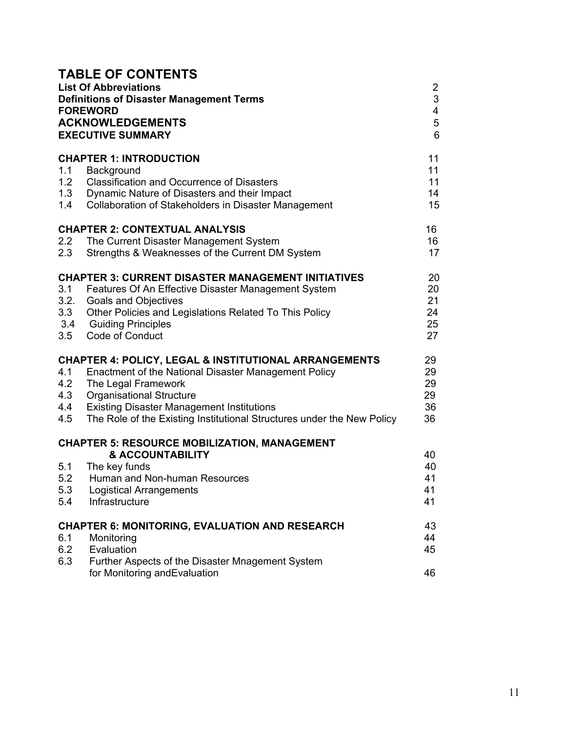# TABLE OF CONTENTS

| | | |
|---|---|---|
| **List Of Abbreviations** | | 2 |
| **Definitions of Disaster Management Terms** | | 3 |
| **FOREWORD** | | 4 |
| **ACKNOWLEDGEMENTS** | | 5 |
| **EXECUTIVE SUMMARY** | | 6 |
| **CHAPTER 1: INTRODUCTION** | | 11 |
| 1.1 | Background | 11 |
| 1.2 | Classification and Occurrence of Disasters | 11 |
| 1.3 | Dynamic Nature of Disasters and their Impact | 14 |
| 1.4 | Collaboration of Stakeholders in Disaster Management | 15 |
| **CHAPTER 2: CONTEXTUAL ANALYSIS** | | 16 |
| 2.2 | The Current Disaster Management System | 16 |
| 2.3 | Strengths & Weaknesses of the Current DM System | 17 |
| **CHAPTER 3: CURRENT DISASTER MANAGEMENT INITIATIVES** | | 20 |
| 3.1 | Features Of An Effective Disaster Management System | 20 |
| 3.2. | Goals and Objectives | 21 |
| 3.3 | Other Policies and Legislations Related To This Policy | 24 |
| 3.4 | Guiding Principles | 25 |
| 3.5 | Code of Conduct | 27 |
| **CHAPTER 4: POLICY, LEGAL & INSTITUTIONAL ARRANGEMENTS** | | 29 |
| 4.1 | Enactment of the National Disaster Management Policy | 29 |
| 4.2 | The Legal Framework | 29 |
| 4.3 | Organisational Structure | 29 |
| 4.4 | Existing Disaster Management Institutions | 36 |
| 4.5 | The Role of the Existing Institutional Structures under the New Policy | 36 |
| **CHAPTER 5: RESOURCE MOBILIZATION, MANAGEMENT & ACCOUNTABILITY** | | 40 |
| 5.1 | The key funds | 40 |
| 5.2 | Human and Non-human Resources | 41 |
| 5.3 | Logistical Arrangements | 41 |
| 5.4 | Infrastructure | 41 |
| **CHAPTER 6: MONITORING, EVALUATION AND RESEARCH** | | 43 |
| 6.1 | Monitoring | 44 |
| 6.2 | Evaluation | 45 |
| 6.3 | Further Aspects of the Disaster Mnagement System for Monitoring andEvaluation | 46 |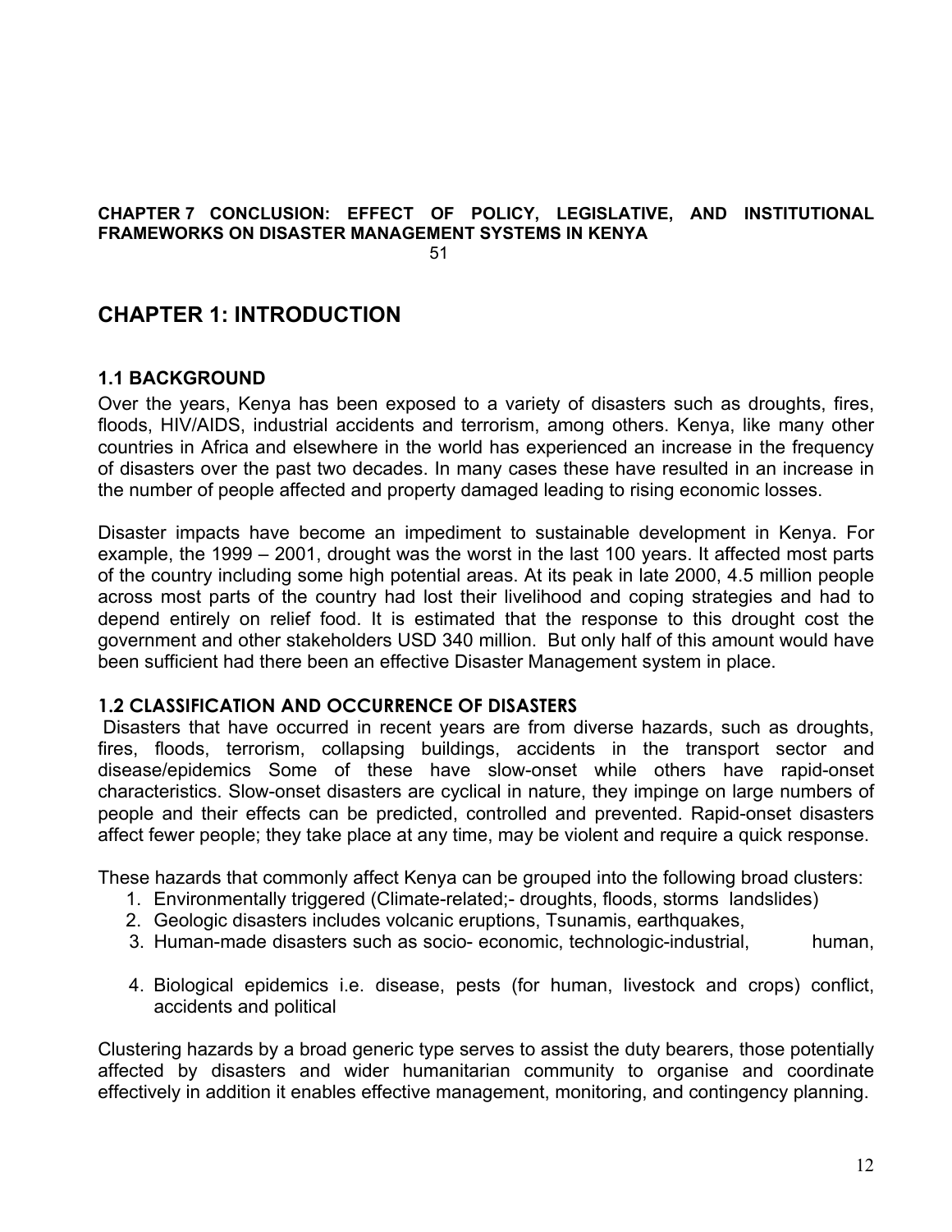**CHAPTER 7 CONCLUSION: EFFECT OF POLICY, LEGISLATIVE, AND INSTITUTIONAL FRAMEWORKS ON DISASTER MANAGEMENT SYSTEMS IN KENYA**
51

# CHAPTER 1: INTRODUCTION

## 1.1 BACKGROUND

Over the years, Kenya has been exposed to a variety of disasters such as droughts, fires, floods, HIV/AIDS, industrial accidents and terrorism, among others. Kenya, like many other countries in Africa and elsewhere in the world has experienced an increase in the frequency of disasters over the past two decades. In many cases these have resulted in an increase in the number of people affected and property damaged leading to rising economic losses.

Disaster impacts have become an impediment to sustainable development in Kenya. For example, the 1999 – 2001, drought was the worst in the last 100 years. It affected most parts of the country including some high potential areas. At its peak in late 2000, 4.5 million people across most parts of the country had lost their livelihood and coping strategies and had to depend entirely on relief food. It is estimated that the response to this drought cost the government and other stakeholders USD 340 million. But only half of this amount would have been sufficient had there been an effective Disaster Management system in place.

## 1.2 CLASSIFICATION AND OCCURRENCE OF DISASTERS

Disasters that have occurred in recent years are from diverse hazards, such as droughts, fires, floods, terrorism, collapsing buildings, accidents in the transport sector and disease/epidemics Some of these have slow-onset while others have rapid-onset characteristics. Slow-onset disasters are cyclical in nature, they impinge on large numbers of people and their effects can be predicted, controlled and prevented. Rapid-onset disasters affect fewer people; they take place at any time, may be violent and require a quick response.

These hazards that commonly affect Kenya can be grouped into the following broad clusters:

1. Environmentally triggered (Climate-related;- droughts, floods, storms landslides)
2. Geologic disasters includes volcanic eruptions, Tsunamis, earthquakes,
3. Human-made disasters such as socio- economic, technologic-industrial, human,
4. Biological epidemics i.e. disease, pests (for human, livestock and crops) conflict, accidents and political

Clustering hazards by a broad generic type serves to assist the duty bearers, those potentially affected by disasters and wider humanitarian community to organise and coordinate effectively in addition it enables effective management, monitoring, and contingency planning.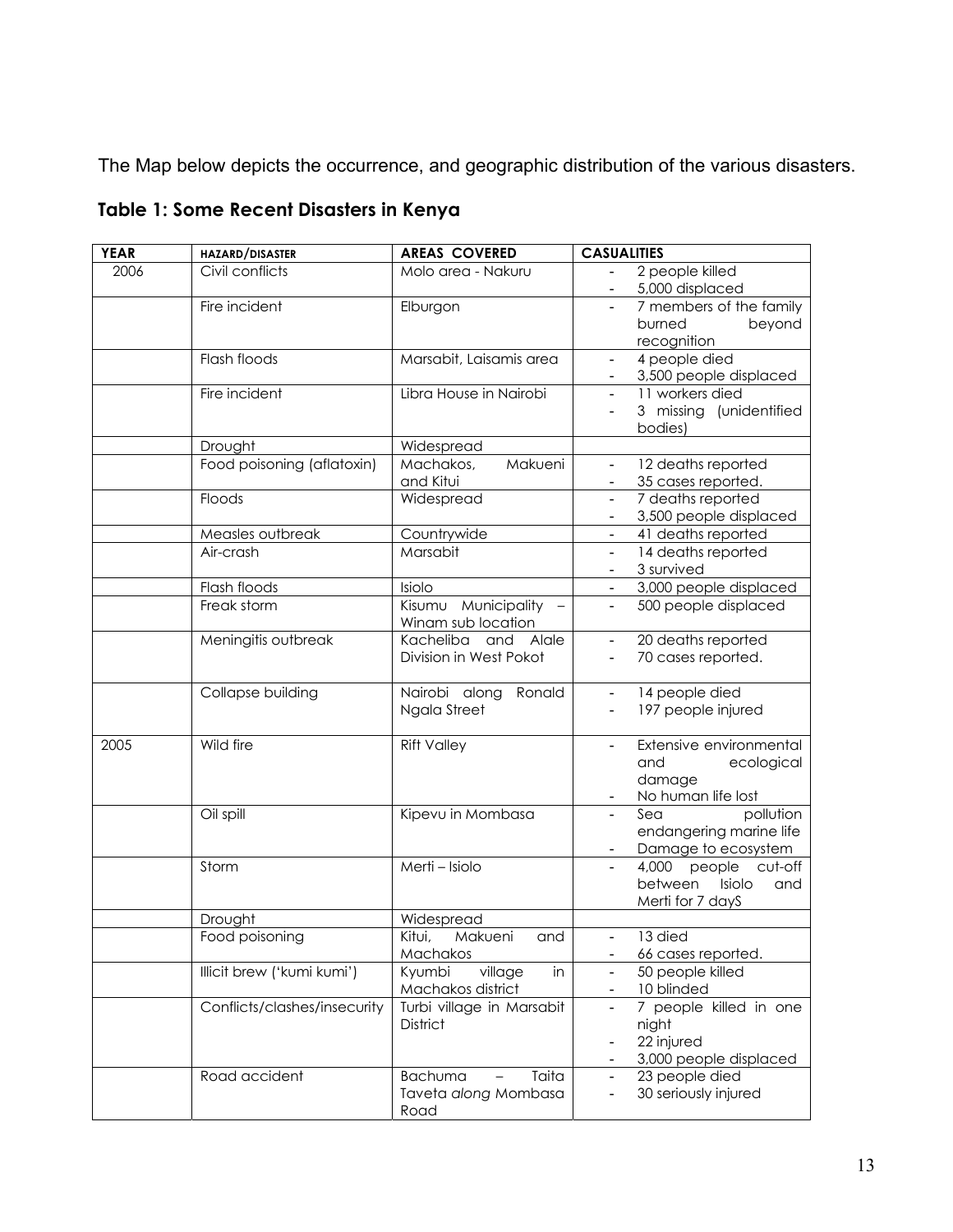The Map below depicts the occurrence, and geographic distribution of the various disasters.

## Table 1: Some Recent Disasters in Kenya

| YEAR | HAZARD/DISASTER | AREAS COVERED | CASUALITIES |
|---|---|---|---|
| 2006 | Civil conflicts | Molo area - Nakuru | - 2 people killed<br>- 5,000 displaced |
| | Fire incident | Elburgon | - 7 members of the family burned beyond recognition |
| | Flash floods | Marsabit, Laisamis area | - 4 people died<br>- 3,500 people displaced |
| | Fire incident | Libra House in Nairobi | - 11 workers died<br>- 3 missing (unidentified bodies) |
| | Drought | Widespread | |
| | Food poisoning (aflatoxin) | Machakos, Makueni and Kitui | - 12 deaths reported<br>- 35 cases reported. |
| | Floods | Widespread | - 7 deaths reported<br>- 3,500 people displaced |
| | Measles outbreak | Countrywide | - 41 deaths reported |
| | Air-crash | Marsabit | - 14 deaths reported<br>- 3 survived |
| | Flash floods | Isiolo | - 3,000 people displaced |
| | Freak storm | Kisumu Municipality – Winam sub location | - 500 people displaced |
| | Meningitis outbreak | Kacheliba and Alale Division in West Pokot | - 20 deaths reported<br>- 70 cases reported. |
| | Collapse building | Nairobi along Ronald Ngala Street | - 14 people died<br>- 197 people injured |
| 2005 | Wild fire | Rift Valley | - Extensive environmental and ecological damage<br>- No human life lost |
| | Oil spill | Kipevu in Mombasa | - Sea pollution endangering marine life<br>- Damage to ecosystem |
| | Storm | Merti – Isiolo | - 4,000 people cut-off between Isiolo and Merti for 7 dayS |
| | Drought | Widespread | |
| | Food poisoning | Kitui, Makueni and Machakos | - 13 died<br>- 66 cases reported. |
| | Illicit brew ('kumi kumi') | Kyumbi village in Machakos district | - 50 people killed<br>- 10 blinded |
| | Conflicts/clashes/insecurity | Turbi village in Marsabit District | - 7 people killed in one night<br>- 22 injured<br>- 3,000 people displaced |
| | Road accident | Bachuma – Taita Taveta *along* Mombasa Road | - 23 people died<br>- 30 seriously injured |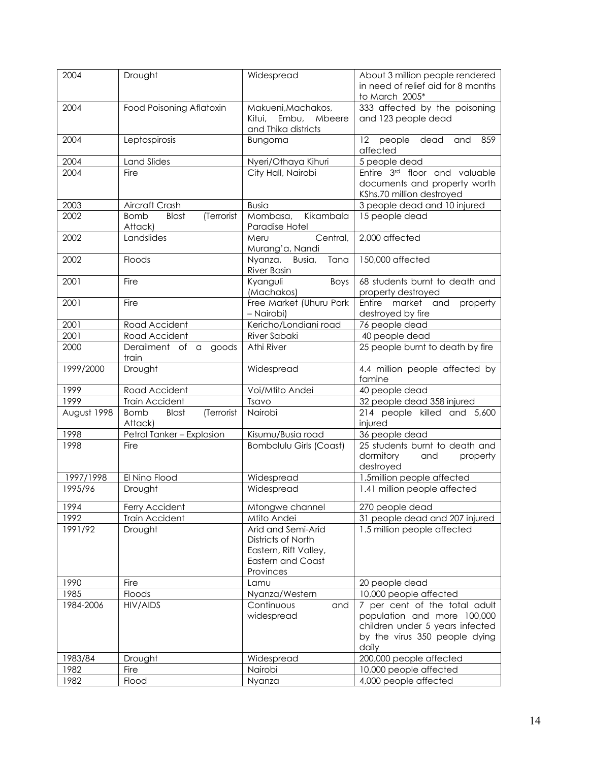| 2004 | Drought | Widespread | About 3 million people rendered in need of relief aid for 8 months to March 2005* |
|---|---|---|---|
| 2004 | Food Poisoning Aflatoxin | Makueni,Machakos, Kitui, Embu, Mbeere and Thika districts | 333 affected by the poisoning and 123 people dead |
| 2004 | Leptospirosis | Bungoma | 12 people dead and 859 affected |
| 2004 | Land Slides | Nyeri/Othaya Kihuri | 5 people dead |
| 2004 | Fire | City Hall, Nairobi | Entire 3rd floor and valuable documents and property worth KShs.70 million destroyed |
| 2003 | Aircraft Crash | Busia | 3 people dead and 10 injured |
| 2002 | Bomb Blast (Terrorist Attack) | Mombasa, Kikambala Paradise Hotel | 15 people dead |
| 2002 | Landslides | Meru Central, Murang'a, Nandi | 2,000 affected |
| 2002 | Floods | Nyanza, Busia, Tana River Basin | 150,000 affected |
| 2001 | Fire | Kyanguli Boys (Machakos) | 68 students burnt to death and property destroyed |
| 2001 | Fire | Free Market (Uhuru Park – Nairobi) | Entire market and property destroyed by fire |
| 2001 | Road Accident | Kericho/Londiani road | 76 people dead |
| 2001 | Road Accident | River Sabaki | 40 people dead |
| 2000 | Derailment of a goods train | Athi River | 25 people burnt to death by fire |
| 1999/2000 | Drought | Widespread | 4.4 million people affected by famine |
| 1999 | Road Accident | Voi/Mtito Andei | 40 people dead |
| 1999 | Train Accident | Tsavo | 32 people dead 358 injured |
| August 1998 | Bomb Blast (Terrorist Attack) | Nairobi | 214 people killed and 5,600 injured |
| 1998 | Petrol Tanker – Explosion | Kisumu/Busia road | 36 people dead |
| 1998 | Fire | Bombolulu Girls (Coast) | 25 students burnt to death and dormitory and property destroyed |
| 1997/1998 | El Nino Flood | Widespread | 1.5million people affected |
| 1995/96 | Drought | Widespread | 1.41 million people affected |
| 1994 | Ferry Accident | Mtongwe channel | 270 people dead |
| 1992 | Train Accident | Mtito Andei | 31 people dead and 207 injured |
| 1991/92 | Drought | Arid and Semi-Arid Districts of North Eastern, Rift Valley, Eastern and Coast Provinces | 1.5 million people affected |
| 1990 | Fire | Lamu | 20 people dead |
| 1985 | Floods | Nyanza/Western | 10,000 people affected |
| 1984-2006 | HIV/AIDS | Continuous and widespread | 7 per cent of the total adult population and more 100,000 children under 5 years infected by the virus 350 people dying daily |
| 1983/84 | Drought | Widespread | 200,000 people affected |
| 1982 | Fire | Nairobi | 10,000 people affected |
| 1982 | Flood | Nyanza | 4,000 people affected |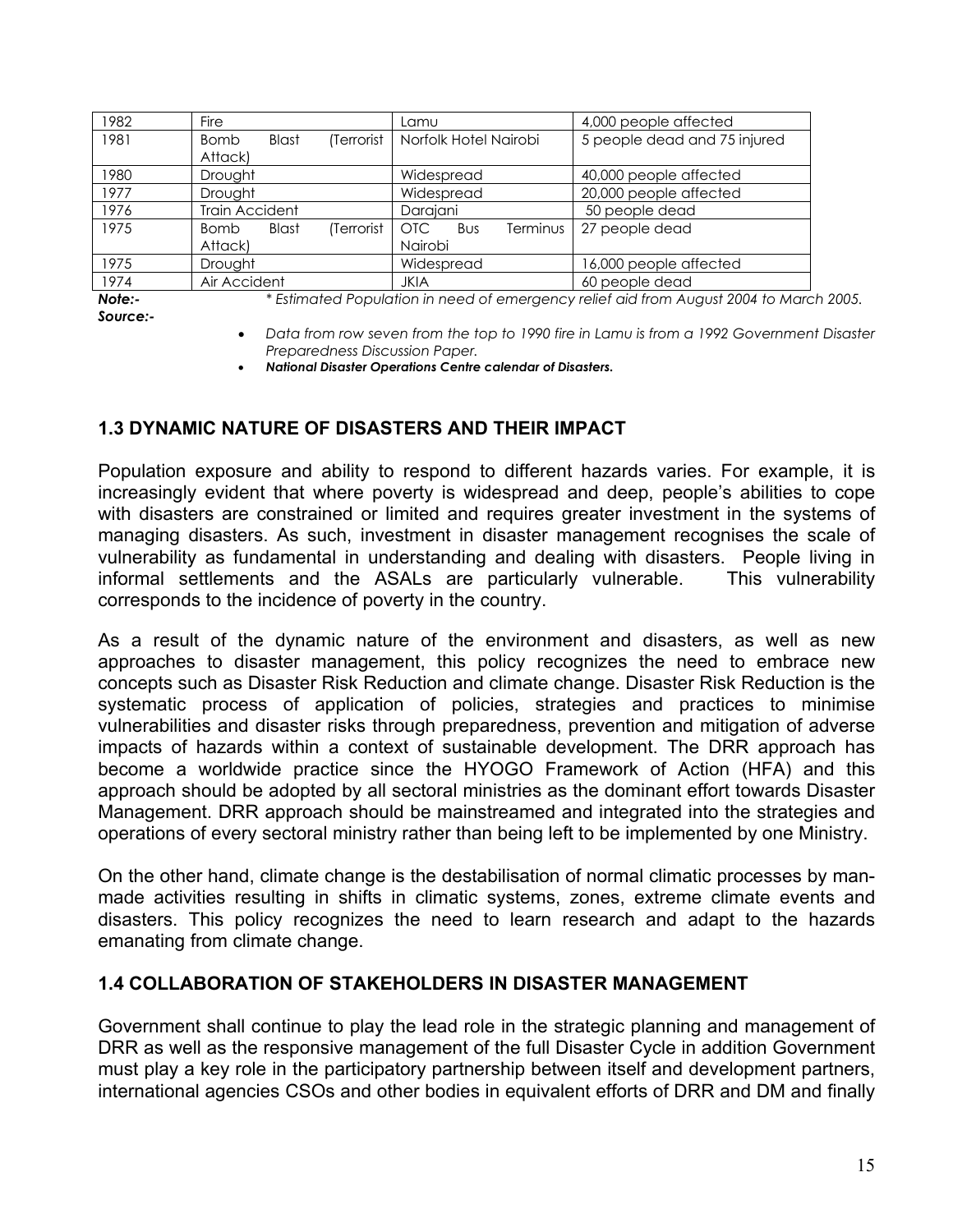| 1982 | Fire | Lamu | 4,000 people affected |
| --- | --- | --- | --- |
| 1981 | Bomb Blast (Terrorist Attack) | Norfolk Hotel Nairobi | 5 people dead and 75 injured |
| 1980 | Drought | Widespread | 40,000 people affected |
| 1977 | Drought | Widespread | 20,000 people affected |
| 1976 | Train Accident | Darajani | 50 people dead |
| 1975 | Bomb Blast (Terrorist Attack) | OTC Bus Terminus Nairobi | 27 people dead |
| 1975 | Drought | Widespread | 16,000 people affected |
| 1974 | Air Accident | JKIA | 60 people dead |

***Note:-*** *\* Estimated Population in need of emergency relief aid from August 2004 to March 2005.*

***Source:-***

- *Data from row seven from the top to 1990 fire in Lamu is from a 1992 Government Disaster Preparedness Discussion Paper.*
- ***National Disaster Operations Centre calendar of Disasters.***

## 1.3 DYNAMIC NATURE OF DISASTERS AND THEIR IMPACT

Population exposure and ability to respond to different hazards varies. For example, it is increasingly evident that where poverty is widespread and deep, people's abilities to cope with disasters are constrained or limited and requires greater investment in the systems of managing disasters. As such, investment in disaster management recognises the scale of vulnerability as fundamental in understanding and dealing with disasters. People living in informal settlements and the ASALs are particularly vulnerable. This vulnerability corresponds to the incidence of poverty in the country.

As a result of the dynamic nature of the environment and disasters, as well as new approaches to disaster management, this policy recognizes the need to embrace new concepts such as Disaster Risk Reduction and climate change. Disaster Risk Reduction is the systematic process of application of policies, strategies and practices to minimise vulnerabilities and disaster risks through preparedness, prevention and mitigation of adverse impacts of hazards within a context of sustainable development. The DRR approach has become a worldwide practice since the HYOGO Framework of Action (HFA) and this approach should be adopted by all sectoral ministries as the dominant effort towards Disaster Management. DRR approach should be mainstreamed and integrated into the strategies and operations of every sectoral ministry rather than being left to be implemented by one Ministry.

On the other hand, climate change is the destabilisation of normal climatic processes by man-made activities resulting in shifts in climatic systems, zones, extreme climate events and disasters. This policy recognizes the need to learn research and adapt to the hazards emanating from climate change.

## 1.4 COLLABORATION OF STAKEHOLDERS IN DISASTER MANAGEMENT

Government shall continue to play the lead role in the strategic planning and management of DRR as well as the responsive management of the full Disaster Cycle in addition Government must play a key role in the participatory partnership between itself and development partners, international agencies CSOs and other bodies in equivalent efforts of DRR and DM and finally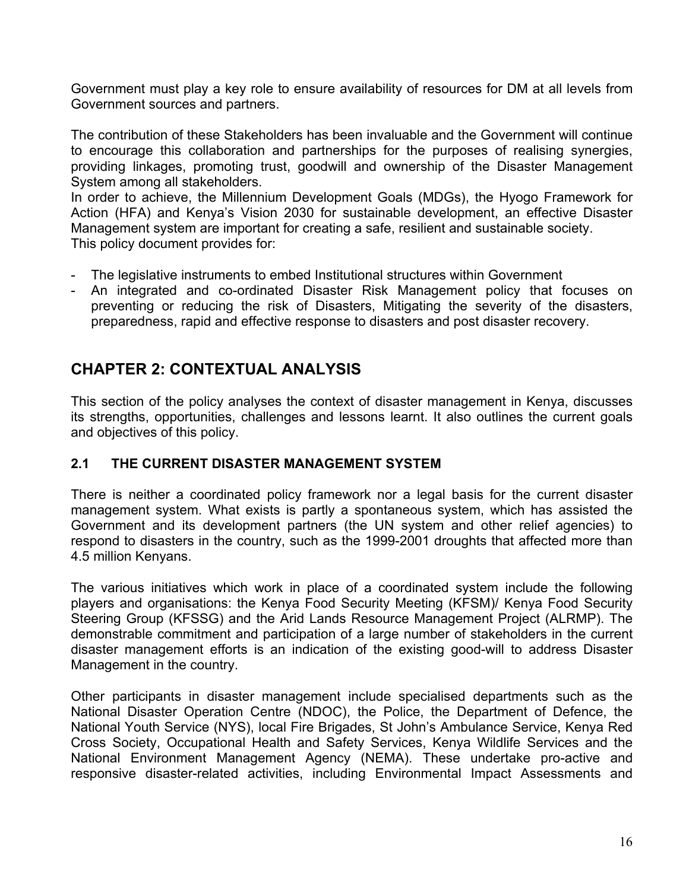Government must play a key role to ensure availability of resources for DM at all levels from Government sources and partners.

The contribution of these Stakeholders has been invaluable and the Government will continue to encourage this collaboration and partnerships for the purposes of realising synergies, providing linkages, promoting trust, goodwill and ownership of the Disaster Management System among all stakeholders.
In order to achieve, the Millennium Development Goals (MDGs), the Hyogo Framework for Action (HFA) and Kenya's Vision 2030 for sustainable development, an effective Disaster Management system are important for creating a safe, resilient and sustainable society.
This policy document provides for:

- The legislative instruments to embed Institutional structures within Government
- An integrated and co-ordinated Disaster Risk Management policy that focuses on preventing or reducing the risk of Disasters, Mitigating the severity of the disasters, preparedness, rapid and effective response to disasters and post disaster recovery.

## CHAPTER 2: CONTEXTUAL ANALYSIS

This section of the policy analyses the context of disaster management in Kenya, discusses its strengths, opportunities, challenges and lessons learnt. It also outlines the current goals and objectives of this policy.

### 2.1 THE CURRENT DISASTER MANAGEMENT SYSTEM

There is neither a coordinated policy framework nor a legal basis for the current disaster management system. What exists is partly a spontaneous system, which has assisted the Government and its development partners (the UN system and other relief agencies) to respond to disasters in the country, such as the 1999-2001 droughts that affected more than 4.5 million Kenyans.

The various initiatives which work in place of a coordinated system include the following players and organisations: the Kenya Food Security Meeting (KFSM)/ Kenya Food Security Steering Group (KFSSG) and the Arid Lands Resource Management Project (ALRMP). The demonstrable commitment and participation of a large number of stakeholders in the current disaster management efforts is an indication of the existing good-will to address Disaster Management in the country.

Other participants in disaster management include specialised departments such as the National Disaster Operation Centre (NDOC), the Police, the Department of Defence, the National Youth Service (NYS), local Fire Brigades, St John's Ambulance Service, Kenya Red Cross Society, Occupational Health and Safety Services, Kenya Wildlife Services and the National Environment Management Agency (NEMA). These undertake pro-active and responsive disaster-related activities, including Environmental Impact Assessments and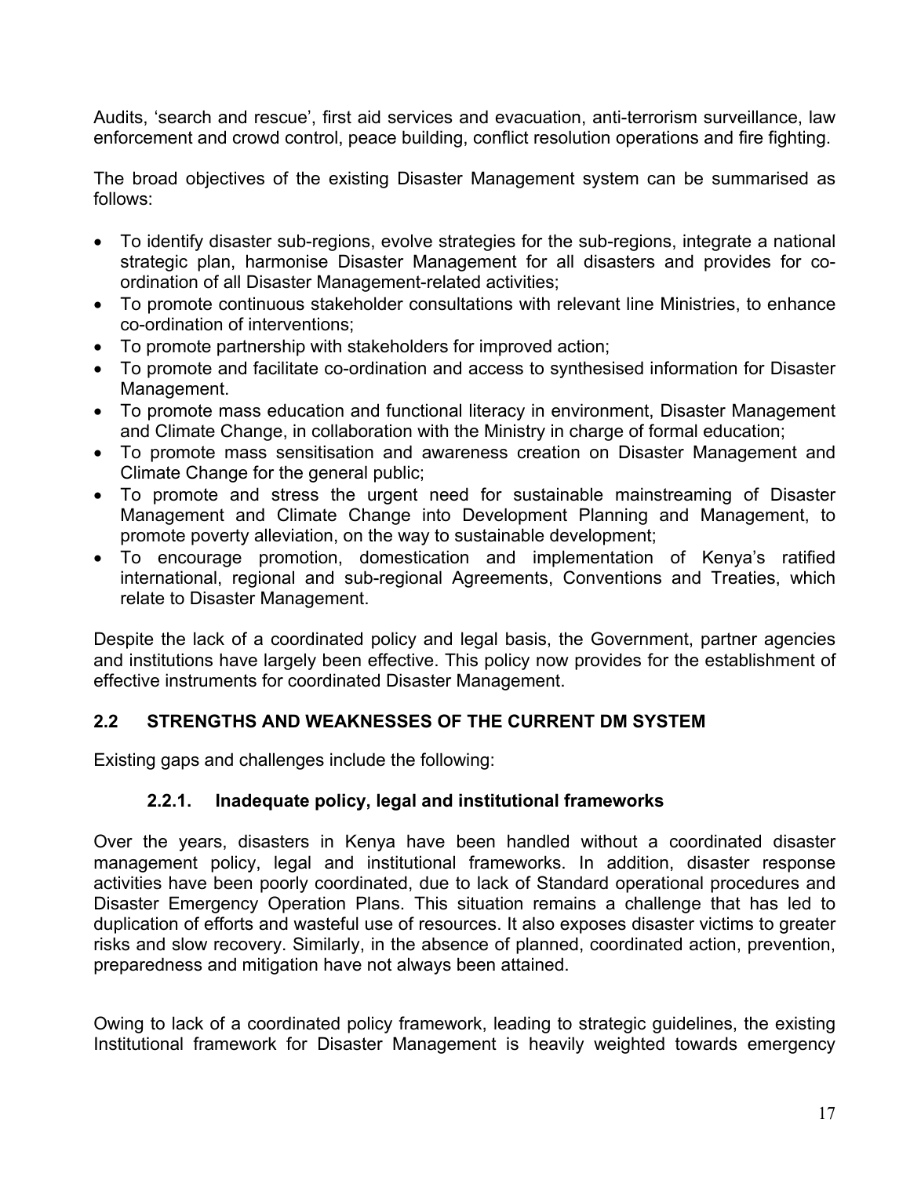Audits, 'search and rescue', first aid services and evacuation, anti-terrorism surveillance, law enforcement and crowd control, peace building, conflict resolution operations and fire fighting.

The broad objectives of the existing Disaster Management system can be summarised as follows:

- To identify disaster sub-regions, evolve strategies for the sub-regions, integrate a national strategic plan, harmonise Disaster Management for all disasters and provides for co-ordination of all Disaster Management-related activities;
- To promote continuous stakeholder consultations with relevant line Ministries, to enhance co-ordination of interventions;
- To promote partnership with stakeholders for improved action;
- To promote and facilitate co-ordination and access to synthesised information for Disaster Management.
- To promote mass education and functional literacy in environment, Disaster Management and Climate Change, in collaboration with the Ministry in charge of formal education;
- To promote mass sensitisation and awareness creation on Disaster Management and Climate Change for the general public;
- To promote and stress the urgent need for sustainable mainstreaming of Disaster Management and Climate Change into Development Planning and Management, to promote poverty alleviation, on the way to sustainable development;
- To encourage promotion, domestication and implementation of Kenya's ratified international, regional and sub-regional Agreements, Conventions and Treaties, which relate to Disaster Management.

Despite the lack of a coordinated policy and legal basis, the Government, partner agencies and institutions have largely been effective. This policy now provides for the establishment of effective instruments for coordinated Disaster Management.

## 2.2 STRENGTHS AND WEAKNESSES OF THE CURRENT DM SYSTEM

Existing gaps and challenges include the following:

### 2.2.1. Inadequate policy, legal and institutional frameworks

Over the years, disasters in Kenya have been handled without a coordinated disaster management policy, legal and institutional frameworks. In addition, disaster response activities have been poorly coordinated, due to lack of Standard operational procedures and Disaster Emergency Operation Plans. This situation remains a challenge that has led to duplication of efforts and wasteful use of resources. It also exposes disaster victims to greater risks and slow recovery. Similarly, in the absence of planned, coordinated action, prevention, preparedness and mitigation have not always been attained.

Owing to lack of a coordinated policy framework, leading to strategic guidelines, the existing Institutional framework for Disaster Management is heavily weighted towards emergency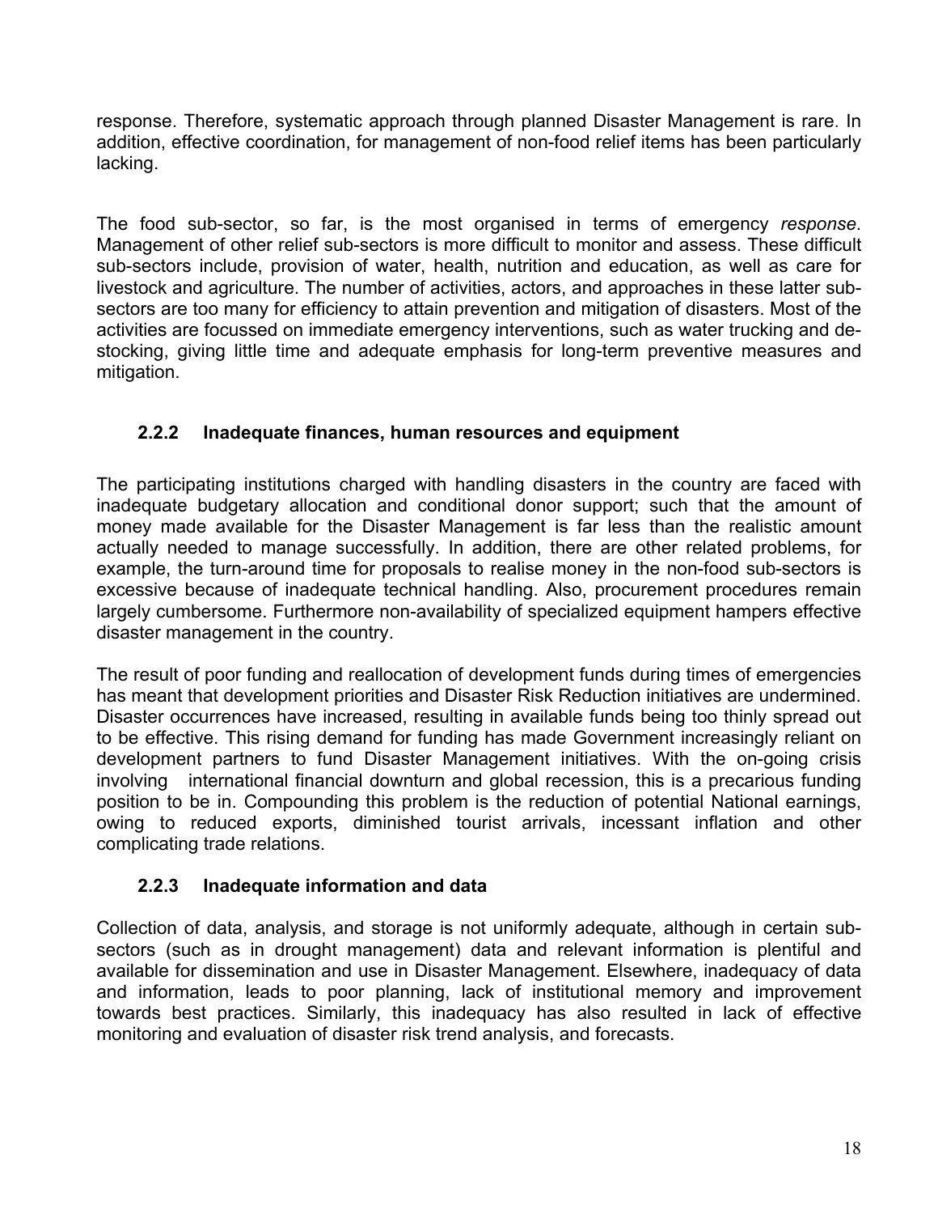response. Therefore, systematic approach through planned Disaster Management is rare. In addition, effective coordination, for management of non-food relief items has been particularly lacking.

The food sub-sector, so far, is the most organised in terms of emergency *response*. Management of other relief sub-sectors is more difficult to monitor and assess. These difficult sub-sectors include, provision of water, health, nutrition and education, as well as care for livestock and agriculture. The number of activities, actors, and approaches in these latter sub-sectors are too many for efficiency to attain prevention and mitigation of disasters. Most of the activities are focussed on immediate emergency interventions, such as water trucking and de-stocking, giving little time and adequate emphasis for long-term preventive measures and mitigation.

### 2.2.2 Inadequate finances, human resources and equipment

The participating institutions charged with handling disasters in the country are faced with inadequate budgetary allocation and conditional donor support; such that the amount of money made available for the Disaster Management is far less than the realistic amount actually needed to manage successfully. In addition, there are other related problems, for example, the turn-around time for proposals to realise money in the non-food sub-sectors is excessive because of inadequate technical handling. Also, procurement procedures remain largely cumbersome. Furthermore non-availability of specialized equipment hampers effective disaster management in the country.

The result of poor funding and reallocation of development funds during times of emergencies has meant that development priorities and Disaster Risk Reduction initiatives are undermined. Disaster occurrences have increased, resulting in available funds being too thinly spread out to be effective. This rising demand for funding has made Government increasingly reliant on development partners to fund Disaster Management initiatives. With the on-going crisis involving international financial downturn and global recession, this is a precarious funding position to be in. Compounding this problem is the reduction of potential National earnings, owing to reduced exports, diminished tourist arrivals, incessant inflation and other complicating trade relations.

### 2.2.3 Inadequate information and data

Collection of data, analysis, and storage is not uniformly adequate, although in certain sub-sectors (such as in drought management) data and relevant information is plentiful and available for dissemination and use in Disaster Management. Elsewhere, inadequacy of data and information, leads to poor planning, lack of institutional memory and improvement towards best practices. Similarly, this inadequacy has also resulted in lack of effective monitoring and evaluation of disaster risk trend analysis, and forecasts.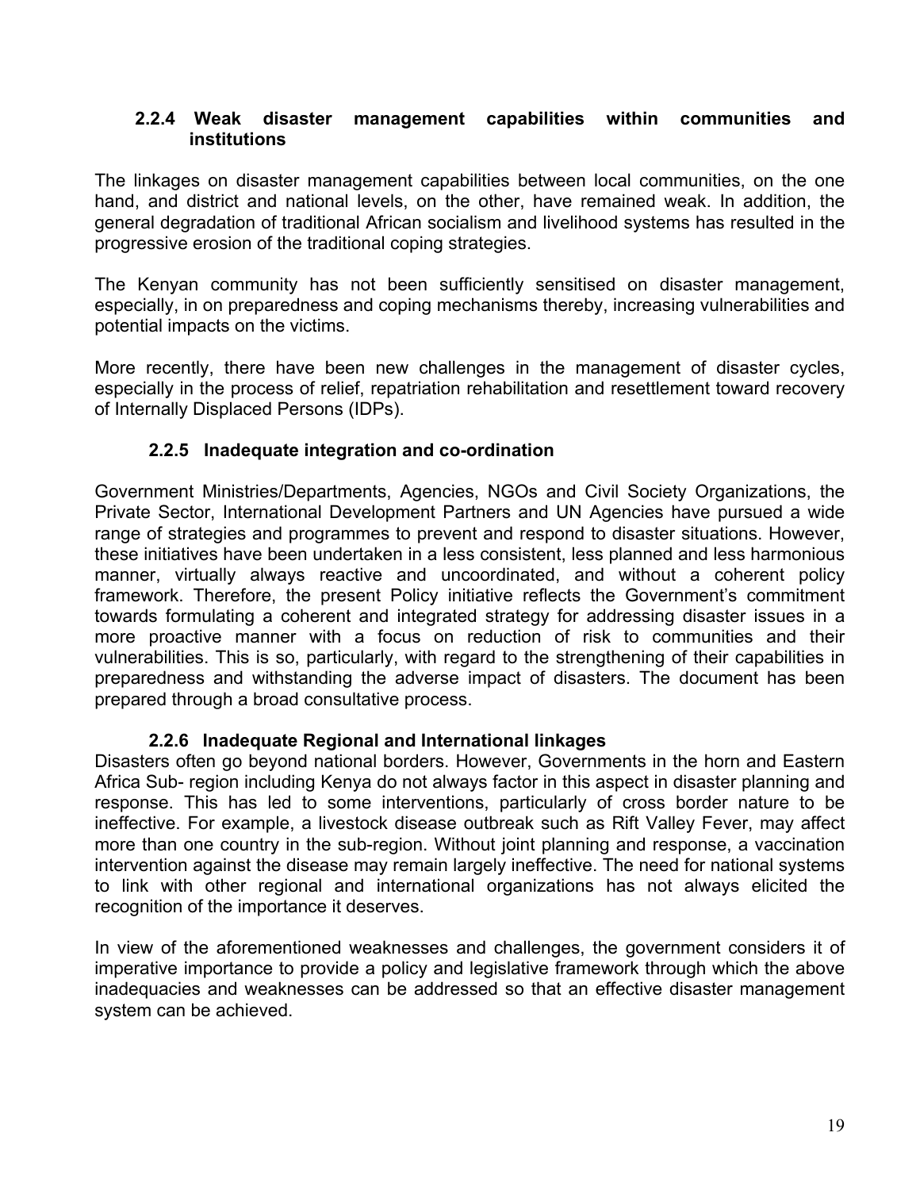### 2.2.4 Weak disaster management capabilities within communities and institutions

The linkages on disaster management capabilities between local communities, on the one hand, and district and national levels, on the other, have remained weak. In addition, the general degradation of traditional African socialism and livelihood systems has resulted in the progressive erosion of the traditional coping strategies.

The Kenyan community has not been sufficiently sensitised on disaster management, especially, in on preparedness and coping mechanisms thereby, increasing vulnerabilities and potential impacts on the victims.

More recently, there have been new challenges in the management of disaster cycles, especially in the process of relief, repatriation rehabilitation and resettlement toward recovery of Internally Displaced Persons (IDPs).

### 2.2.5 Inadequate integration and co-ordination

Government Ministries/Departments, Agencies, NGOs and Civil Society Organizations, the Private Sector, International Development Partners and UN Agencies have pursued a wide range of strategies and programmes to prevent and respond to disaster situations. However, these initiatives have been undertaken in a less consistent, less planned and less harmonious manner, virtually always reactive and uncoordinated, and without a coherent policy framework. Therefore, the present Policy initiative reflects the Government's commitment towards formulating a coherent and integrated strategy for addressing disaster issues in a more proactive manner with a focus on reduction of risk to communities and their vulnerabilities. This is so, particularly, with regard to the strengthening of their capabilities in preparedness and withstanding the adverse impact of disasters. The document has been prepared through a broad consultative process.

### 2.2.6 Inadequate Regional and International linkages

Disasters often go beyond national borders. However, Governments in the horn and Eastern Africa Sub- region including Kenya do not always factor in this aspect in disaster planning and response. This has led to some interventions, particularly of cross border nature to be ineffective. For example, a livestock disease outbreak such as Rift Valley Fever, may affect more than one country in the sub-region. Without joint planning and response, a vaccination intervention against the disease may remain largely ineffective. The need for national systems to link with other regional and international organizations has not always elicited the recognition of the importance it deserves.

In view of the aforementioned weaknesses and challenges, the government considers it of imperative importance to provide a policy and legislative framework through which the above inadequacies and weaknesses can be addressed so that an effective disaster management system can be achieved.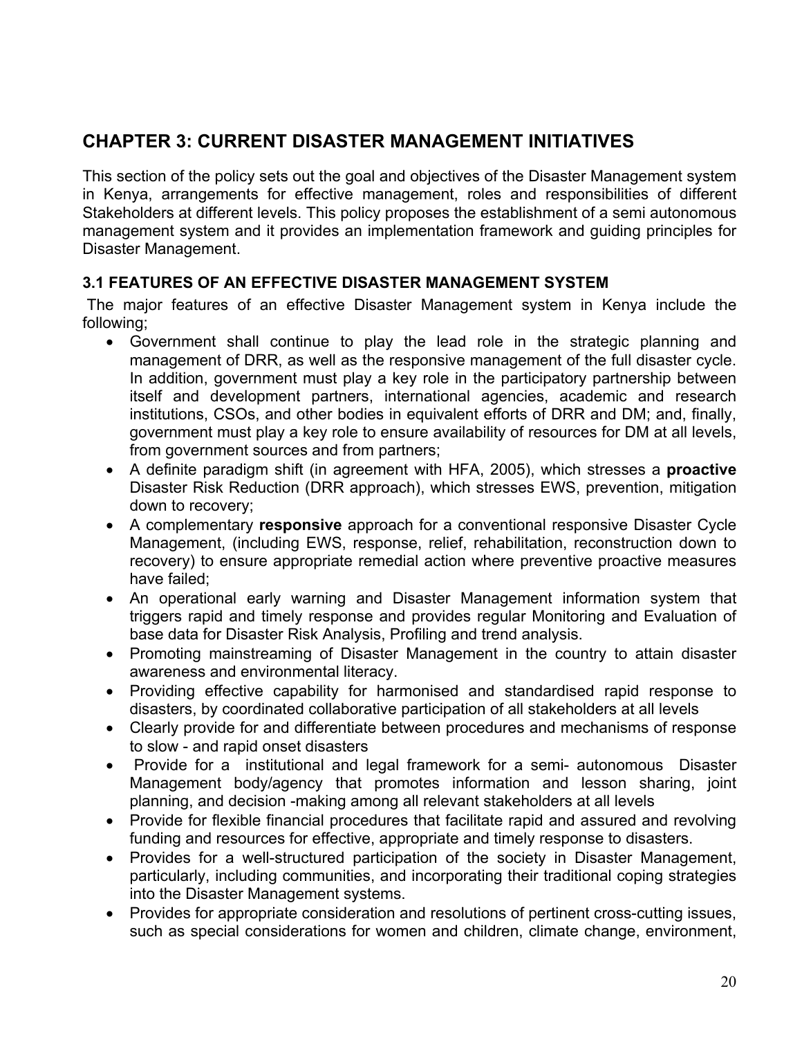## CHAPTER 3: CURRENT DISASTER MANAGEMENT INITIATIVES

This section of the policy sets out the goal and objectives of the Disaster Management system in Kenya, arrangements for effective management, roles and responsibilities of different Stakeholders at different levels. This policy proposes the establishment of a semi autonomous management system and it provides an implementation framework and guiding principles for Disaster Management.

### 3.1 FEATURES OF AN EFFECTIVE DISASTER MANAGEMENT SYSTEM

The major features of an effective Disaster Management system in Kenya include the following;

- Government shall continue to play the lead role in the strategic planning and management of DRR, as well as the responsive management of the full disaster cycle. In addition, government must play a key role in the participatory partnership between itself and development partners, international agencies, academic and research institutions, CSOs, and other bodies in equivalent efforts of DRR and DM; and, finally, government must play a key role to ensure availability of resources for DM at all levels, from government sources and from partners;
- A definite paradigm shift (in agreement with HFA, 2005), which stresses a **proactive** Disaster Risk Reduction (DRR approach), which stresses EWS, prevention, mitigation down to recovery;
- A complementary **responsive** approach for a conventional responsive Disaster Cycle Management, (including EWS, response, relief, rehabilitation, reconstruction down to recovery) to ensure appropriate remedial action where preventive proactive measures have failed;
- An operational early warning and Disaster Management information system that triggers rapid and timely response and provides regular Monitoring and Evaluation of base data for Disaster Risk Analysis, Profiling and trend analysis.
- Promoting mainstreaming of Disaster Management in the country to attain disaster awareness and environmental literacy.
- Providing effective capability for harmonised and standardised rapid response to disasters, by coordinated collaborative participation of all stakeholders at all levels
- Clearly provide for and differentiate between procedures and mechanisms of response to slow - and rapid onset disasters
- Provide for a institutional and legal framework for a semi- autonomous Disaster Management body/agency that promotes information and lesson sharing, joint planning, and decision -making among all relevant stakeholders at all levels
- Provide for flexible financial procedures that facilitate rapid and assured and revolving funding and resources for effective, appropriate and timely response to disasters.
- Provides for a well-structured participation of the society in Disaster Management, particularly, including communities, and incorporating their traditional coping strategies into the Disaster Management systems.
- Provides for appropriate consideration and resolutions of pertinent cross-cutting issues, such as special considerations for women and children, climate change, environment,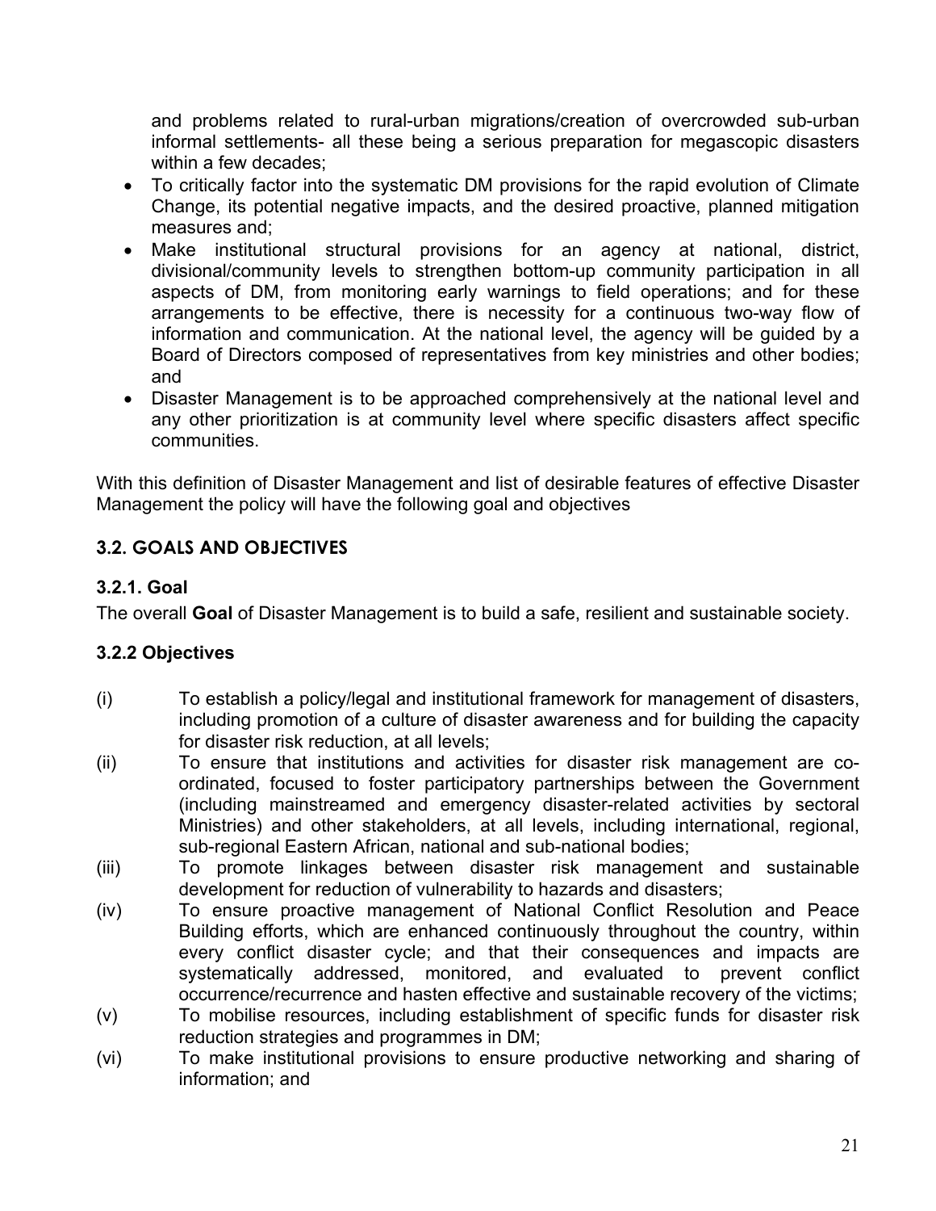and problems related to rural-urban migrations/creation of overcrowded sub-urban informal settlements- all these being a serious preparation for megascopic disasters within a few decades;

- To critically factor into the systematic DM provisions for the rapid evolution of Climate Change, its potential negative impacts, and the desired proactive, planned mitigation measures and;
- Make institutional structural provisions for an agency at national, district, divisional/community levels to strengthen bottom-up community participation in all aspects of DM, from monitoring early warnings to field operations; and for these arrangements to be effective, there is necessity for a continuous two-way flow of information and communication. At the national level, the agency will be guided by a Board of Directors composed of representatives from key ministries and other bodies; and
- Disaster Management is to be approached comprehensively at the national level and any other prioritization is at community level where specific disasters affect specific communities.

With this definition of Disaster Management and list of desirable features of effective Disaster Management the policy will have the following goal and objectives

## 3.2. GOALS AND OBJECTIVES

### 3.2.1. Goal

The overall **Goal** of Disaster Management is to build a safe, resilient and sustainable society.

### 3.2.2 Objectives

(i) To establish a policy/legal and institutional framework for management of disasters, including promotion of a culture of disaster awareness and for building the capacity for disaster risk reduction, at all levels;

(ii) To ensure that institutions and activities for disaster risk management are co-ordinated, focused to foster participatory partnerships between the Government (including mainstreamed and emergency disaster-related activities by sectoral Ministries) and other stakeholders, at all levels, including international, regional, sub-regional Eastern African, national and sub-national bodies;

(iii) To promote linkages between disaster risk management and sustainable development for reduction of vulnerability to hazards and disasters;

(iv) To ensure proactive management of National Conflict Resolution and Peace Building efforts, which are enhanced continuously throughout the country, within every conflict disaster cycle; and that their consequences and impacts are systematically addressed, monitored, and evaluated to prevent conflict occurrence/recurrence and hasten effective and sustainable recovery of the victims;

(v) To mobilise resources, including establishment of specific funds for disaster risk reduction strategies and programmes in DM;

(vi) To make institutional provisions to ensure productive networking and sharing of information; and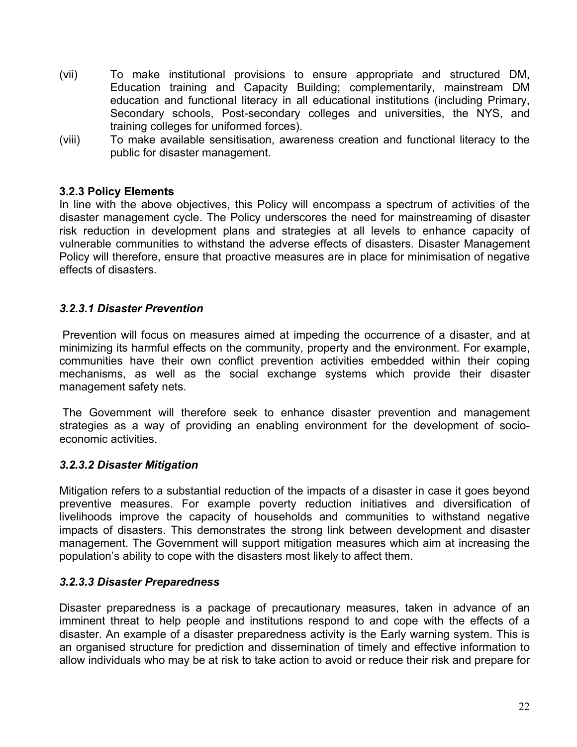(vii) To make institutional provisions to ensure appropriate and structured DM, Education training and Capacity Building; complementarily, mainstream DM education and functional literacy in all educational institutions (including Primary, Secondary schools, Post-secondary colleges and universities, the NYS, and training colleges for uniformed forces).

(viii) To make available sensitisation, awareness creation and functional literacy to the public for disaster management.

### 3.2.3 Policy Elements

In line with the above objectives, this Policy will encompass a spectrum of activities of the disaster management cycle. The Policy underscores the need for mainstreaming of disaster risk reduction in development plans and strategies at all levels to enhance capacity of vulnerable communities to withstand the adverse effects of disasters. Disaster Management Policy will therefore, ensure that proactive measures are in place for minimisation of negative effects of disasters.

#### *3.2.3.1 Disaster Prevention*

Prevention will focus on measures aimed at impeding the occurrence of a disaster, and at minimizing its harmful effects on the community, property and the environment. For example, communities have their own conflict prevention activities embedded within their coping mechanisms, as well as the social exchange systems which provide their disaster management safety nets.

The Government will therefore seek to enhance disaster prevention and management strategies as a way of providing an enabling environment for the development of socio-economic activities.

#### *3.2.3.2 Disaster Mitigation*

Mitigation refers to a substantial reduction of the impacts of a disaster in case it goes beyond preventive measures. For example poverty reduction initiatives and diversification of livelihoods improve the capacity of households and communities to withstand negative impacts of disasters. This demonstrates the strong link between development and disaster management. The Government will support mitigation measures which aim at increasing the population's ability to cope with the disasters most likely to affect them.

#### *3.2.3.3 Disaster Preparedness*

Disaster preparedness is a package of precautionary measures, taken in advance of an imminent threat to help people and institutions respond to and cope with the effects of a disaster. An example of a disaster preparedness activity is the Early warning system. This is an organised structure for prediction and dissemination of timely and effective information to allow individuals who may be at risk to take action to avoid or reduce their risk and prepare for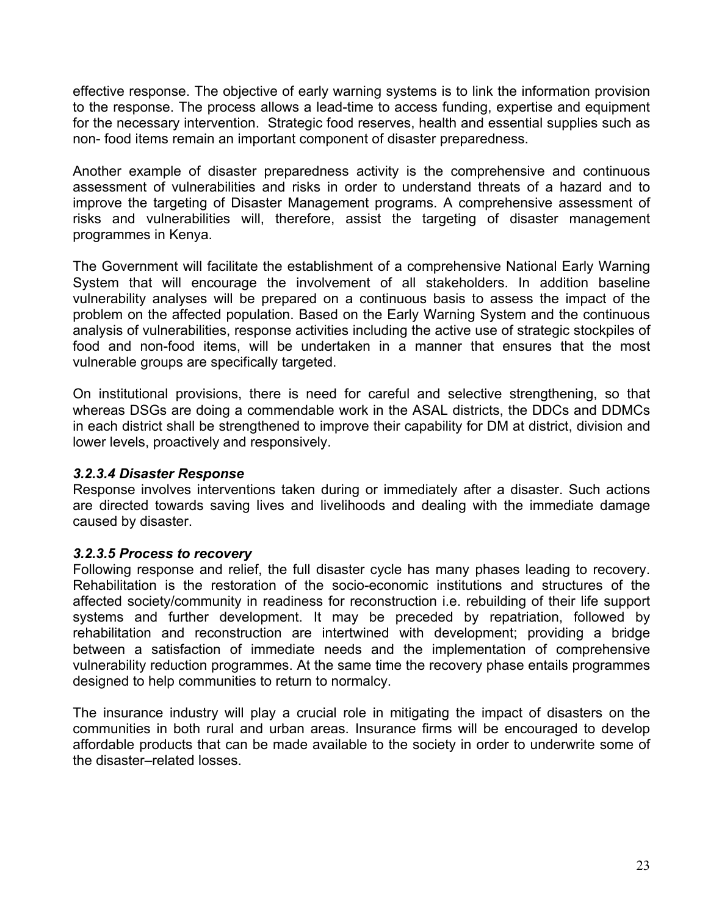effective response. The objective of early warning systems is to link the information provision to the response. The process allows a lead-time to access funding, expertise and equipment for the necessary intervention. Strategic food reserves, health and essential supplies such as non- food items remain an important component of disaster preparedness.

Another example of disaster preparedness activity is the comprehensive and continuous assessment of vulnerabilities and risks in order to understand threats of a hazard and to improve the targeting of Disaster Management programs. A comprehensive assessment of risks and vulnerabilities will, therefore, assist the targeting of disaster management programmes in Kenya.

The Government will facilitate the establishment of a comprehensive National Early Warning System that will encourage the involvement of all stakeholders. In addition baseline vulnerability analyses will be prepared on a continuous basis to assess the impact of the problem on the affected population. Based on the Early Warning System and the continuous analysis of vulnerabilities, response activities including the active use of strategic stockpiles of food and non-food items, will be undertaken in a manner that ensures that the most vulnerable groups are specifically targeted.

On institutional provisions, there is need for careful and selective strengthening, so that whereas DSGs are doing a commendable work in the ASAL districts, the DDCs and DDMCs in each district shall be strengthened to improve their capability for DM at district, division and lower levels, proactively and responsively.

#### *3.2.3.4 Disaster Response*

Response involves interventions taken during or immediately after a disaster. Such actions are directed towards saving lives and livelihoods and dealing with the immediate damage caused by disaster.

#### *3.2.3.5 Process to recovery*

Following response and relief, the full disaster cycle has many phases leading to recovery. Rehabilitation is the restoration of the socio-economic institutions and structures of the affected society/community in readiness for reconstruction i.e. rebuilding of their life support systems and further development. It may be preceded by repatriation, followed by rehabilitation and reconstruction are intertwined with development; providing a bridge between a satisfaction of immediate needs and the implementation of comprehensive vulnerability reduction programmes. At the same time the recovery phase entails programmes designed to help communities to return to normalcy.

The insurance industry will play a crucial role in mitigating the impact of disasters on the communities in both rural and urban areas. Insurance firms will be encouraged to develop affordable products that can be made available to the society in order to underwrite some of the disaster–related losses.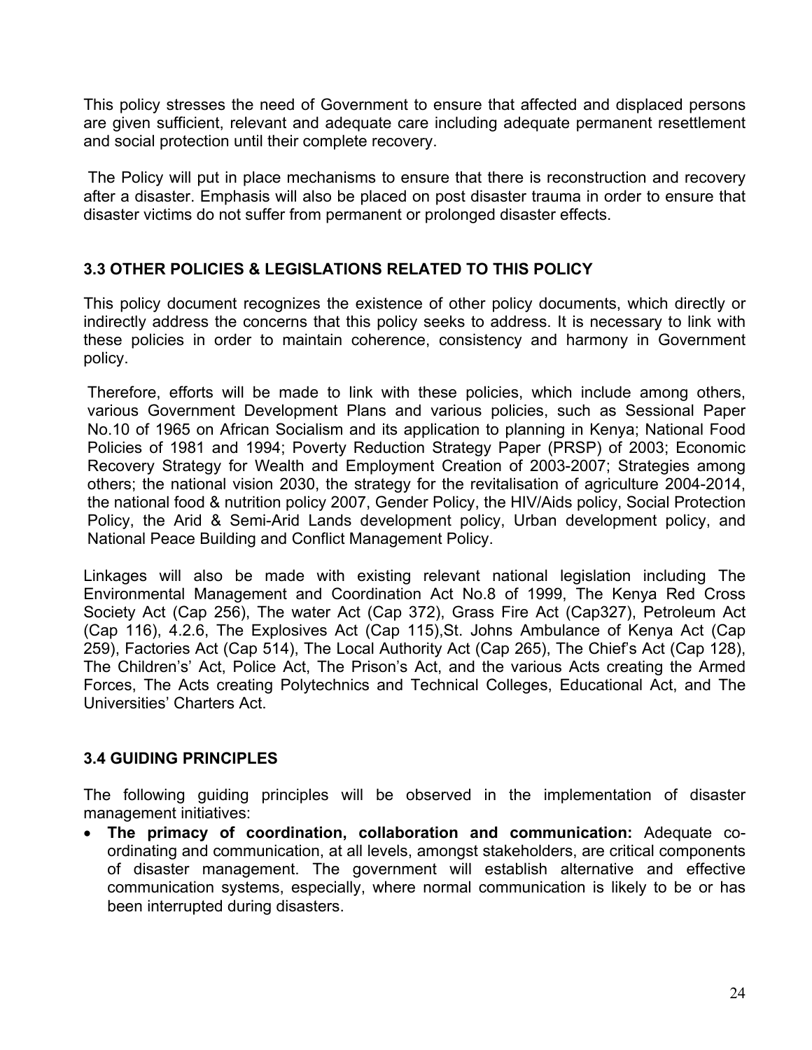This policy stresses the need of Government to ensure that affected and displaced persons are given sufficient, relevant and adequate care including adequate permanent resettlement and social protection until their complete recovery.

The Policy will put in place mechanisms to ensure that there is reconstruction and recovery after a disaster. Emphasis will also be placed on post disaster trauma in order to ensure that disaster victims do not suffer from permanent or prolonged disaster effects.

### 3.3 OTHER POLICIES & LEGISLATIONS RELATED TO THIS POLICY

This policy document recognizes the existence of other policy documents, which directly or indirectly address the concerns that this policy seeks to address. It is necessary to link with these policies in order to maintain coherence, consistency and harmony in Government policy.

Therefore, efforts will be made to link with these policies, which include among others, various Government Development Plans and various policies, such as Sessional Paper No.10 of 1965 on African Socialism and its application to planning in Kenya; National Food Policies of 1981 and 1994; Poverty Reduction Strategy Paper (PRSP) of 2003; Economic Recovery Strategy for Wealth and Employment Creation of 2003-2007; Strategies among others; the national vision 2030, the strategy for the revitalisation of agriculture 2004-2014, the national food & nutrition policy 2007, Gender Policy, the HIV/Aids policy, Social Protection Policy, the Arid & Semi-Arid Lands development policy, Urban development policy, and National Peace Building and Conflict Management Policy.

Linkages will also be made with existing relevant national legislation including The Environmental Management and Coordination Act No.8 of 1999, The Kenya Red Cross Society Act (Cap 256), The water Act (Cap 372), Grass Fire Act (Cap327), Petroleum Act (Cap 116), 4.2.6, The Explosives Act (Cap 115),St. Johns Ambulance of Kenya Act (Cap 259), Factories Act (Cap 514), The Local Authority Act (Cap 265), The Chief's Act (Cap 128), The Childrens' Act, Police Act, The Prison's Act, and the various Acts creating the Armed Forces, The Acts creating Polytechnics and Technical Colleges, Educational Act, and The Universities' Charters Act.

### 3.4 GUIDING PRINCIPLES

The following guiding principles will be observed in the implementation of disaster management initiatives:

- **The primacy of coordination, collaboration and communication:** Adequate co-ordinating and communication, at all levels, amongst stakeholders, are critical components of disaster management. The government will establish alternative and effective communication systems, especially, where normal communication is likely to be or has been interrupted during disasters.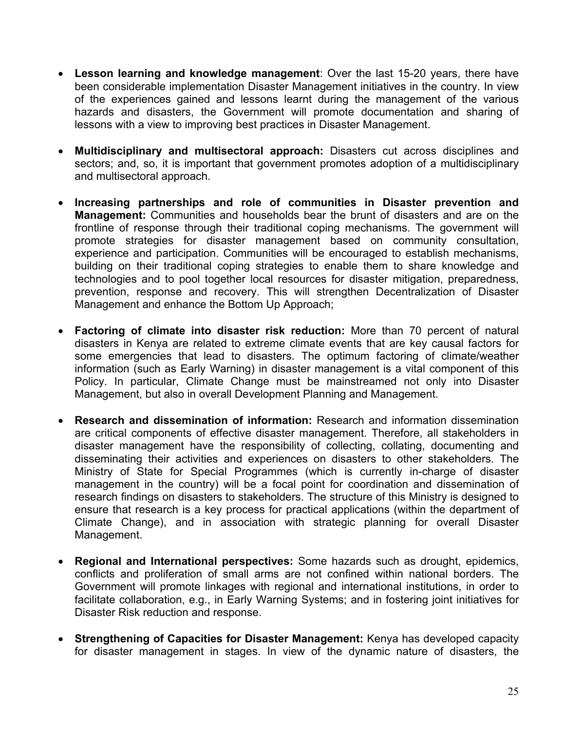- **Lesson learning and knowledge management**: Over the last 15-20 years, there have been considerable implementation Disaster Management initiatives in the country. In view of the experiences gained and lessons learnt during the management of the various hazards and disasters, the Government will promote documentation and sharing of lessons with a view to improving best practices in Disaster Management.

- **Multidisciplinary and multisectoral approach:** Disasters cut across disciplines and sectors; and, so, it is important that government promotes adoption of a multidisciplinary and multisectoral approach.

- **Increasing partnerships and role of communities in Disaster prevention and Management:** Communities and households bear the brunt of disasters and are on the frontline of response through their traditional coping mechanisms. The government will promote strategies for disaster management based on community consultation, experience and participation. Communities will be encouraged to establish mechanisms, building on their traditional coping strategies to enable them to share knowledge and technologies and to pool together local resources for disaster mitigation, preparedness, prevention, response and recovery. This will strengthen Decentralization of Disaster Management and enhance the Bottom Up Approach;

- **Factoring of climate into disaster risk reduction:** More than 70 percent of natural disasters in Kenya are related to extreme climate events that are key causal factors for some emergencies that lead to disasters. The optimum factoring of climate/weather information (such as Early Warning) in disaster management is a vital component of this Policy. In particular, Climate Change must be mainstreamed not only into Disaster Management, but also in overall Development Planning and Management.

- **Research and dissemination of information:** Research and information dissemination are critical components of effective disaster management. Therefore, all stakeholders in disaster management have the responsibility of collecting, collating, documenting and disseminating their activities and experiences on disasters to other stakeholders. The Ministry of State for Special Programmes (which is currently in-charge of disaster management in the country) will be a focal point for coordination and dissemination of research findings on disasters to stakeholders. The structure of this Ministry is designed to ensure that research is a key process for practical applications (within the department of Climate Change), and in association with strategic planning for overall Disaster Management.

- **Regional and International perspectives:** Some hazards such as drought, epidemics, conflicts and proliferation of small arms are not confined within national borders. The Government will promote linkages with regional and international institutions, in order to facilitate collaboration, e.g., in Early Warning Systems; and in fostering joint initiatives for Disaster Risk reduction and response.

- **Strengthening of Capacities for Disaster Management:** Kenya has developed capacity for disaster management in stages. In view of the dynamic nature of disasters, the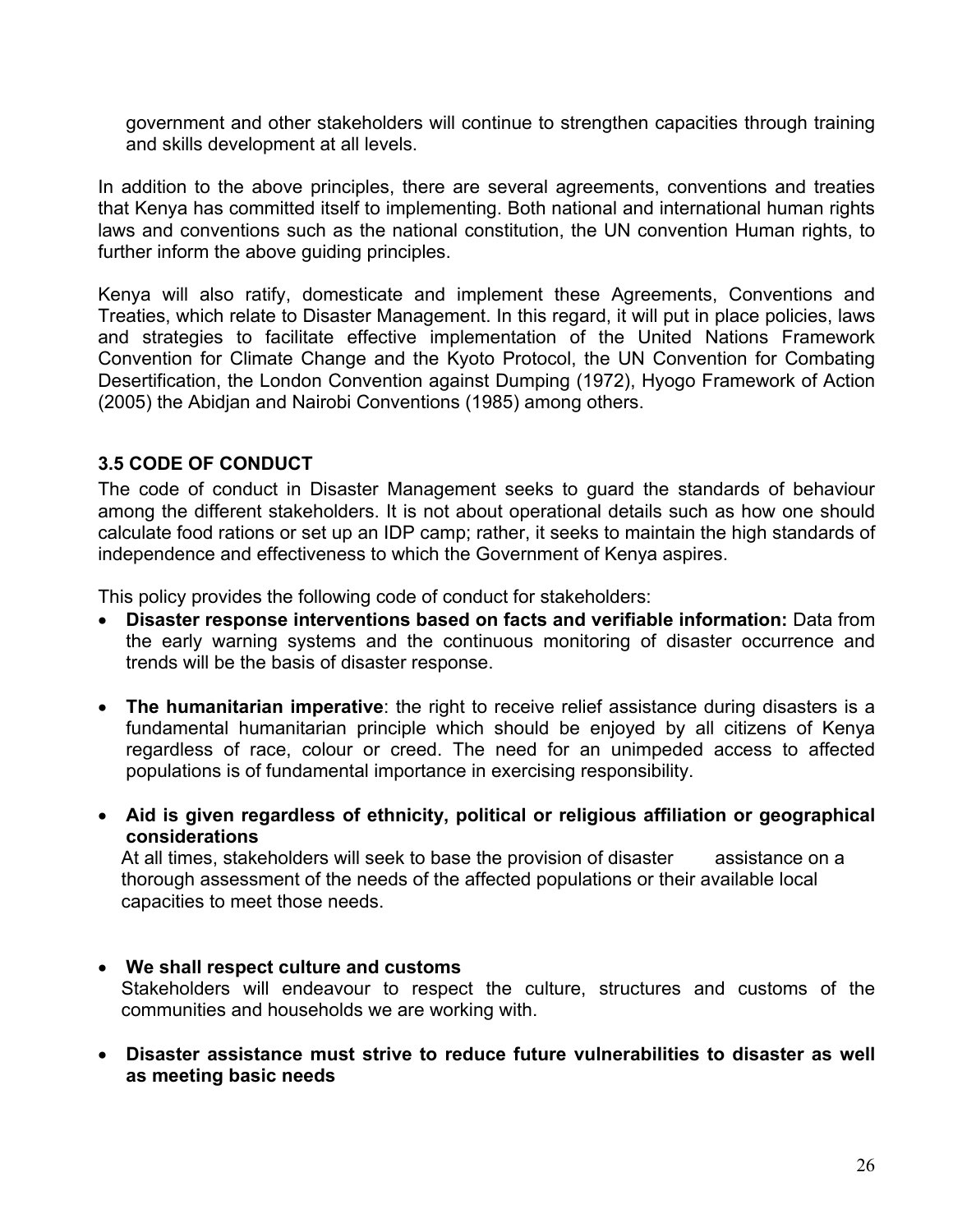government and other stakeholders will continue to strengthen capacities through training and skills development at all levels.

In addition to the above principles, there are several agreements, conventions and treaties that Kenya has committed itself to implementing. Both national and international human rights laws and conventions such as the national constitution, the UN convention Human rights, to further inform the above guiding principles.

Kenya will also ratify, domesticate and implement these Agreements, Conventions and Treaties, which relate to Disaster Management. In this regard, it will put in place policies, laws and strategies to facilitate effective implementation of the United Nations Framework Convention for Climate Change and the Kyoto Protocol, the UN Convention for Combating Desertification, the London Convention against Dumping (1972), Hyogo Framework of Action (2005) the Abidjan and Nairobi Conventions (1985) among others.

### 3.5 CODE OF CONDUCT

The code of conduct in Disaster Management seeks to guard the standards of behaviour among the different stakeholders. It is not about operational details such as how one should calculate food rations or set up an IDP camp; rather, it seeks to maintain the high standards of independence and effectiveness to which the Government of Kenya aspires.

This policy provides the following code of conduct for stakeholders:

- **Disaster response interventions based on facts and verifiable information:** Data from the early warning systems and the continuous monitoring of disaster occurrence and trends will be the basis of disaster response.

- **The humanitarian imperative**: the right to receive relief assistance during disasters is a fundamental humanitarian principle which should be enjoyed by all citizens of Kenya regardless of race, colour or creed. The need for an unimpeded access to affected populations is of fundamental importance in exercising responsibility.

- **Aid is given regardless of ethnicity, political or religious affiliation or geographical considerations**
  At all times, stakeholders will seek to base the provision of disaster assistance on a thorough assessment of the needs of the affected populations or their available local capacities to meet those needs.

- **We shall respect culture and customs**
  Stakeholders will endeavour to respect the culture, structures and customs of the communities and households we are working with.

- **Disaster assistance must strive to reduce future vulnerabilities to disaster as well as meeting basic needs**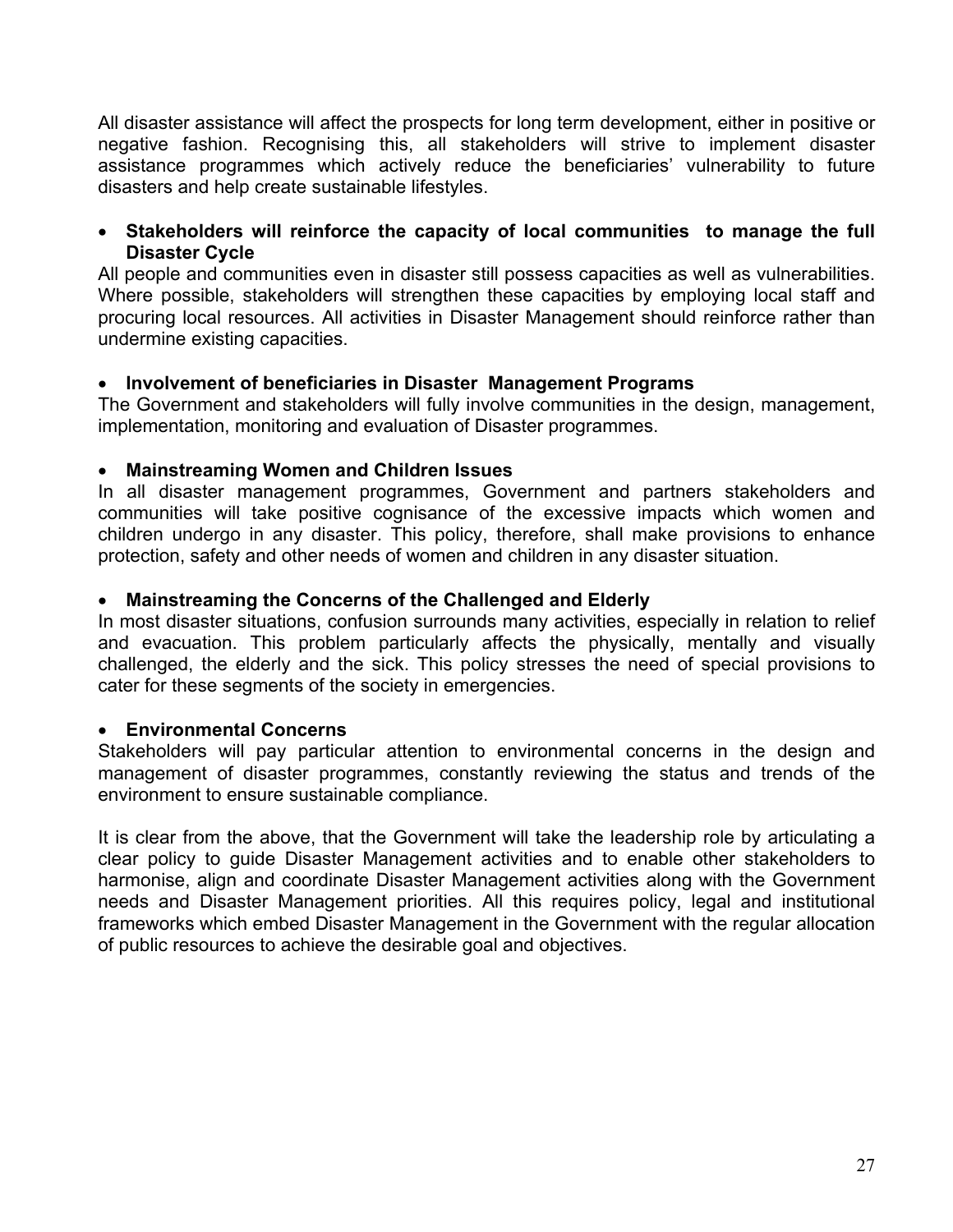All disaster assistance will affect the prospects for long term development, either in positive or negative fashion. Recognising this, all stakeholders will strive to implement disaster assistance programmes which actively reduce the beneficiaries' vulnerability to future disasters and help create sustainable lifestyles.

- **Stakeholders will reinforce the capacity of local communities to manage the full Disaster Cycle**

All people and communities even in disaster still possess capacities as well as vulnerabilities. Where possible, stakeholders will strengthen these capacities by employing local staff and procuring local resources. All activities in Disaster Management should reinforce rather than undermine existing capacities.

- **Involvement of beneficiaries in Disaster Management Programs**

The Government and stakeholders will fully involve communities in the design, management, implementation, monitoring and evaluation of Disaster programmes.

- **Mainstreaming Women and Children Issues**

In all disaster management programmes, Government and partners stakeholders and communities will take positive cognisance of the excessive impacts which women and children undergo in any disaster. This policy, therefore, shall make provisions to enhance protection, safety and other needs of women and children in any disaster situation.

- **Mainstreaming the Concerns of the Challenged and Elderly**

In most disaster situations, confusion surrounds many activities, especially in relation to relief and evacuation. This problem particularly affects the physically, mentally and visually challenged, the elderly and the sick. This policy stresses the need of special provisions to cater for these segments of the society in emergencies.

- **Environmental Concerns**

Stakeholders will pay particular attention to environmental concerns in the design and management of disaster programmes, constantly reviewing the status and trends of the environment to ensure sustainable compliance.

It is clear from the above, that the Government will take the leadership role by articulating a clear policy to guide Disaster Management activities and to enable other stakeholders to harmonise, align and coordinate Disaster Management activities along with the Government needs and Disaster Management priorities. All this requires policy, legal and institutional frameworks which embed Disaster Management in the Government with the regular allocation of public resources to achieve the desirable goal and objectives.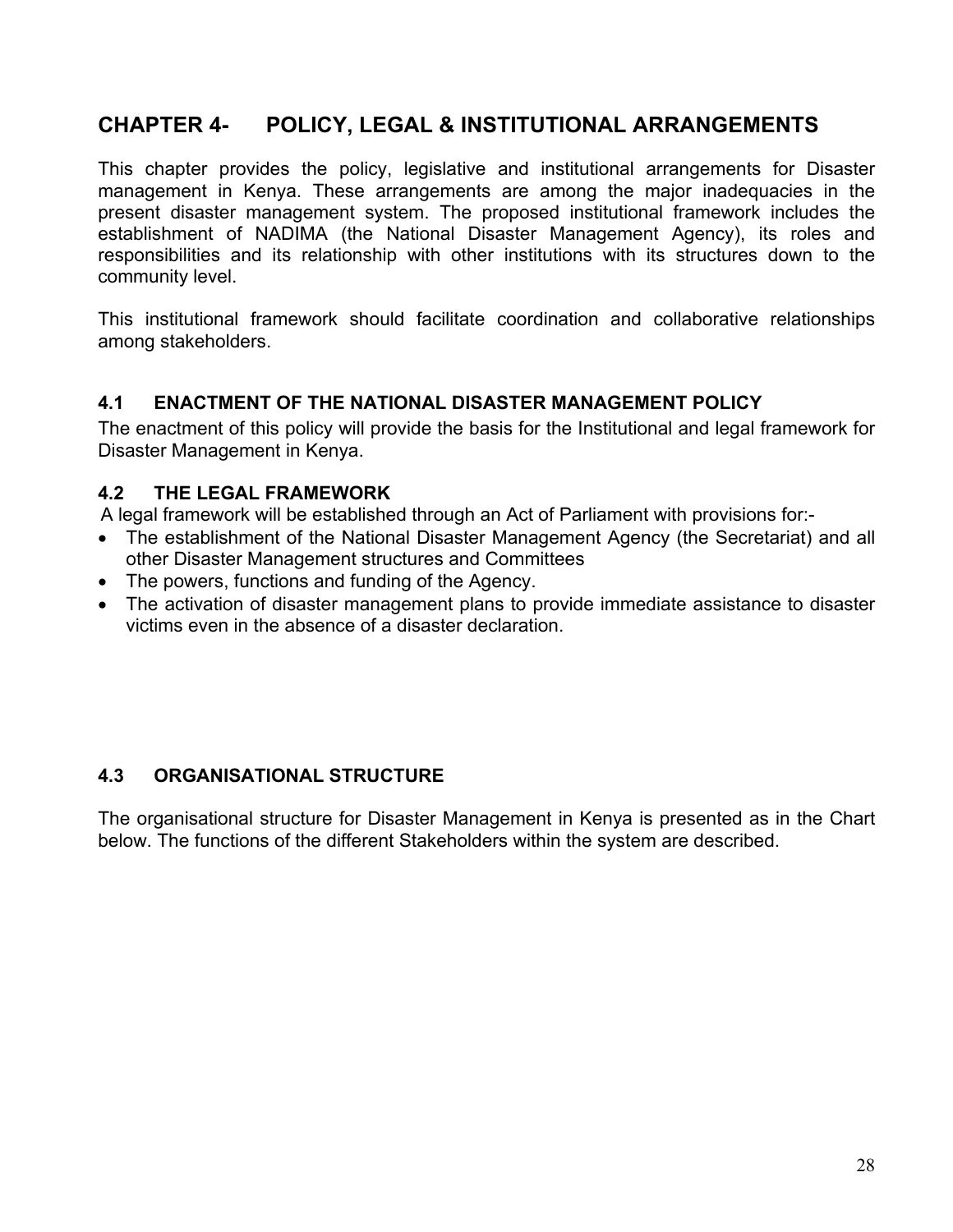# CHAPTER 4- POLICY, LEGAL & INSTITUTIONAL ARRANGEMENTS

This chapter provides the policy, legislative and institutional arrangements for Disaster management in Kenya. These arrangements are among the major inadequacies in the present disaster management system. The proposed institutional framework includes the establishment of NADIMA (the National Disaster Management Agency), its roles and responsibilities and its relationship with other institutions with its structures down to the community level.

This institutional framework should facilitate coordination and collaborative relationships among stakeholders.

## 4.1 ENACTMENT OF THE NATIONAL DISASTER MANAGEMENT POLICY

The enactment of this policy will provide the basis for the Institutional and legal framework for Disaster Management in Kenya.

## 4.2 THE LEGAL FRAMEWORK

A legal framework will be established through an Act of Parliament with provisions for:-

- The establishment of the National Disaster Management Agency (the Secretariat) and all other Disaster Management structures and Committees
- The powers, functions and funding of the Agency.
- The activation of disaster management plans to provide immediate assistance to disaster victims even in the absence of a disaster declaration.

## 4.3 ORGANISATIONAL STRUCTURE

The organisational structure for Disaster Management in Kenya is presented as in the Chart below. The functions of the different Stakeholders within the system are described.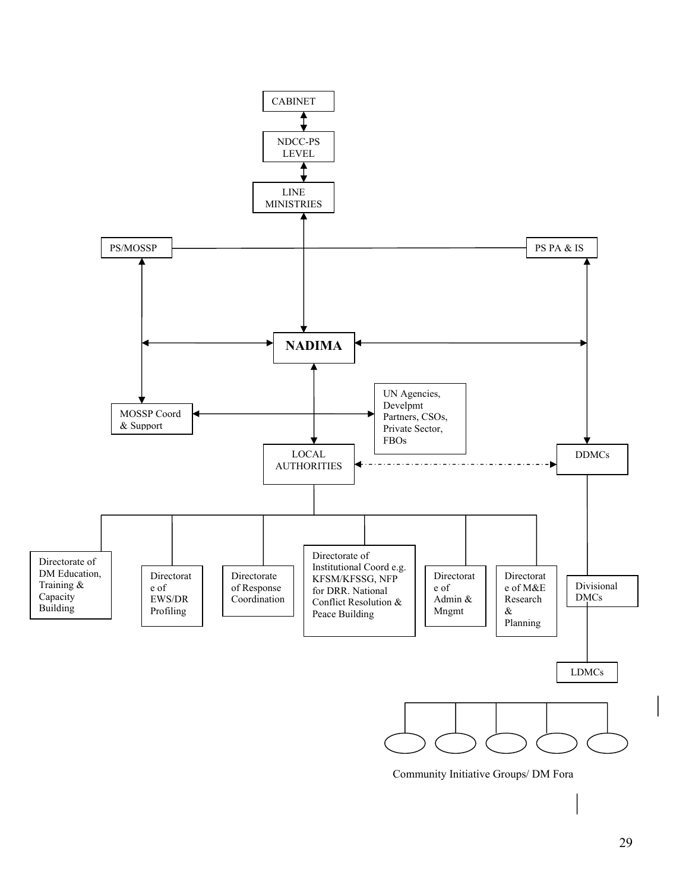CABINET

NDCC-PS LEVEL

LINE MINISTRIES

PS/MOSSP

PS PA & IS

**NADIMA**

MOSSP Coord & Support

UN Agencies, Develpmt Partners, CSOs, Private Sector, FBOs

LOCAL AUTHORITIES

DDMCs

Directorate of DM Education, Training & Capacity Building

Directorate of EWS/DR Profiling

Directorate of Response Coordination

Directorate of Institutional Coord e.g. KFSM/KFSSG, NFP for DRR. National Conflict Resolution & Peace Building

Directorate of Admin & Mngmt

Directorate of M&E Research & Planning

Divisional DMCs

LDMCs

Community Initiative Groups/ DM Fora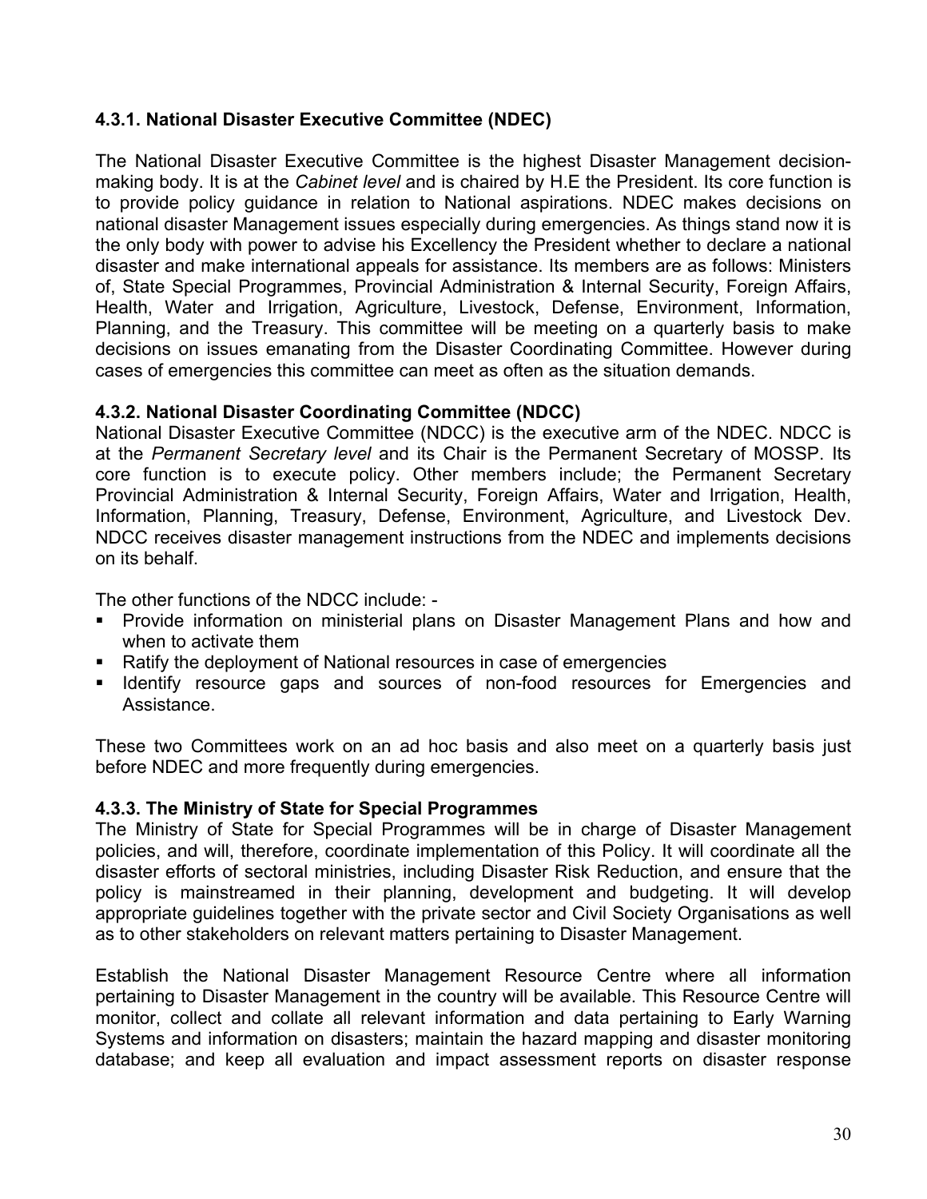### 4.3.1. National Disaster Executive Committee (NDEC)

The National Disaster Executive Committee is the highest Disaster Management decision-making body. It is at the *Cabinet level* and is chaired by H.E the President. Its core function is to provide policy guidance in relation to National aspirations. NDEC makes decisions on national disaster Management issues especially during emergencies. As things stand now it is the only body with power to advise his Excellency the President whether to declare a national disaster and make international appeals for assistance. Its members are as follows: Ministers of, State Special Programmes, Provincial Administration & Internal Security, Foreign Affairs, Health, Water and Irrigation, Agriculture, Livestock, Defense, Environment, Information, Planning, and the Treasury. This committee will be meeting on a quarterly basis to make decisions on issues emanating from the Disaster Coordinating Committee. However during cases of emergencies this committee can meet as often as the situation demands.

### 4.3.2. National Disaster Coordinating Committee (NDCC)

National Disaster Executive Committee (NDCC) is the executive arm of the NDEC. NDCC is at the *Permanent Secretary level* and its Chair is the Permanent Secretary of MOSSP. Its core function is to execute policy. Other members include; the Permanent Secretary Provincial Administration & Internal Security, Foreign Affairs, Water and Irrigation, Health, Information, Planning, Treasury, Defense, Environment, Agriculture, and Livestock Dev. NDCC receives disaster management instructions from the NDEC and implements decisions on its behalf.

The other functions of the NDCC include: -

- Provide information on ministerial plans on Disaster Management Plans and how and when to activate them
- Ratify the deployment of National resources in case of emergencies
- Identify resource gaps and sources of non-food resources for Emergencies and Assistance.

These two Committees work on an ad hoc basis and also meet on a quarterly basis just before NDEC and more frequently during emergencies.

### 4.3.3. The Ministry of State for Special Programmes

The Ministry of State for Special Programmes will be in charge of Disaster Management policies, and will, therefore, coordinate implementation of this Policy. It will coordinate all the disaster efforts of sectoral ministries, including Disaster Risk Reduction, and ensure that the policy is mainstreamed in their planning, development and budgeting. It will develop appropriate guidelines together with the private sector and Civil Society Organisations as well as to other stakeholders on relevant matters pertaining to Disaster Management.

Establish the National Disaster Management Resource Centre where all information pertaining to Disaster Management in the country will be available. This Resource Centre will monitor, collect and collate all relevant information and data pertaining to Early Warning Systems and information on disasters; maintain the hazard mapping and disaster monitoring database; and keep all evaluation and impact assessment reports on disaster response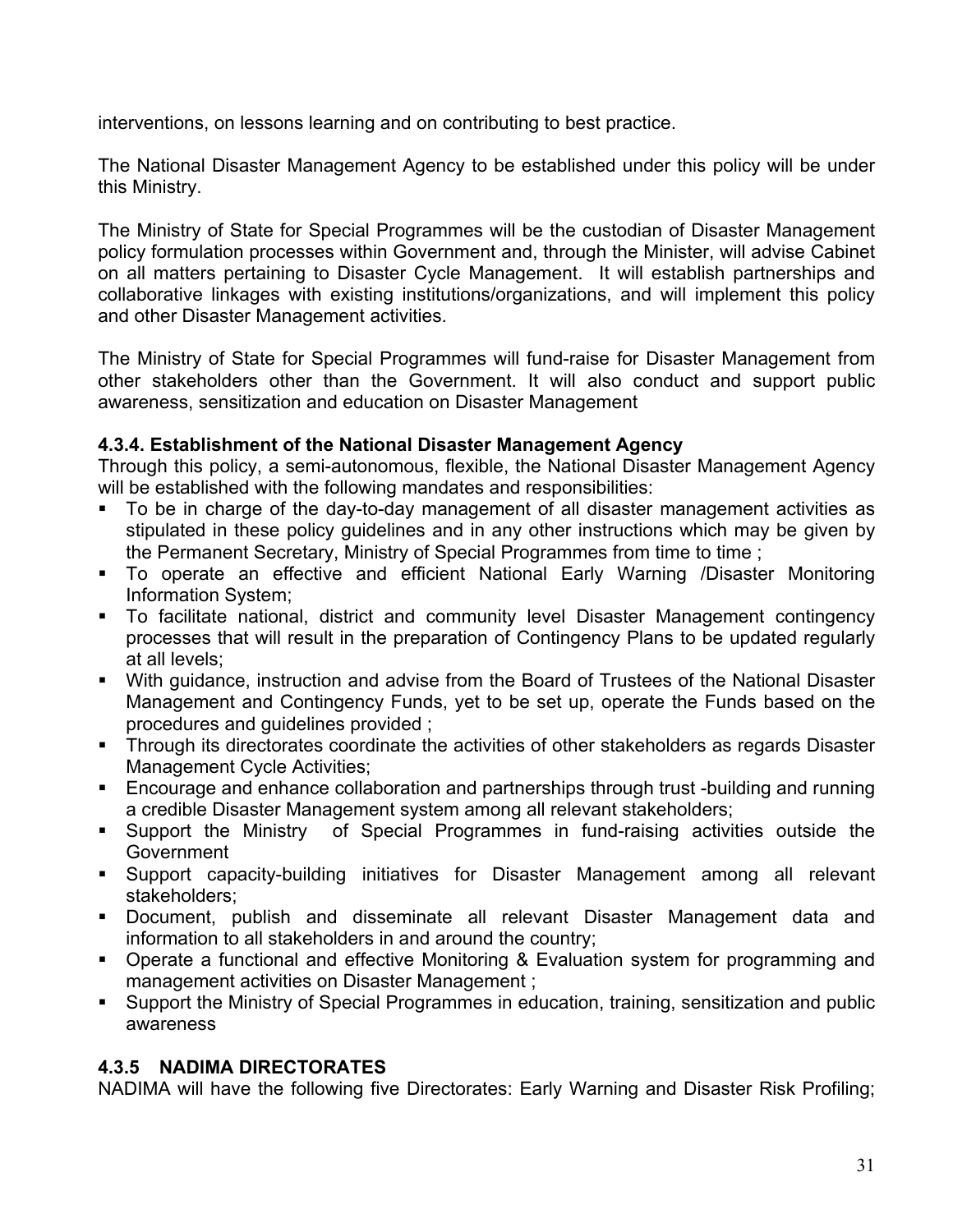interventions, on lessons learning and on contributing to best practice.

The National Disaster Management Agency to be established under this policy will be under this Ministry.

The Ministry of State for Special Programmes will be the custodian of Disaster Management policy formulation processes within Government and, through the Minister, will advise Cabinet on all matters pertaining to Disaster Cycle Management. It will establish partnerships and collaborative linkages with existing institutions/organizations, and will implement this policy and other Disaster Management activities.

The Ministry of State for Special Programmes will fund-raise for Disaster Management from other stakeholders other than the Government. It will also conduct and support public awareness, sensitization and education on Disaster Management

### 4.3.4. Establishment of the National Disaster Management Agency

Through this policy, a semi-autonomous, flexible, the National Disaster Management Agency will be established with the following mandates and responsibilities:

- To be in charge of the day-to-day management of all disaster management activities as stipulated in these policy guidelines and in any other instructions which may be given by the Permanent Secretary, Ministry of Special Programmes from time to time ;
- To operate an effective and efficient National Early Warning /Disaster Monitoring Information System;
- To facilitate national, district and community level Disaster Management contingency processes that will result in the preparation of Contingency Plans to be updated regularly at all levels;
- With guidance, instruction and advise from the Board of Trustees of the National Disaster Management and Contingency Funds, yet to be set up, operate the Funds based on the procedures and guidelines provided ;
- Through its directorates coordinate the activities of other stakeholders as regards Disaster Management Cycle Activities;
- Encourage and enhance collaboration and partnerships through trust -building and running a credible Disaster Management system among all relevant stakeholders;
- Support the Ministry of Special Programmes in fund-raising activities outside the Government
- Support capacity-building initiatives for Disaster Management among all relevant stakeholders;
- Document, publish and disseminate all relevant Disaster Management data and information to all stakeholders in and around the country;
- Operate a functional and effective Monitoring & Evaluation system for programming and management activities on Disaster Management ;
- Support the Ministry of Special Programmes in education, training, sensitization and public awareness

### 4.3.5 NADIMA DIRECTORATES

NADIMA will have the following five Directorates: Early Warning and Disaster Risk Profiling;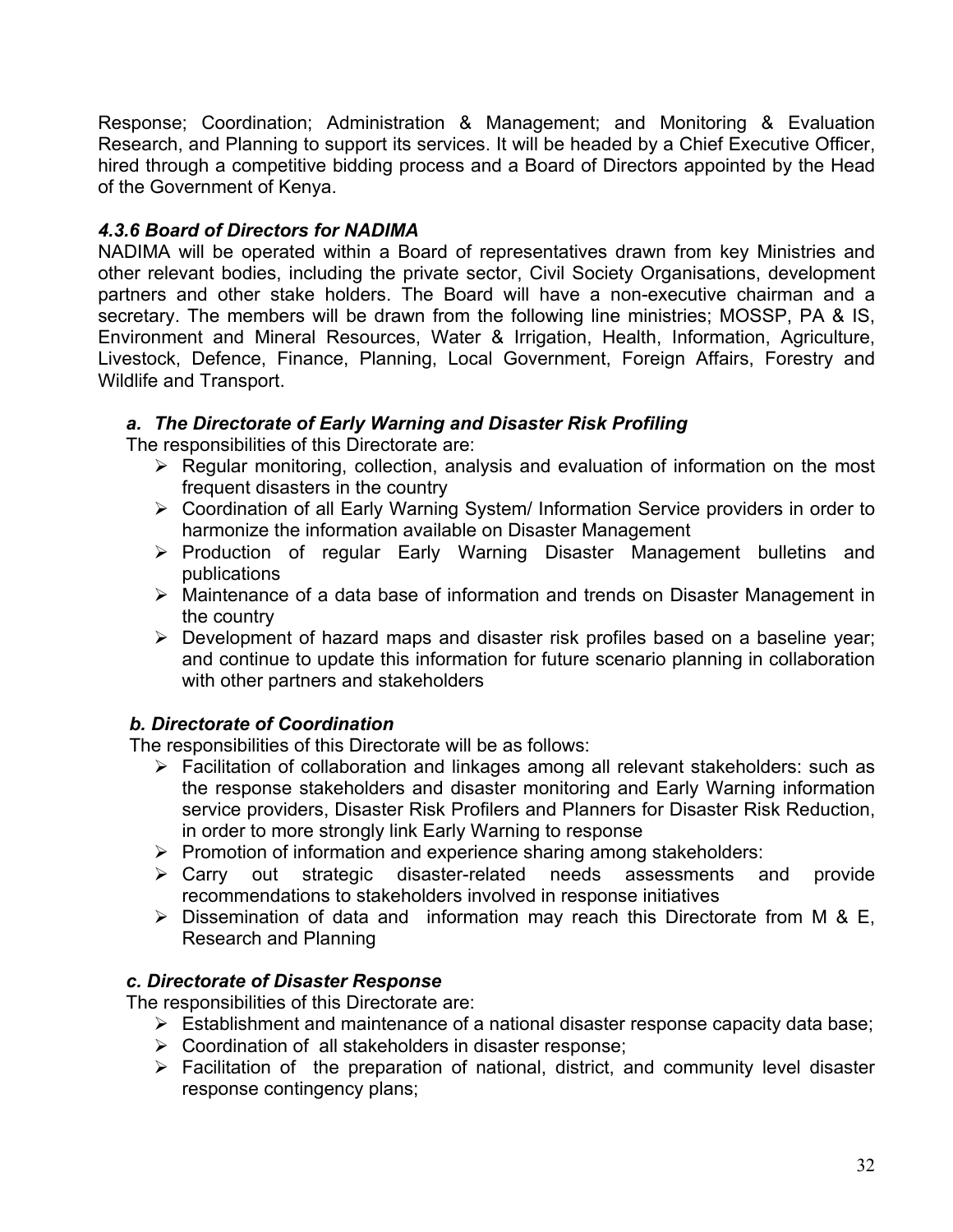Response; Coordination; Administration & Management; and Monitoring & Evaluation Research, and Planning to support its services. It will be headed by a Chief Executive Officer, hired through a competitive bidding process and a Board of Directors appointed by the Head of the Government of Kenya.

### *4.3.6 Board of Directors for NADIMA*

NADIMA will be operated within a Board of representatives drawn from key Ministries and other relevant bodies, including the private sector, Civil Society Organisations, development partners and other stake holders. The Board will have a non-executive chairman and a secretary. The members will be drawn from the following line ministries; MOSSP, PA & IS, Environment and Mineral Resources, Water & Irrigation, Health, Information, Agriculture, Livestock, Defence, Finance, Planning, Local Government, Foreign Affairs, Forestry and Wildlife and Transport.

#### *a. The Directorate of Early Warning and Disaster Risk Profiling*

The responsibilities of this Directorate are:

- Regular monitoring, collection, analysis and evaluation of information on the most frequent disasters in the country
- Coordination of all Early Warning System/ Information Service providers in order to harmonize the information available on Disaster Management
- Production of regular Early Warning Disaster Management bulletins and publications
- Maintenance of a data base of information and trends on Disaster Management in the country
- Development of hazard maps and disaster risk profiles based on a baseline year; and continue to update this information for future scenario planning in collaboration with other partners and stakeholders

#### *b. Directorate of Coordination*

The responsibilities of this Directorate will be as follows:

- Facilitation of collaboration and linkages among all relevant stakeholders: such as the response stakeholders and disaster monitoring and Early Warning information service providers, Disaster Risk Profilers and Planners for Disaster Risk Reduction, in order to more strongly link Early Warning to response
- Promotion of information and experience sharing among stakeholders:
- Carry out strategic disaster-related needs assessments and provide recommendations to stakeholders involved in response initiatives
- Dissemination of data and information may reach this Directorate from M & E, Research and Planning

#### *c. Directorate of Disaster Response*

The responsibilities of this Directorate are:

- Establishment and maintenance of a national disaster response capacity data base;
- Coordination of all stakeholders in disaster response;
- Facilitation of the preparation of national, district, and community level disaster response contingency plans;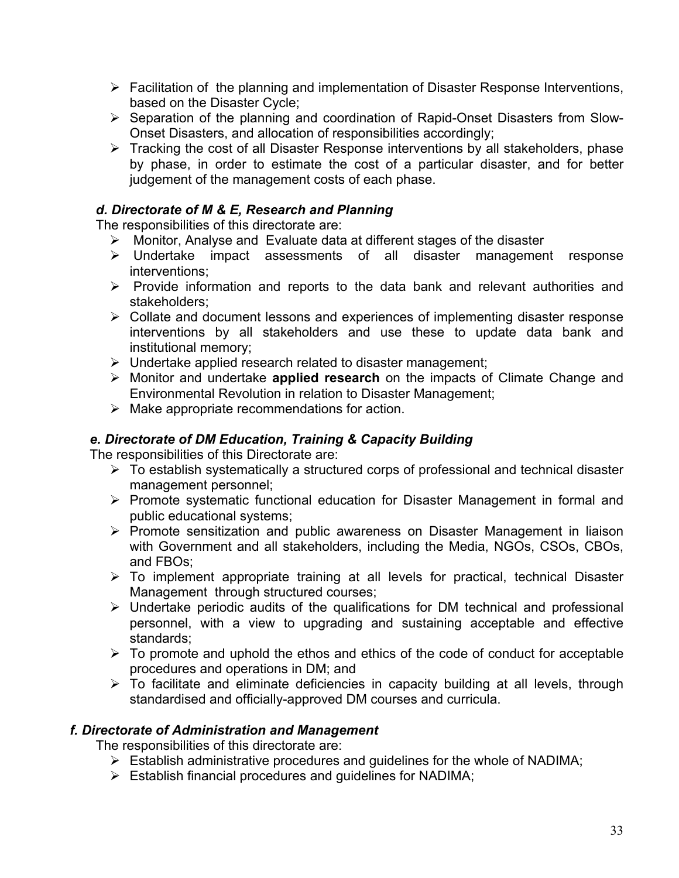- Facilitation of the planning and implementation of Disaster Response Interventions, based on the Disaster Cycle;
- Separation of the planning and coordination of Rapid-Onset Disasters from Slow-Onset Disasters, and allocation of responsibilities accordingly;
- Tracking the cost of all Disaster Response interventions by all stakeholders, phase by phase, in order to estimate the cost of a particular disaster, and for better judgement of the management costs of each phase.

### *d. Directorate of M & E, Research and Planning*

The responsibilities of this directorate are:

- Monitor, Analyse and Evaluate data at different stages of the disaster
- Undertake impact assessments of all disaster management response interventions;
- Provide information and reports to the data bank and relevant authorities and stakeholders;
- Collate and document lessons and experiences of implementing disaster response interventions by all stakeholders and use these to update data bank and institutional memory;
- Undertake applied research related to disaster management;
- Monitor and undertake **applied research** on the impacts of Climate Change and Environmental Revolution in relation to Disaster Management;
- Make appropriate recommendations for action.

### *e. Directorate of DM Education, Training & Capacity Building*

The responsibilities of this Directorate are:

- To establish systematically a structured corps of professional and technical disaster management personnel;
- Promote systematic functional education for Disaster Management in formal and public educational systems;
- Promote sensitization and public awareness on Disaster Management in liaison with Government and all stakeholders, including the Media, NGOs, CSOs, CBOs, and FBOs;
- To implement appropriate training at all levels for practical, technical Disaster Management through structured courses;
- Undertake periodic audits of the qualifications for DM technical and professional personnel, with a view to upgrading and sustaining acceptable and effective standards;
- To promote and uphold the ethos and ethics of the code of conduct for acceptable procedures and operations in DM; and
- To facilitate and eliminate deficiencies in capacity building at all levels, through standardised and officially-approved DM courses and curricula.

### *f. Directorate of Administration and Management*

The responsibilities of this directorate are:

- Establish administrative procedures and guidelines for the whole of NADIMA;
- Establish financial procedures and guidelines for NADIMA;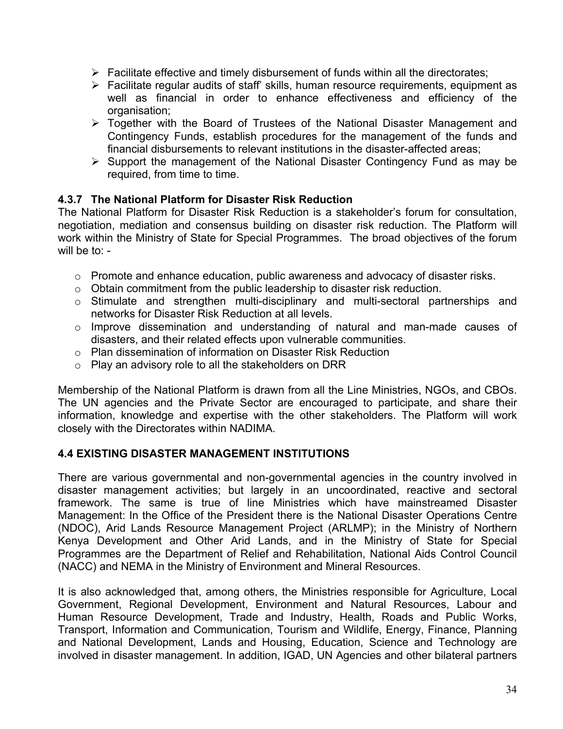- Facilitate effective and timely disbursement of funds within all the directorates;
- Facilitate regular audits of staff' skills, human resource requirements, equipment as well as financial in order to enhance effectiveness and efficiency of the organisation;
- Together with the Board of Trustees of the National Disaster Management and Contingency Funds, establish procedures for the management of the funds and financial disbursements to relevant institutions in the disaster-affected areas;
- Support the management of the National Disaster Contingency Fund as may be required, from time to time.

### 4.3.7 The National Platform for Disaster Risk Reduction

The National Platform for Disaster Risk Reduction is a stakeholder's forum for consultation, negotiation, mediation and consensus building on disaster risk reduction. The Platform will work within the Ministry of State for Special Programmes. The broad objectives of the forum will be to: -

- Promote and enhance education, public awareness and advocacy of disaster risks.
- Obtain commitment from the public leadership to disaster risk reduction.
- Stimulate and strengthen multi-disciplinary and multi-sectoral partnerships and networks for Disaster Risk Reduction at all levels.
- Improve dissemination and understanding of natural and man-made causes of disasters, and their related effects upon vulnerable communities.
- Plan dissemination of information on Disaster Risk Reduction
- Play an advisory role to all the stakeholders on DRR

Membership of the National Platform is drawn from all the Line Ministries, NGOs, and CBOs. The UN agencies and the Private Sector are encouraged to participate, and share their information, knowledge and expertise with the other stakeholders. The Platform will work closely with the Directorates within NADIMA.

### 4.4 EXISTING DISASTER MANAGEMENT INSTITUTIONS

There are various governmental and non-governmental agencies in the country involved in disaster management activities; but largely in an uncoordinated, reactive and sectoral framework. The same is true of line Ministries which have mainstreamed Disaster Management: In the Office of the President there is the National Disaster Operations Centre (NDOC), Arid Lands Resource Management Project (ARLMP); in the Ministry of Northern Kenya Development and Other Arid Lands, and in the Ministry of State for Special Programmes are the Department of Relief and Rehabilitation, National Aids Control Council (NACC) and NEMA in the Ministry of Environment and Mineral Resources.

It is also acknowledged that, among others, the Ministries responsible for Agriculture, Local Government, Regional Development, Environment and Natural Resources, Labour and Human Resource Development, Trade and Industry, Health, Roads and Public Works, Transport, Information and Communication, Tourism and Wildlife, Energy, Finance, Planning and National Development, Lands and Housing, Education, Science and Technology are involved in disaster management. In addition, IGAD, UN Agencies and other bilateral partners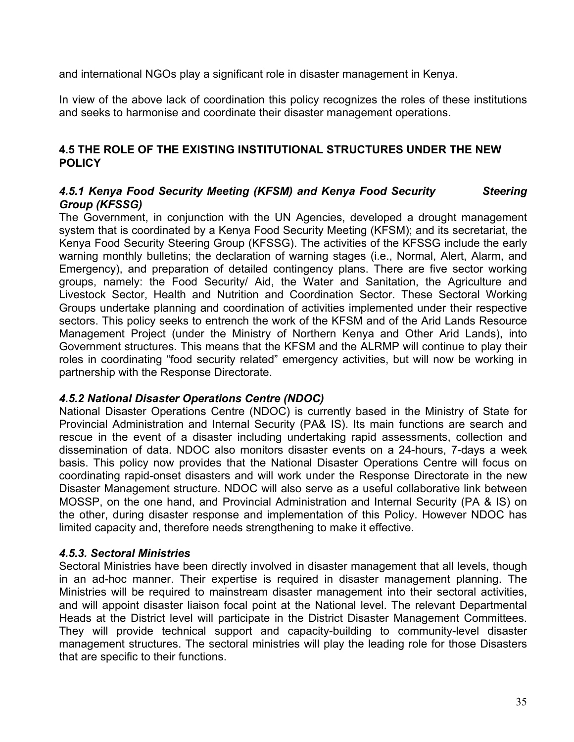and international NGOs play a significant role in disaster management in Kenya.

In view of the above lack of coordination this policy recognizes the roles of these institutions and seeks to harmonise and coordinate their disaster management operations.

### 4.5 THE ROLE OF THE EXISTING INSTITUTIONAL STRUCTURES UNDER THE NEW POLICY

#### *4.5.1 Kenya Food Security Meeting (KFSM) and Kenya Food Security Steering Group (KFSSG)*

The Government, in conjunction with the UN Agencies, developed a drought management system that is coordinated by a Kenya Food Security Meeting (KFSM); and its secretariat, the Kenya Food Security Steering Group (KFSSG). The activities of the KFSSG include the early warning monthly bulletins; the declaration of warning stages (i.e., Normal, Alert, Alarm, and Emergency), and preparation of detailed contingency plans. There are five sector working groups, namely: the Food Security/ Aid, the Water and Sanitation, the Agriculture and Livestock Sector, Health and Nutrition and Coordination Sector. These Sectoral Working Groups undertake planning and coordination of activities implemented under their respective sectors. This policy seeks to entrench the work of the KFSM and of the Arid Lands Resource Management Project (under the Ministry of Northern Kenya and Other Arid Lands), into Government structures. This means that the KFSM and the ALRMP will continue to play their roles in coordinating "food security related" emergency activities, but will now be working in partnership with the Response Directorate.

#### *4.5.2 National Disaster Operations Centre (NDOC)*

National Disaster Operations Centre (NDOC) is currently based in the Ministry of State for Provincial Administration and Internal Security (PA& IS). Its main functions are search and rescue in the event of a disaster including undertaking rapid assessments, collection and dissemination of data. NDOC also monitors disaster events on a 24-hours, 7-days a week basis. This policy now provides that the National Disaster Operations Centre will focus on coordinating rapid-onset disasters and will work under the Response Directorate in the new Disaster Management structure. NDOC will also serve as a useful collaborative link between MOSSP, on the one hand, and Provincial Administration and Internal Security (PA & IS) on the other, during disaster response and implementation of this Policy. However NDOC has limited capacity and, therefore needs strengthening to make it effective.

#### *4.5.3. Sectoral Ministries*

Sectoral Ministries have been directly involved in disaster management that all levels, though in an ad-hoc manner. Their expertise is required in disaster management planning. The Ministries will be required to mainstream disaster management into their sectoral activities, and will appoint disaster liaison focal point at the National level. The relevant Departmental Heads at the District level will participate in the District Disaster Management Committees. They will provide technical support and capacity-building to community-level disaster management structures. The sectoral ministries will play the leading role for those Disasters that are specific to their functions.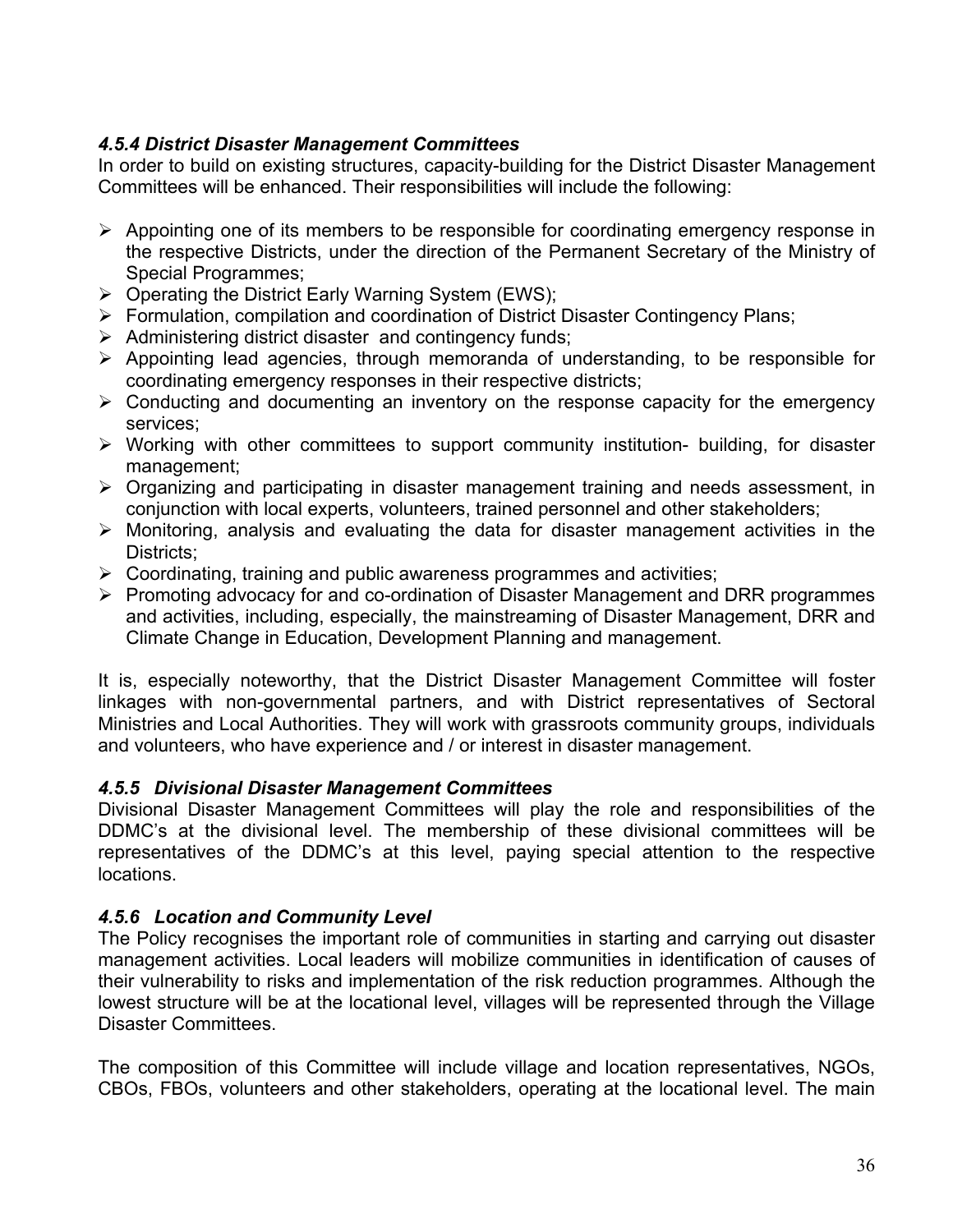#### *4.5.4 District Disaster Management Committees*

In order to build on existing structures, capacity-building for the District Disaster Management Committees will be enhanced. Their responsibilities will include the following:

- Appointing one of its members to be responsible for coordinating emergency response in the respective Districts, under the direction of the Permanent Secretary of the Ministry of Special Programmes;
- Operating the District Early Warning System (EWS);
- Formulation, compilation and coordination of District Disaster Contingency Plans;
- Administering district disaster and contingency funds;
- Appointing lead agencies, through memoranda of understanding, to be responsible for coordinating emergency responses in their respective districts;
- Conducting and documenting an inventory on the response capacity for the emergency services;
- Working with other committees to support community institution- building, for disaster management;
- Organizing and participating in disaster management training and needs assessment, in conjunction with local experts, volunteers, trained personnel and other stakeholders;
- Monitoring, analysis and evaluating the data for disaster management activities in the Districts;
- Coordinating, training and public awareness programmes and activities;
- Promoting advocacy for and co-ordination of Disaster Management and DRR programmes and activities, including, especially, the mainstreaming of Disaster Management, DRR and Climate Change in Education, Development Planning and management.

It is, especially noteworthy, that the District Disaster Management Committee will foster linkages with non-governmental partners, and with District representatives of Sectoral Ministries and Local Authorities. They will work with grassroots community groups, individuals and volunteers, who have experience and / or interest in disaster management.

#### *4.5.5 Divisional Disaster Management Committees*

Divisional Disaster Management Committees will play the role and responsibilities of the DDMC's at the divisional level. The membership of these divisional committees will be representatives of the DDMC's at this level, paying special attention to the respective locations.

#### *4.5.6 Location and Community Level*

The Policy recognises the important role of communities in starting and carrying out disaster management activities. Local leaders will mobilize communities in identification of causes of their vulnerability to risks and implementation of the risk reduction programmes. Although the lowest structure will be at the locational level, villages will be represented through the Village Disaster Committees.

The composition of this Committee will include village and location representatives, NGOs, CBOs, FBOs, volunteers and other stakeholders, operating at the locational level. The main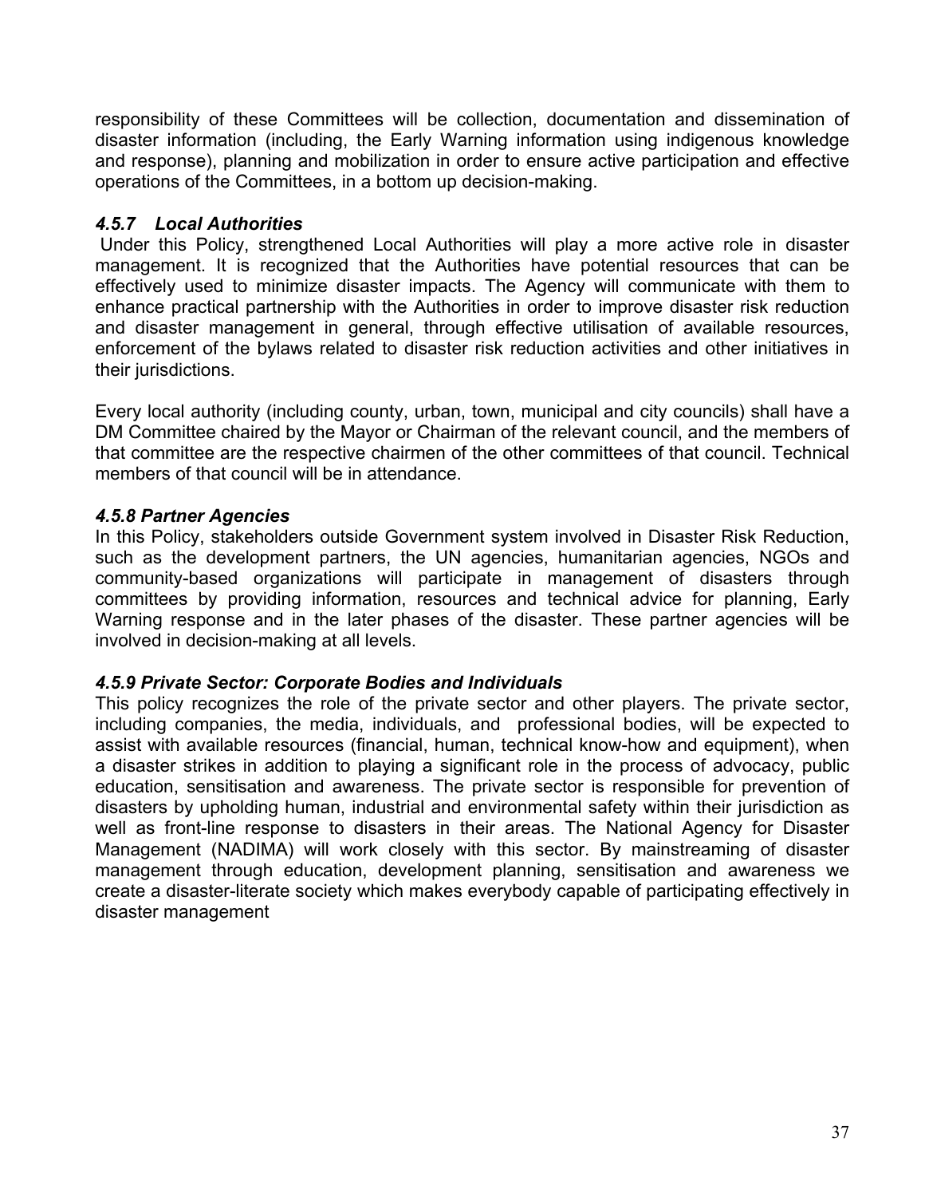responsibility of these Committees will be collection, documentation and dissemination of disaster information (including, the Early Warning information using indigenous knowledge and response), planning and mobilization in order to ensure active participation and effective operations of the Committees, in a bottom up decision-making.

#### *4.5.7 Local Authorities*

Under this Policy, strengthened Local Authorities will play a more active role in disaster management. It is recognized that the Authorities have potential resources that can be effectively used to minimize disaster impacts. The Agency will communicate with them to enhance practical partnership with the Authorities in order to improve disaster risk reduction and disaster management in general, through effective utilisation of available resources, enforcement of the bylaws related to disaster risk reduction activities and other initiatives in their jurisdictions.

Every local authority (including county, urban, town, municipal and city councils) shall have a DM Committee chaired by the Mayor or Chairman of the relevant council, and the members of that committee are the respective chairmen of the other committees of that council. Technical members of that council will be in attendance.

#### *4.5.8 Partner Agencies*

In this Policy, stakeholders outside Government system involved in Disaster Risk Reduction, such as the development partners, the UN agencies, humanitarian agencies, NGOs and community-based organizations will participate in management of disasters through committees by providing information, resources and technical advice for planning, Early Warning response and in the later phases of the disaster. These partner agencies will be involved in decision-making at all levels.

#### *4.5.9 Private Sector: Corporate Bodies and Individuals*

This policy recognizes the role of the private sector and other players. The private sector, including companies, the media, individuals, and professional bodies, will be expected to assist with available resources (financial, human, technical know-how and equipment), when a disaster strikes in addition to playing a significant role in the process of advocacy, public education, sensitisation and awareness. The private sector is responsible for prevention of disasters by upholding human, industrial and environmental safety within their jurisdiction as well as front-line response to disasters in their areas. The National Agency for Disaster Management (NADIMA) will work closely with this sector. By mainstreaming of disaster management through education, development planning, sensitisation and awareness we create a disaster-literate society which makes everybody capable of participating effectively in disaster management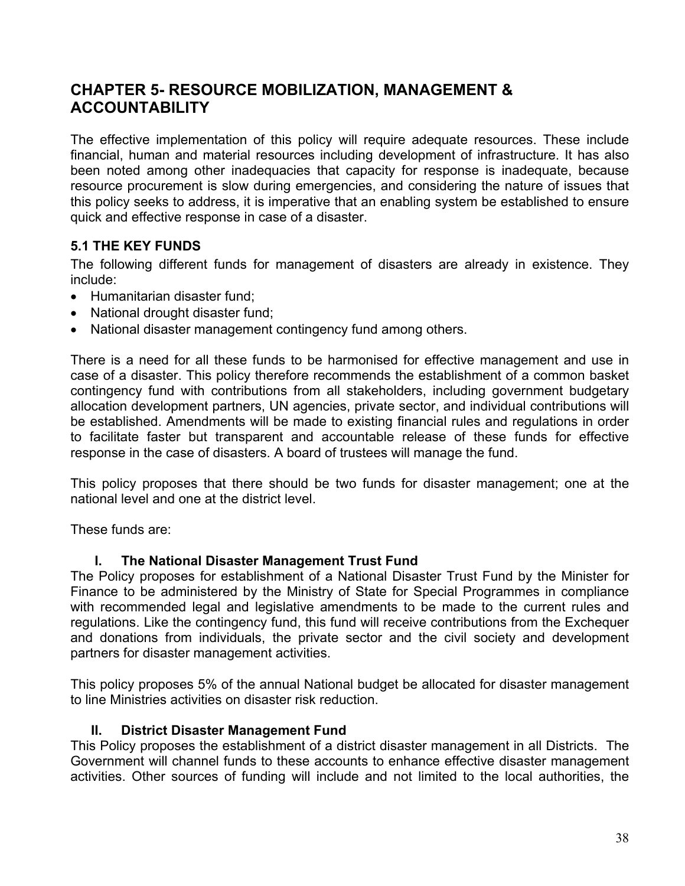## CHAPTER 5- RESOURCE MOBILIZATION, MANAGEMENT & ACCOUNTABILITY

The effective implementation of this policy will require adequate resources. These include financial, human and material resources including development of infrastructure. It has also been noted among other inadequacies that capacity for response is inadequate, because resource procurement is slow during emergencies, and considering the nature of issues that this policy seeks to address, it is imperative that an enabling system be established to ensure quick and effective response in case of a disaster.

### 5.1 THE KEY FUNDS

The following different funds for management of disasters are already in existence. They include:

- Humanitarian disaster fund;
- National drought disaster fund;
- National disaster management contingency fund among others.

There is a need for all these funds to be harmonised for effective management and use in case of a disaster. This policy therefore recommends the establishment of a common basket contingency fund with contributions from all stakeholders, including government budgetary allocation development partners, UN agencies, private sector, and individual contributions will be established. Amendments will be made to existing financial rules and regulations in order to facilitate faster but transparent and accountable release of these funds for effective response in the case of disasters. A board of trustees will manage the fund.

This policy proposes that there should be two funds for disaster management; one at the national level and one at the district level.

These funds are:

**I. The National Disaster Management Trust Fund**

The Policy proposes for establishment of a National Disaster Trust Fund by the Minister for Finance to be administered by the Ministry of State for Special Programmes in compliance with recommended legal and legislative amendments to be made to the current rules and regulations. Like the contingency fund, this fund will receive contributions from the Exchequer and donations from individuals, the private sector and the civil society and development partners for disaster management activities.

This policy proposes 5% of the annual National budget be allocated for disaster management to line Ministries activities on disaster risk reduction.

**II. District Disaster Management Fund**

This Policy proposes the establishment of a district disaster management in all Districts. The Government will channel funds to these accounts to enhance effective disaster management activities. Other sources of funding will include and not limited to the local authorities, the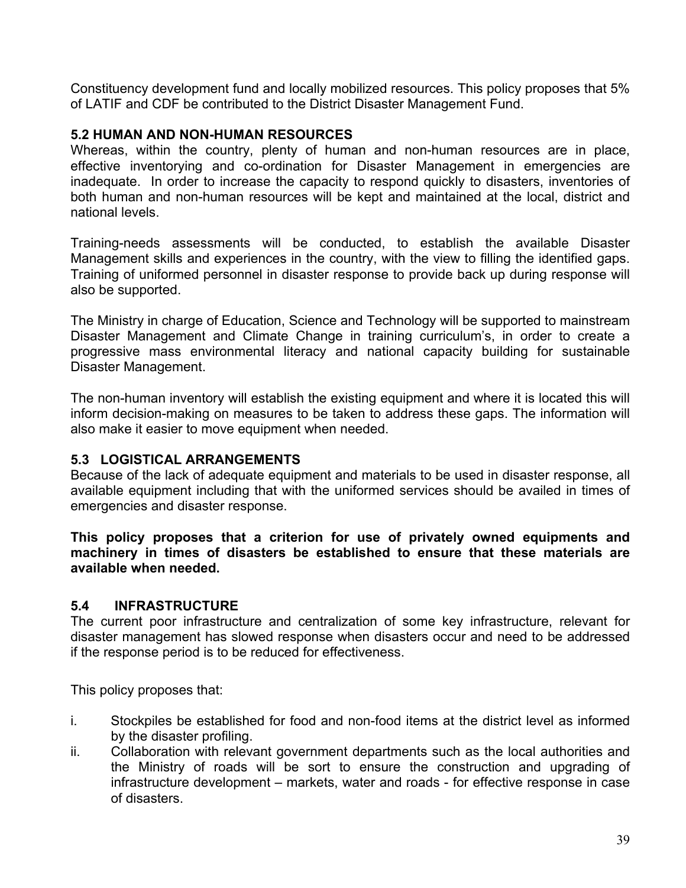Constituency development fund and locally mobilized resources. This policy proposes that 5% of LATIF and CDF be contributed to the District Disaster Management Fund.

### 5.2 HUMAN AND NON-HUMAN RESOURCES

Whereas, within the country, plenty of human and non-human resources are in place, effective inventorying and co-ordination for Disaster Management in emergencies are inadequate. In order to increase the capacity to respond quickly to disasters, inventories of both human and non-human resources will be kept and maintained at the local, district and national levels.

Training-needs assessments will be conducted, to establish the available Disaster Management skills and experiences in the country, with the view to filling the identified gaps. Training of uniformed personnel in disaster response to provide back up during response will also be supported.

The Ministry in charge of Education, Science and Technology will be supported to mainstream Disaster Management and Climate Change in training curriculum's, in order to create a progressive mass environmental literacy and national capacity building for sustainable Disaster Management.

The non-human inventory will establish the existing equipment and where it is located this will inform decision-making on measures to be taken to address these gaps. The information will also make it easier to move equipment when needed.

### 5.3 LOGISTICAL ARRANGEMENTS

Because of the lack of adequate equipment and materials to be used in disaster response, all available equipment including that with the uniformed services should be availed in times of emergencies and disaster response.

**This policy proposes that a criterion for use of privately owned equipments and machinery in times of disasters be established to ensure that these materials are available when needed.**

### 5.4 INFRASTRUCTURE

The current poor infrastructure and centralization of some key infrastructure, relevant for disaster management has slowed response when disasters occur and need to be addressed if the response period is to be reduced for effectiveness.

This policy proposes that:

i. Stockpiles be established for food and non-food items at the district level as informed by the disaster profiling.
ii. Collaboration with relevant government departments such as the local authorities and the Ministry of roads will be sort to ensure the construction and upgrading of infrastructure development – markets, water and roads - for effective response in case of disasters.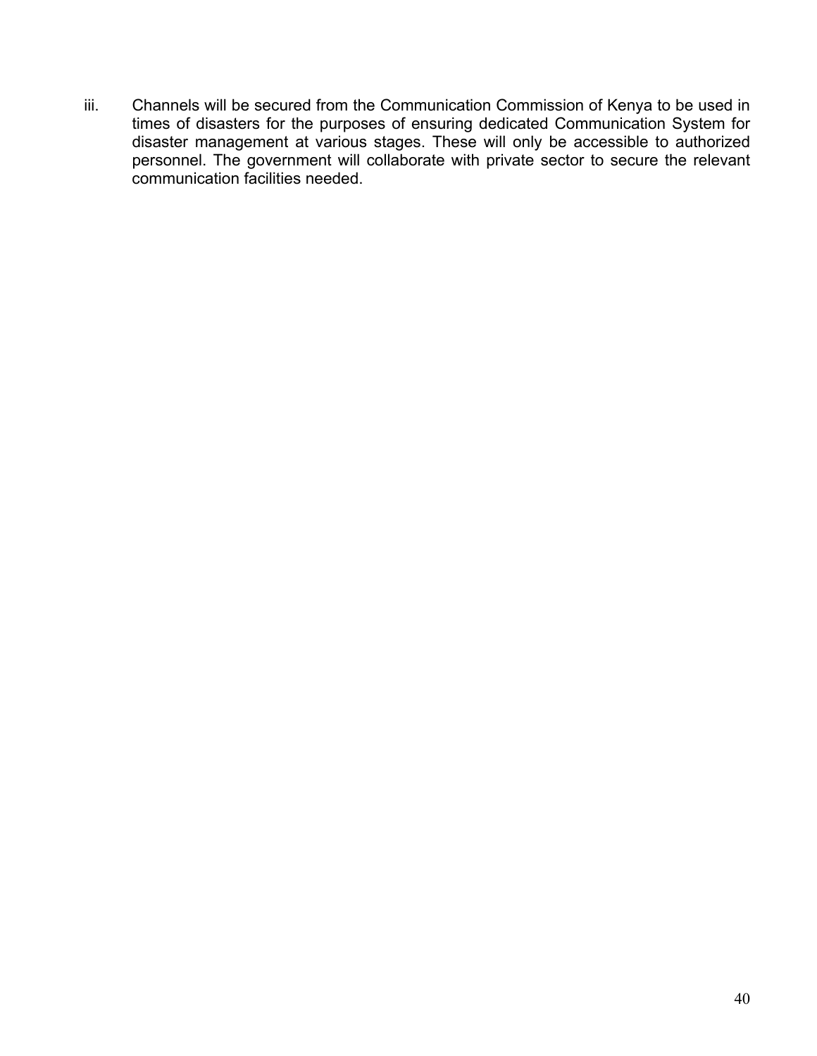iii. Channels will be secured from the Communication Commission of Kenya to be used in times of disasters for the purposes of ensuring dedicated Communication System for disaster management at various stages. These will only be accessible to authorized personnel. The government will collaborate with private sector to secure the relevant communication facilities needed.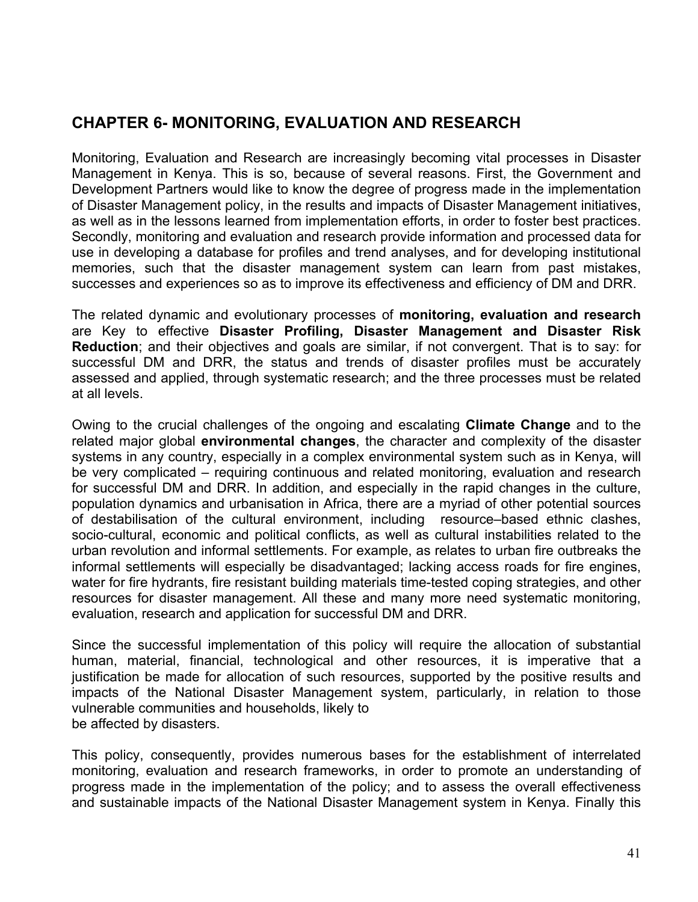## CHAPTER 6- MONITORING, EVALUATION AND RESEARCH

Monitoring, Evaluation and Research are increasingly becoming vital processes in Disaster Management in Kenya. This is so, because of several reasons. First, the Government and Development Partners would like to know the degree of progress made in the implementation of Disaster Management policy, in the results and impacts of Disaster Management initiatives, as well as in the lessons learned from implementation efforts, in order to foster best practices. Secondly, monitoring and evaluation and research provide information and processed data for use in developing a database for profiles and trend analyses, and for developing institutional memories, such that the disaster management system can learn from past mistakes, successes and experiences so as to improve its effectiveness and efficiency of DM and DRR.

The related dynamic and evolutionary processes of **monitoring, evaluation and research** are Key to effective **Disaster Profiling, Disaster Management and Disaster Risk Reduction**; and their objectives and goals are similar, if not convergent. That is to say: for successful DM and DRR, the status and trends of disaster profiles must be accurately assessed and applied, through systematic research; and the three processes must be related at all levels.

Owing to the crucial challenges of the ongoing and escalating **Climate Change** and to the related major global **environmental changes**, the character and complexity of the disaster systems in any country, especially in a complex environmental system such as in Kenya, will be very complicated – requiring continuous and related monitoring, evaluation and research for successful DM and DRR. In addition, and especially in the rapid changes in the culture, population dynamics and urbanisation in Africa, there are a myriad of other potential sources of destabilisation of the cultural environment, including resource–based ethnic clashes, socio-cultural, economic and political conflicts, as well as cultural instabilities related to the urban revolution and informal settlements. For example, as relates to urban fire outbreaks the informal settlements will especially be disadvantaged; lacking access roads for fire engines, water for fire hydrants, fire resistant building materials time-tested coping strategies, and other resources for disaster management. All these and many more need systematic monitoring, evaluation, research and application for successful DM and DRR.

Since the successful implementation of this policy will require the allocation of substantial human, material, financial, technological and other resources, it is imperative that a justification be made for allocation of such resources, supported by the positive results and impacts of the National Disaster Management system, particularly, in relation to those vulnerable communities and households, likely to be affected by disasters.

This policy, consequently, provides numerous bases for the establishment of interrelated monitoring, evaluation and research frameworks, in order to promote an understanding of progress made in the implementation of the policy; and to assess the overall effectiveness and sustainable impacts of the National Disaster Management system in Kenya. Finally this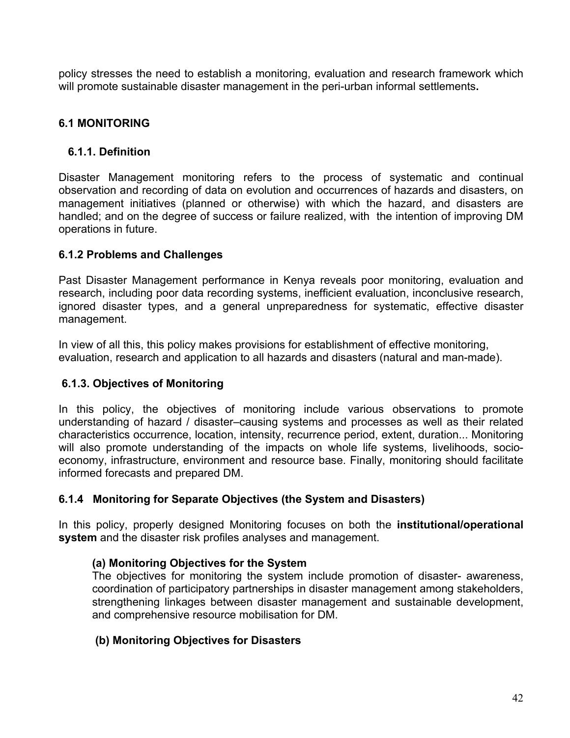policy stresses the need to establish a monitoring, evaluation and research framework which will promote sustainable disaster management in the peri-urban informal settlements**.**

## 6.1 MONITORING

### 6.1.1. Definition

Disaster Management monitoring refers to the process of systematic and continual observation and recording of data on evolution and occurrences of hazards and disasters, on management initiatives (planned or otherwise) with which the hazard, and disasters are handled; and on the degree of success or failure realized, with the intention of improving DM operations in future.

### 6.1.2 Problems and Challenges

Past Disaster Management performance in Kenya reveals poor monitoring, evaluation and research, including poor data recording systems, inefficient evaluation, inconclusive research, ignored disaster types, and a general unpreparedness for systematic, effective disaster management.

In view of all this, this policy makes provisions for establishment of effective monitoring, evaluation, research and application to all hazards and disasters (natural and man-made).

### 6.1.3. Objectives of Monitoring

In this policy, the objectives of monitoring include various observations to promote understanding of hazard / disaster–causing systems and processes as well as their related characteristics occurrence, location, intensity, recurrence period, extent, duration... Monitoring will also promote understanding of the impacts on whole life systems, livelihoods, socio-economy, infrastructure, environment and resource base. Finally, monitoring should facilitate informed forecasts and prepared DM.

### 6.1.4 Monitoring for Separate Objectives (the System and Disasters)

In this policy, properly designed Monitoring focuses on both the **institutional/operational system** and the disaster risk profiles analyses and management.

**(a) Monitoring Objectives for the System**

The objectives for monitoring the system include promotion of disaster- awareness, coordination of participatory partnerships in disaster management among stakeholders, strengthening linkages between disaster management and sustainable development, and comprehensive resource mobilisation for DM.

**(b) Monitoring Objectives for Disasters**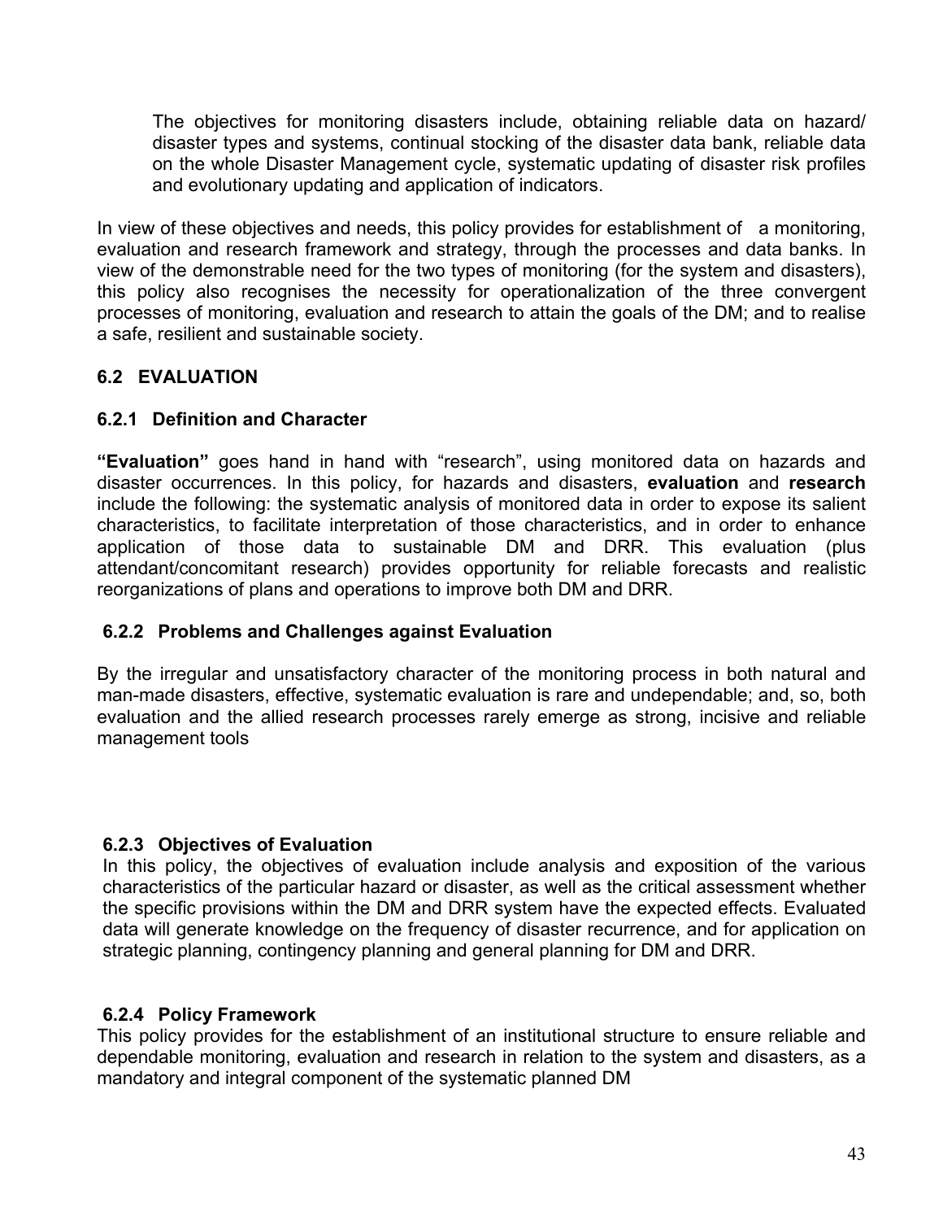The objectives for monitoring disasters include, obtaining reliable data on hazard/ disaster types and systems, continual stocking of the disaster data bank, reliable data on the whole Disaster Management cycle, systematic updating of disaster risk profiles and evolutionary updating and application of indicators.

In view of these objectives and needs, this policy provides for establishment of a monitoring, evaluation and research framework and strategy, through the processes and data banks. In view of the demonstrable need for the two types of monitoring (for the system and disasters), this policy also recognises the necessity for operationalization of the three convergent processes of monitoring, evaluation and research to attain the goals of the DM; and to realise a safe, resilient and sustainable society.

## 6.2 EVALUATION

### 6.2.1 Definition and Character

**"Evaluation"** goes hand in hand with "research", using monitored data on hazards and disaster occurrences. In this policy, for hazards and disasters, **evaluation** and **research** include the following: the systematic analysis of monitored data in order to expose its salient characteristics, to facilitate interpretation of those characteristics, and in order to enhance application of those data to sustainable DM and DRR. This evaluation (plus attendant/concomitant research) provides opportunity for reliable forecasts and realistic reorganizations of plans and operations to improve both DM and DRR.

### 6.2.2 Problems and Challenges against Evaluation

By the irregular and unsatisfactory character of the monitoring process in both natural and man-made disasters, effective, systematic evaluation is rare and undependable; and, so, both evaluation and the allied research processes rarely emerge as strong, incisive and reliable management tools

### 6.2.3 Objectives of Evaluation

In this policy, the objectives of evaluation include analysis and exposition of the various characteristics of the particular hazard or disaster, as well as the critical assessment whether the specific provisions within the DM and DRR system have the expected effects. Evaluated data will generate knowledge on the frequency of disaster recurrence, and for application on strategic planning, contingency planning and general planning for DM and DRR.

### 6.2.4 Policy Framework

This policy provides for the establishment of an institutional structure to ensure reliable and dependable monitoring, evaluation and research in relation to the system and disasters, as a mandatory and integral component of the systematic planned DM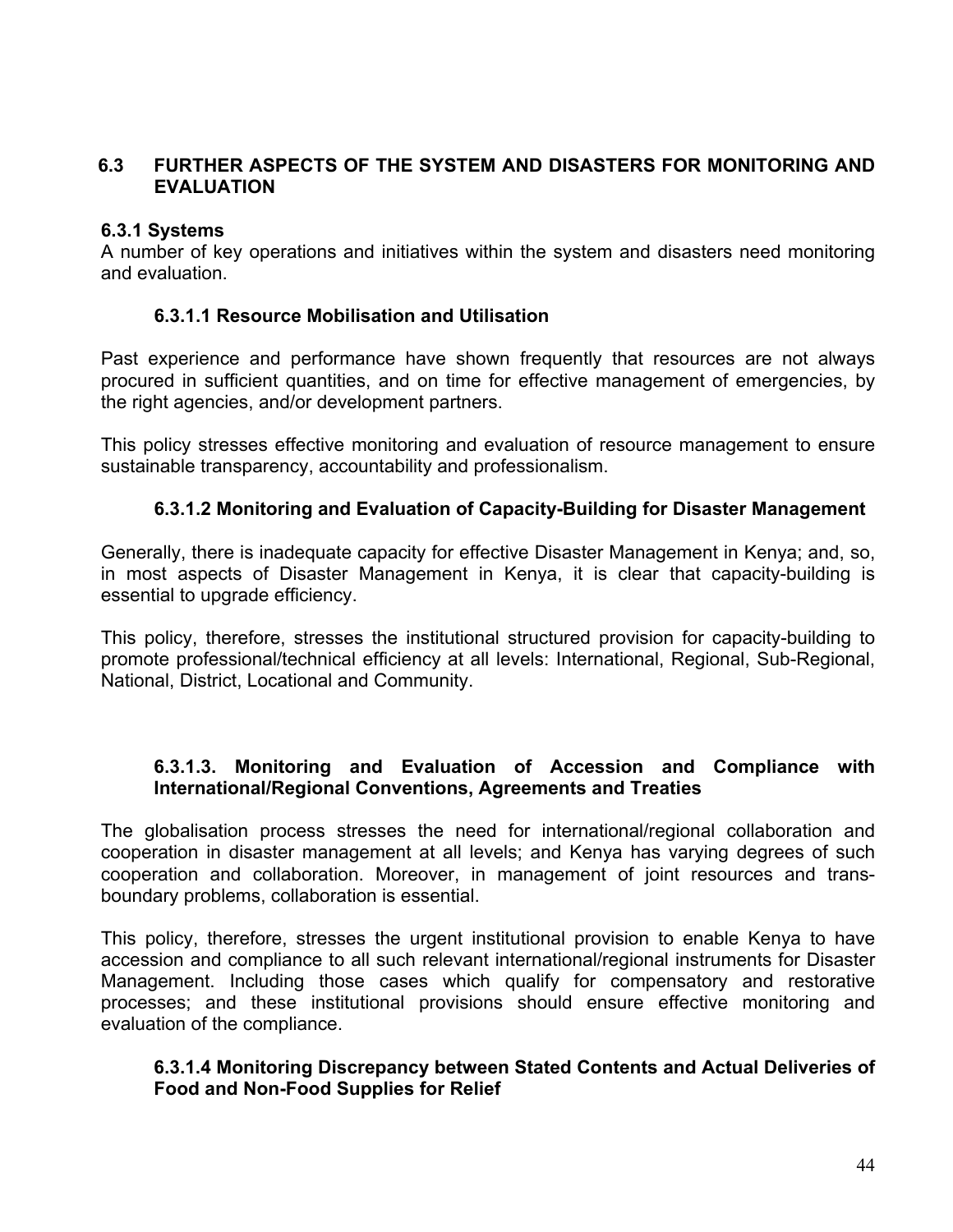## 6.3 FURTHER ASPECTS OF THE SYSTEM AND DISASTERS FOR MONITORING AND EVALUATION

### 6.3.1 Systems

A number of key operations and initiatives within the system and disasters need monitoring and evaluation.

#### 6.3.1.1 Resource Mobilisation and Utilisation

Past experience and performance have shown frequently that resources are not always procured in sufficient quantities, and on time for effective management of emergencies, by the right agencies, and/or development partners.

This policy stresses effective monitoring and evaluation of resource management to ensure sustainable transparency, accountability and professionalism.

#### 6.3.1.2 Monitoring and Evaluation of Capacity-Building for Disaster Management

Generally, there is inadequate capacity for effective Disaster Management in Kenya; and, so, in most aspects of Disaster Management in Kenya, it is clear that capacity-building is essential to upgrade efficiency.

This policy, therefore, stresses the institutional structured provision for capacity-building to promote professional/technical efficiency at all levels: International, Regional, Sub-Regional, National, District, Locational and Community.

#### 6.3.1.3. Monitoring and Evaluation of Accession and Compliance with International/Regional Conventions, Agreements and Treaties

The globalisation process stresses the need for international/regional collaboration and cooperation in disaster management at all levels; and Kenya has varying degrees of such cooperation and collaboration. Moreover, in management of joint resources and trans-boundary problems, collaboration is essential.

This policy, therefore, stresses the urgent institutional provision to enable Kenya to have accession and compliance to all such relevant international/regional instruments for Disaster Management. Including those cases which qualify for compensatory and restorative processes; and these institutional provisions should ensure effective monitoring and evaluation of the compliance.

#### 6.3.1.4 Monitoring Discrepancy between Stated Contents and Actual Deliveries of Food and Non-Food Supplies for Relief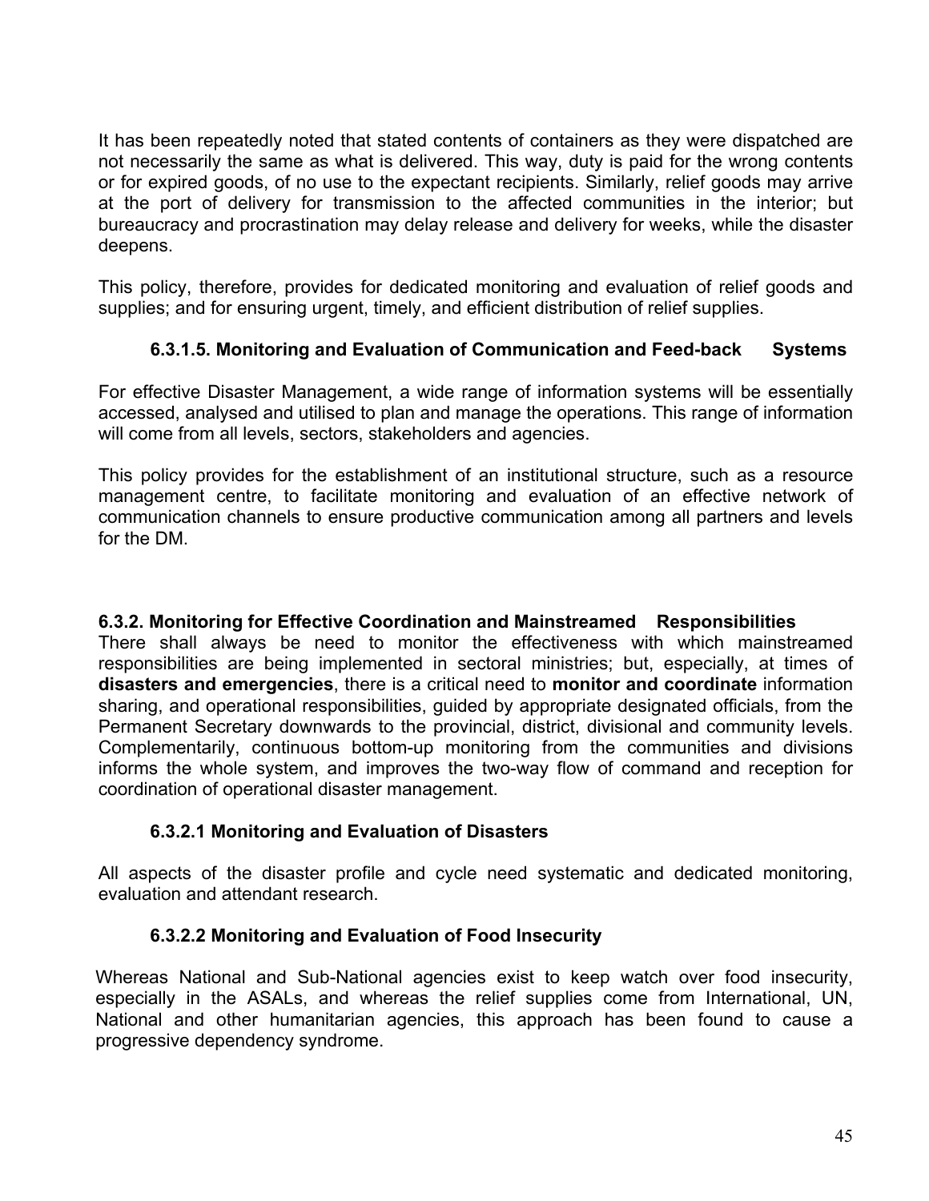It has been repeatedly noted that stated contents of containers as they were dispatched are not necessarily the same as what is delivered. This way, duty is paid for the wrong contents or for expired goods, of no use to the expectant recipients. Similarly, relief goods may arrive at the port of delivery for transmission to the affected communities in the interior; but bureaucracy and procrastination may delay release and delivery for weeks, while the disaster deepens.

This policy, therefore, provides for dedicated monitoring and evaluation of relief goods and supplies; and for ensuring urgent, timely, and efficient distribution of relief supplies.

#### 6.3.1.5. Monitoring and Evaluation of Communication and Feed-back Systems

For effective Disaster Management, a wide range of information systems will be essentially accessed, analysed and utilised to plan and manage the operations. This range of information will come from all levels, sectors, stakeholders and agencies.

This policy provides for the establishment of an institutional structure, such as a resource management centre, to facilitate monitoring and evaluation of an effective network of communication channels to ensure productive communication among all partners and levels for the DM.

### 6.3.2. Monitoring for Effective Coordination and Mainstreamed Responsibilities

There shall always be need to monitor the effectiveness with which mainstreamed responsibilities are being implemented in sectoral ministries; but, especially, at times of **disasters and emergencies**, there is a critical need to **monitor and coordinate** information sharing, and operational responsibilities, guided by appropriate designated officials, from the Permanent Secretary downwards to the provincial, district, divisional and community levels. Complementarily, continuous bottom-up monitoring from the communities and divisions informs the whole system, and improves the two-way flow of command and reception for coordination of operational disaster management.

#### 6.3.2.1 Monitoring and Evaluation of Disasters

All aspects of the disaster profile and cycle need systematic and dedicated monitoring, evaluation and attendant research.

#### 6.3.2.2 Monitoring and Evaluation of Food Insecurity

Whereas National and Sub-National agencies exist to keep watch over food insecurity, especially in the ASALs, and whereas the relief supplies come from International, UN, National and other humanitarian agencies, this approach has been found to cause a progressive dependency syndrome.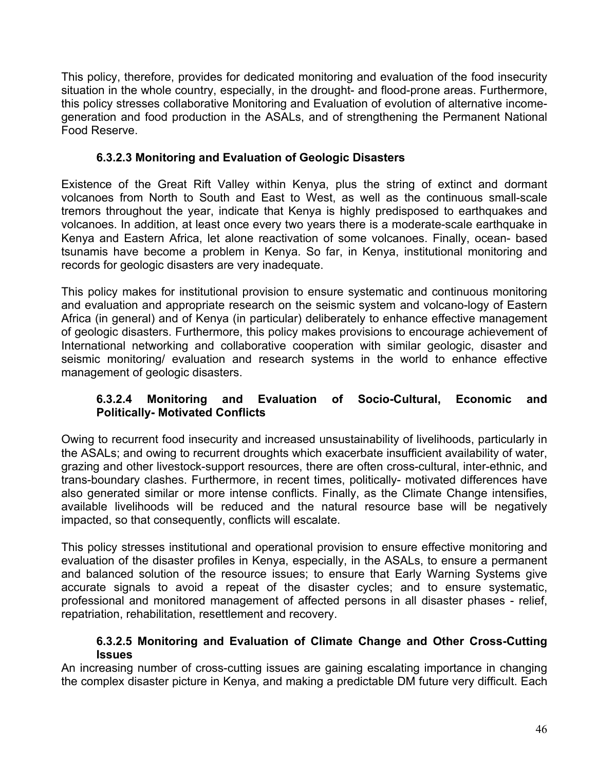This policy, therefore, provides for dedicated monitoring and evaluation of the food insecurity situation in the whole country, especially, in the drought- and flood-prone areas. Furthermore, this policy stresses collaborative Monitoring and Evaluation of evolution of alternative income-generation and food production in the ASALs, and of strengthening the Permanent National Food Reserve.

#### 6.3.2.3 Monitoring and Evaluation of Geologic Disasters

Existence of the Great Rift Valley within Kenya, plus the string of extinct and dormant volcanoes from North to South and East to West, as well as the continuous small-scale tremors throughout the year, indicate that Kenya is highly predisposed to earthquakes and volcanoes. In addition, at least once every two years there is a moderate-scale earthquake in Kenya and Eastern Africa, let alone reactivation of some volcanoes. Finally, ocean- based tsunamis have become a problem in Kenya. So far, in Kenya, institutional monitoring and records for geologic disasters are very inadequate.

This policy makes for institutional provision to ensure systematic and continuous monitoring and evaluation and appropriate research on the seismic system and volcano-logy of Eastern Africa (in general) and of Kenya (in particular) deliberately to enhance effective management of geologic disasters. Furthermore, this policy makes provisions to encourage achievement of International networking and collaborative cooperation with similar geologic, disaster and seismic monitoring/ evaluation and research systems in the world to enhance effective management of geologic disasters.

#### 6.3.2.4 Monitoring and Evaluation of Socio-Cultural, Economic and Politically- Motivated Conflicts

Owing to recurrent food insecurity and increased unsustainability of livelihoods, particularly in the ASALs; and owing to recurrent droughts which exacerbate insufficient availability of water, grazing and other livestock-support resources, there are often cross-cultural, inter-ethnic, and trans-boundary clashes. Furthermore, in recent times, politically- motivated differences have also generated similar or more intense conflicts. Finally, as the Climate Change intensifies, available livelihoods will be reduced and the natural resource base will be negatively impacted, so that consequently, conflicts will escalate.

This policy stresses institutional and operational provision to ensure effective monitoring and evaluation of the disaster profiles in Kenya, especially, in the ASALs, to ensure a permanent and balanced solution of the resource issues; to ensure that Early Warning Systems give accurate signals to avoid a repeat of the disaster cycles; and to ensure systematic, professional and monitored management of affected persons in all disaster phases - relief, repatriation, rehabilitation, resettlement and recovery.

#### 6.3.2.5 Monitoring and Evaluation of Climate Change and Other Cross-Cutting Issues

An increasing number of cross-cutting issues are gaining escalating importance in changing the complex disaster picture in Kenya, and making a predictable DM future very difficult. Each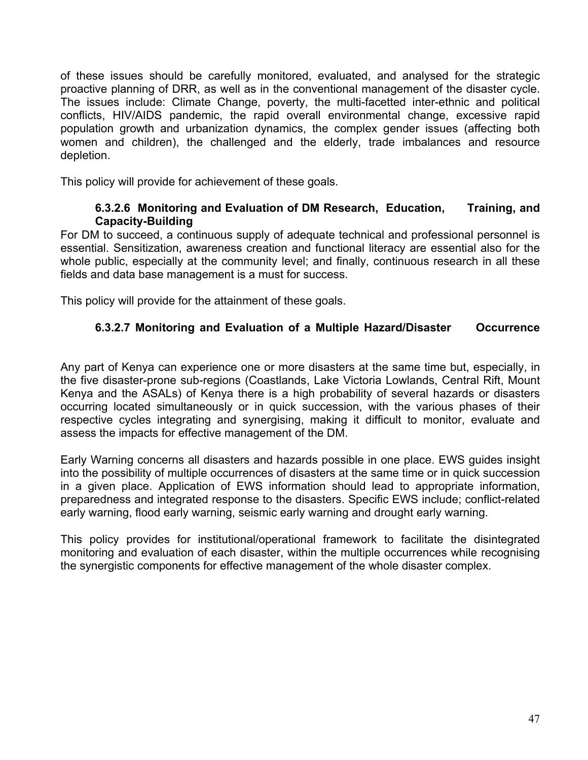of these issues should be carefully monitored, evaluated, and analysed for the strategic proactive planning of DRR, as well as in the conventional management of the disaster cycle. The issues include: Climate Change, poverty, the multi-facetted inter-ethnic and political conflicts, HIV/AIDS pandemic, the rapid overall environmental change, excessive rapid population growth and urbanization dynamics, the complex gender issues (affecting both women and children), the challenged and the elderly, trade imbalances and resource depletion.

This policy will provide for achievement of these goals.

#### 6.3.2.6 Monitoring and Evaluation of DM Research, Education, Training, and Capacity-Building

For DM to succeed, a continuous supply of adequate technical and professional personnel is essential. Sensitization, awareness creation and functional literacy are essential also for the whole public, especially at the community level; and finally, continuous research in all these fields and data base management is a must for success.

This policy will provide for the attainment of these goals.

#### 6.3.2.7 Monitoring and Evaluation of a Multiple Hazard/Disaster Occurrence

Any part of Kenya can experience one or more disasters at the same time but, especially, in the five disaster-prone sub-regions (Coastlands, Lake Victoria Lowlands, Central Rift, Mount Kenya and the ASALs) of Kenya there is a high probability of several hazards or disasters occurring located simultaneously or in quick succession, with the various phases of their respective cycles integrating and synergising, making it difficult to monitor, evaluate and assess the impacts for effective management of the DM.

Early Warning concerns all disasters and hazards possible in one place. EWS guides insight into the possibility of multiple occurrences of disasters at the same time or in quick succession in a given place. Application of EWS information should lead to appropriate information, preparedness and integrated response to the disasters. Specific EWS include; conflict-related early warning, flood early warning, seismic early warning and drought early warning.

This policy provides for institutional/operational framework to facilitate the disintegrated monitoring and evaluation of each disaster, within the multiple occurrences while recognising the synergistic components for effective management of the whole disaster complex.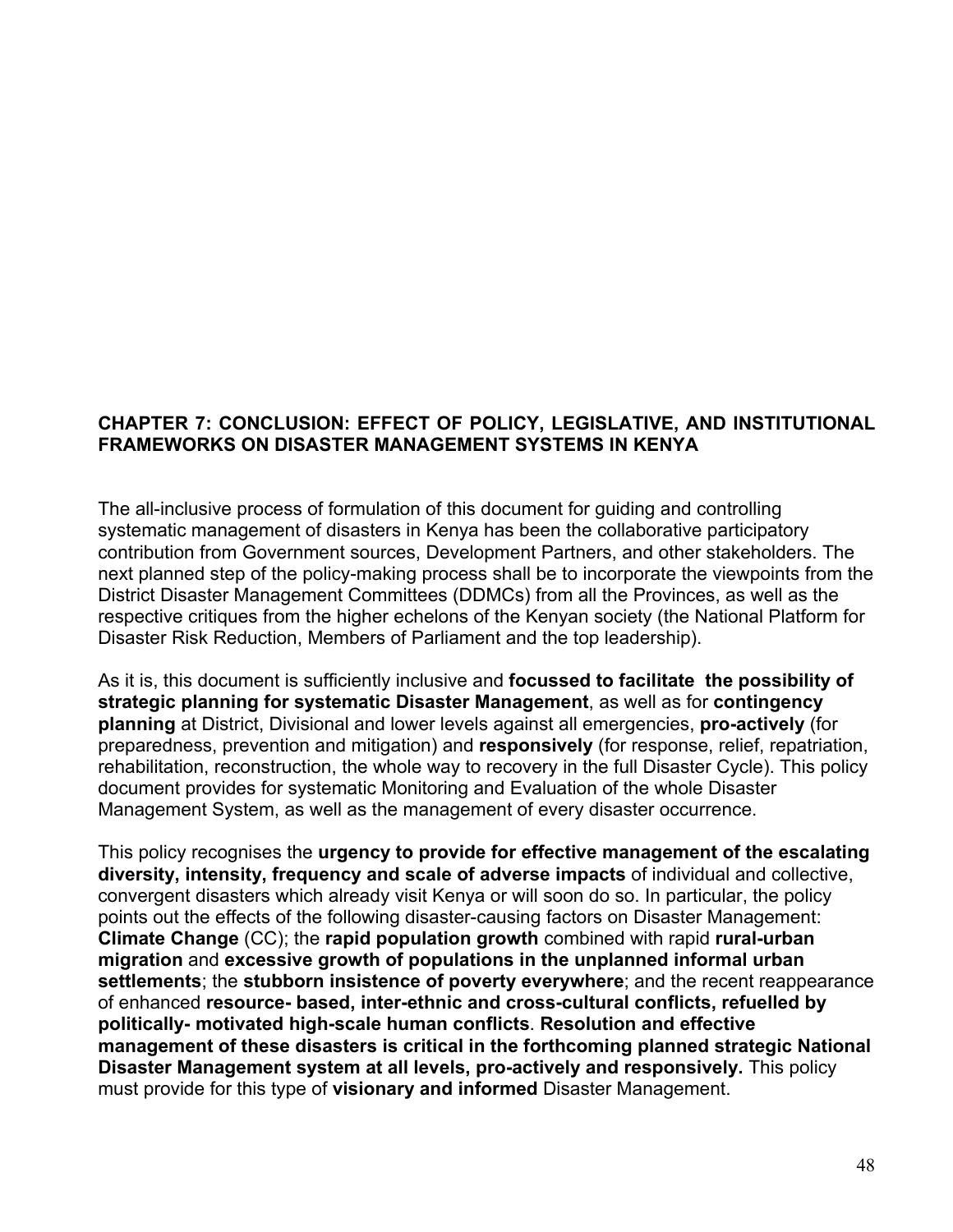## CHAPTER 7: CONCLUSION: EFFECT OF POLICY, LEGISLATIVE, AND INSTITUTIONAL FRAMEWORKS ON DISASTER MANAGEMENT SYSTEMS IN KENYA

The all-inclusive process of formulation of this document for guiding and controlling systematic management of disasters in Kenya has been the collaborative participatory contribution from Government sources, Development Partners, and other stakeholders. The next planned step of the policy-making process shall be to incorporate the viewpoints from the District Disaster Management Committees (DDMCs) from all the Provinces, as well as the respective critiques from the higher echelons of the Kenyan society (the National Platform for Disaster Risk Reduction, Members of Parliament and the top leadership).

As it is, this document is sufficiently inclusive and **focussed to facilitate the possibility of strategic planning for systematic Disaster Management**, as well as for **contingency planning** at District, Divisional and lower levels against all emergencies, **pro-actively** (for preparedness, prevention and mitigation) and **responsively** (for response, relief, repatriation, rehabilitation, reconstruction, the whole way to recovery in the full Disaster Cycle). This policy document provides for systematic Monitoring and Evaluation of the whole Disaster Management System, as well as the management of every disaster occurrence.

This policy recognises the **urgency to provide for effective management of the escalating diversity, intensity, frequency and scale of adverse impacts** of individual and collective, convergent disasters which already visit Kenya or will soon do so. In particular, the policy points out the effects of the following disaster-causing factors on Disaster Management: **Climate Change** (CC); the **rapid population growth** combined with rapid **rural-urban migration** and **excessive growth of populations in the unplanned informal urban settlements**; the **stubborn insistence of poverty everywhere**; and the recent reappearance of enhanced **resource- based, inter-ethnic and cross-cultural conflicts, refuelled by politically- motivated high-scale human conflicts**. **Resolution and effective management of these disasters is critical in the forthcoming planned strategic National Disaster Management system at all levels, pro-actively and responsively.** This policy must provide for this type of **visionary and informed** Disaster Management.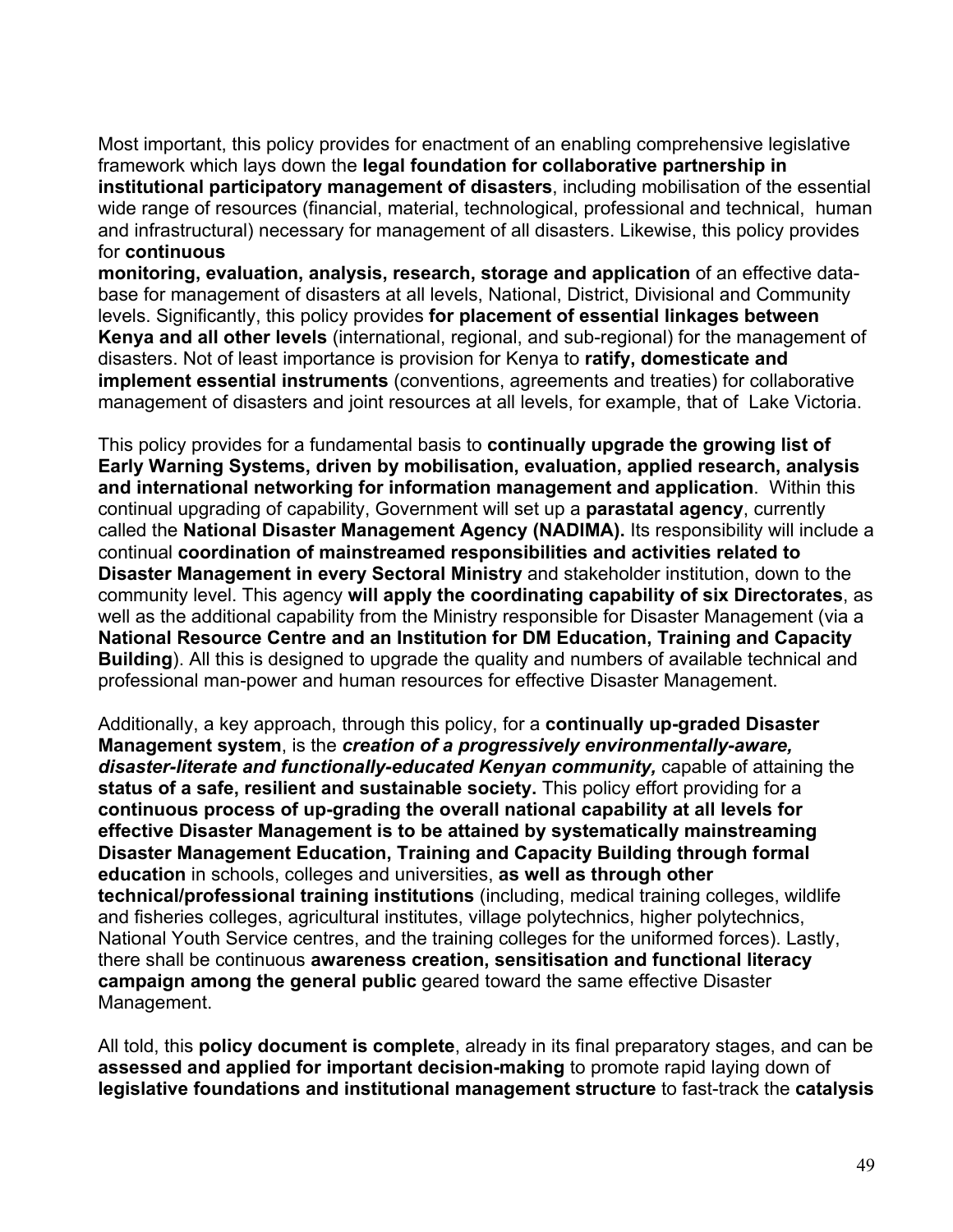Most important, this policy provides for enactment of an enabling comprehensive legislative framework which lays down the **legal foundation for collaborative partnership in institutional participatory management of disasters**, including mobilisation of the essential wide range of resources (financial, material, technological, professional and technical, human and infrastructural) necessary for management of all disasters. Likewise, this policy provides for **continuous monitoring, evaluation, analysis, research, storage and application** of an effective data-base for management of disasters at all levels, National, District, Divisional and Community levels. Significantly, this policy provides **for placement of essential linkages between Kenya and all other levels** (international, regional, and sub-regional) for the management of disasters. Not of least importance is provision for Kenya to **ratify, domesticate and implement essential instruments** (conventions, agreements and treaties) for collaborative management of disasters and joint resources at all levels, for example, that of Lake Victoria.

This policy provides for a fundamental basis to **continually upgrade the growing list of Early Warning Systems, driven by mobilisation, evaluation, applied research, analysis and international networking for information management and application**. Within this continual upgrading of capability, Government will set up a **parastatal agency**, currently called the **National Disaster Management Agency (NADIMA).** Its responsibility will include a continual **coordination of mainstreamed responsibilities and activities related to Disaster Management in every Sectoral Ministry** and stakeholder institution, down to the community level. This agency **will apply the coordinating capability of six Directorates**, as well as the additional capability from the Ministry responsible for Disaster Management (via a **National Resource Centre and an Institution for DM Education, Training and Capacity Building**). All this is designed to upgrade the quality and numbers of available technical and professional man-power and human resources for effective Disaster Management.

Additionally, a key approach, through this policy, for a **continually up-graded Disaster Management system**, is the ***creation of a progressively environmentally-aware, disaster-literate and functionally-educated Kenyan community,*** capable of attaining the **status of a safe, resilient and sustainable society.** This policy effort providing for a **continuous process of up-grading the overall national capability at all levels for effective Disaster Management is to be attained by systematically mainstreaming Disaster Management Education, Training and Capacity Building through formal education** in schools, colleges and universities, **as well as through other technical/professional training institutions** (including, medical training colleges, wildlife and fisheries colleges, agricultural institutes, village polytechnics, higher polytechnics, National Youth Service centres, and the training colleges for the uniformed forces). Lastly, there shall be continuous **awareness creation, sensitisation and functional literacy campaign among the general public** geared toward the same effective Disaster Management.

All told, this **policy document is complete**, already in its final preparatory stages, and can be **assessed and applied for important decision-making** to promote rapid laying down of **legislative foundations and institutional management structure** to fast-track the **catalysis**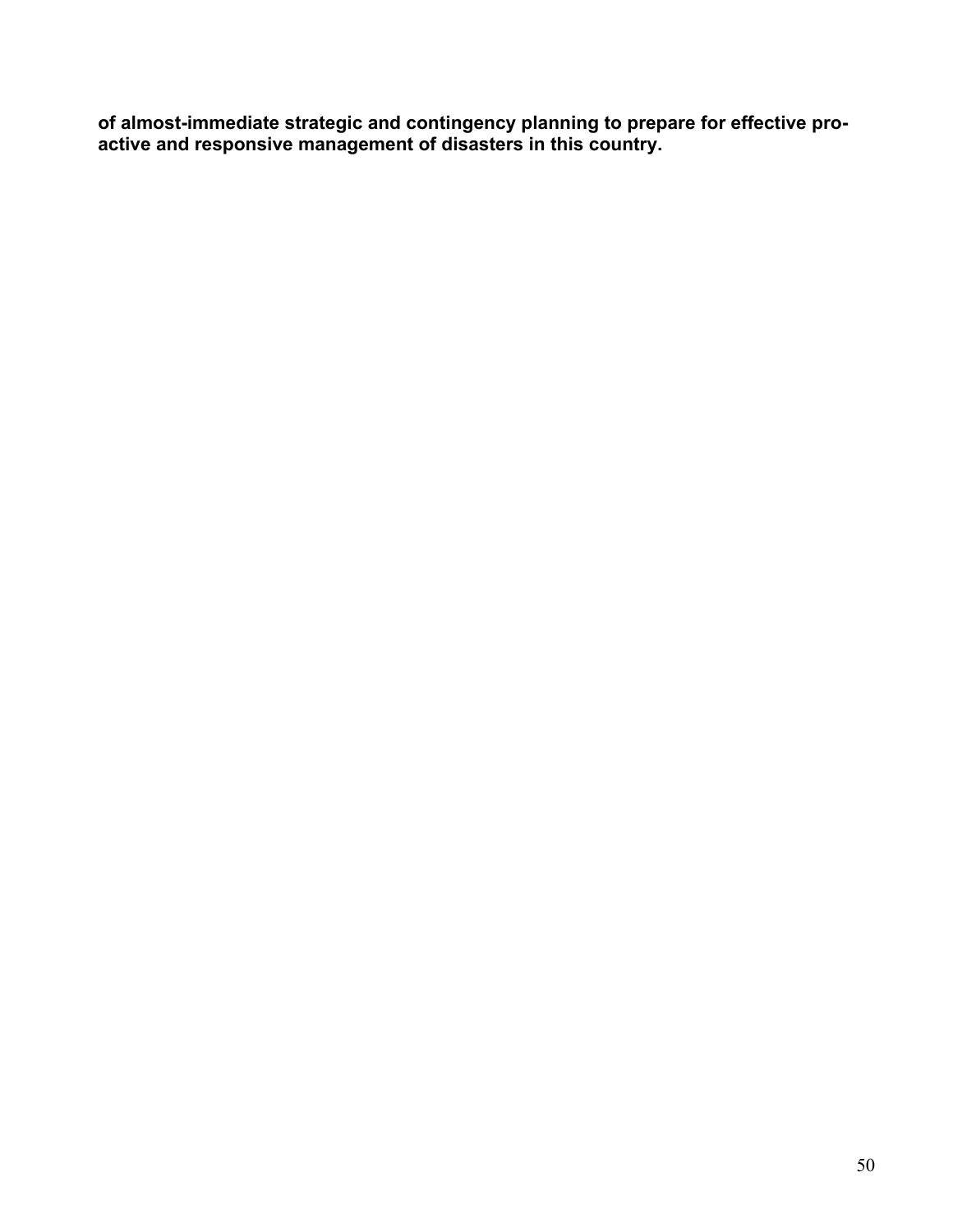**of almost-immediate strategic and contingency planning to prepare for effective pro-active and responsive management of disasters in this country.**